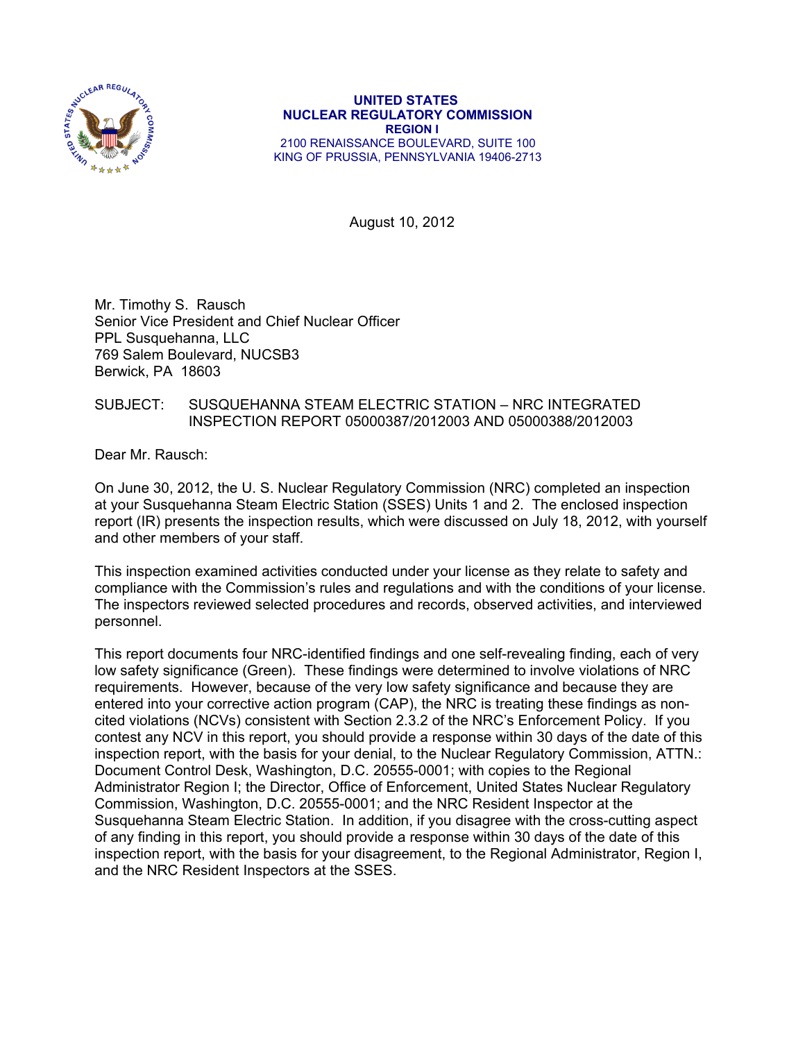**UNITED STATES**
**NUCLEAR REGULATORY COMMISSION**
**REGION I**
2100 RENAISSANCE BOULEVARD, SUITE 100
KING OF PRUSSIA, PENNSYLVANIA 19406-2713

August 10, 2012

Mr. Timothy S. Rausch
Senior Vice President and Chief Nuclear Officer
PPL Susquehanna, LLC
769 Salem Boulevard, NUCSB3
Berwick, PA 18603

SUBJECT: SUSQUEHANNA STEAM ELECTRIC STATION – NRC INTEGRATED INSPECTION REPORT 05000387/2012003 AND 05000388/2012003

Dear Mr. Rausch:

On June 30, 2012, the U. S. Nuclear Regulatory Commission (NRC) completed an inspection at your Susquehanna Steam Electric Station (SSES) Units 1 and 2. The enclosed inspection report (IR) presents the inspection results, which were discussed on July 18, 2012, with yourself and other members of your staff.

This inspection examined activities conducted under your license as they relate to safety and compliance with the Commission's rules and regulations and with the conditions of your license. The inspectors reviewed selected procedures and records, observed activities, and interviewed personnel.

This report documents four NRC-identified findings and one self-revealing finding, each of very low safety significance (Green). These findings were determined to involve violations of NRC requirements. However, because of the very low safety significance and because they are entered into your corrective action program (CAP), the NRC is treating these findings as non-cited violations (NCVs) consistent with Section 2.3.2 of the NRC's Enforcement Policy. If you contest any NCV in this report, you should provide a response within 30 days of the date of this inspection report, with the basis for your denial, to the Nuclear Regulatory Commission, ATTN.: Document Control Desk, Washington, D.C. 20555-0001; with copies to the Regional Administrator Region I; the Director, Office of Enforcement, United States Nuclear Regulatory Commission, Washington, D.C. 20555-0001; and the NRC Resident Inspector at the Susquehanna Steam Electric Station. In addition, if you disagree with the cross-cutting aspect of any finding in this report, you should provide a response within 30 days of the date of this inspection report, with the basis for your disagreement, to the Regional Administrator, Region I, and the NRC Resident Inspectors at the SSES.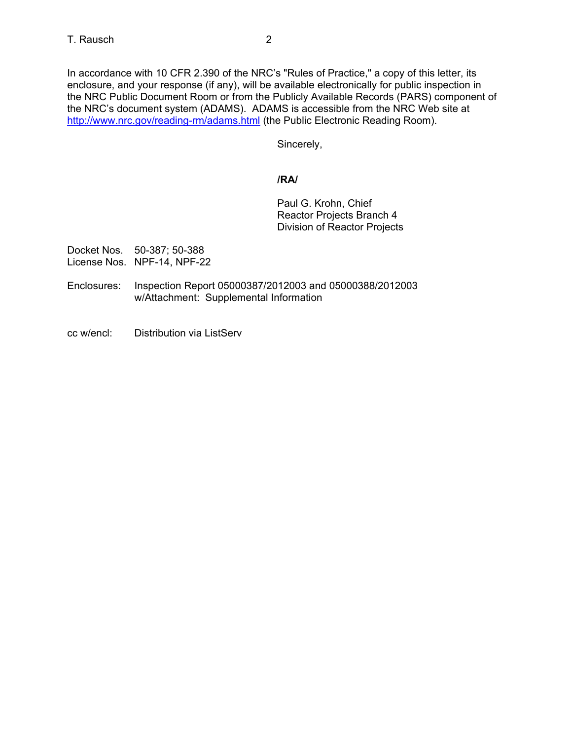In accordance with 10 CFR 2.390 of the NRC's "Rules of Practice," a copy of this letter, its enclosure, and your response (if any), will be available electronically for public inspection in the NRC Public Document Room or from the Publicly Available Records (PARS) component of the NRC's document system (ADAMS). ADAMS is accessible from the NRC Web site at http://www.nrc.gov/reading-rm/adams.html (the Public Electronic Reading Room).

Sincerely,

**/RA/**

Paul G. Krohn, Chief
Reactor Projects Branch 4
Division of Reactor Projects

Docket Nos. 50-387; 50-388
License Nos. NPF-14, NPF-22

Enclosures: Inspection Report 05000387/2012003 and 05000388/2012003
w/Attachment: Supplemental Information

cc w/encl: Distribution via ListServ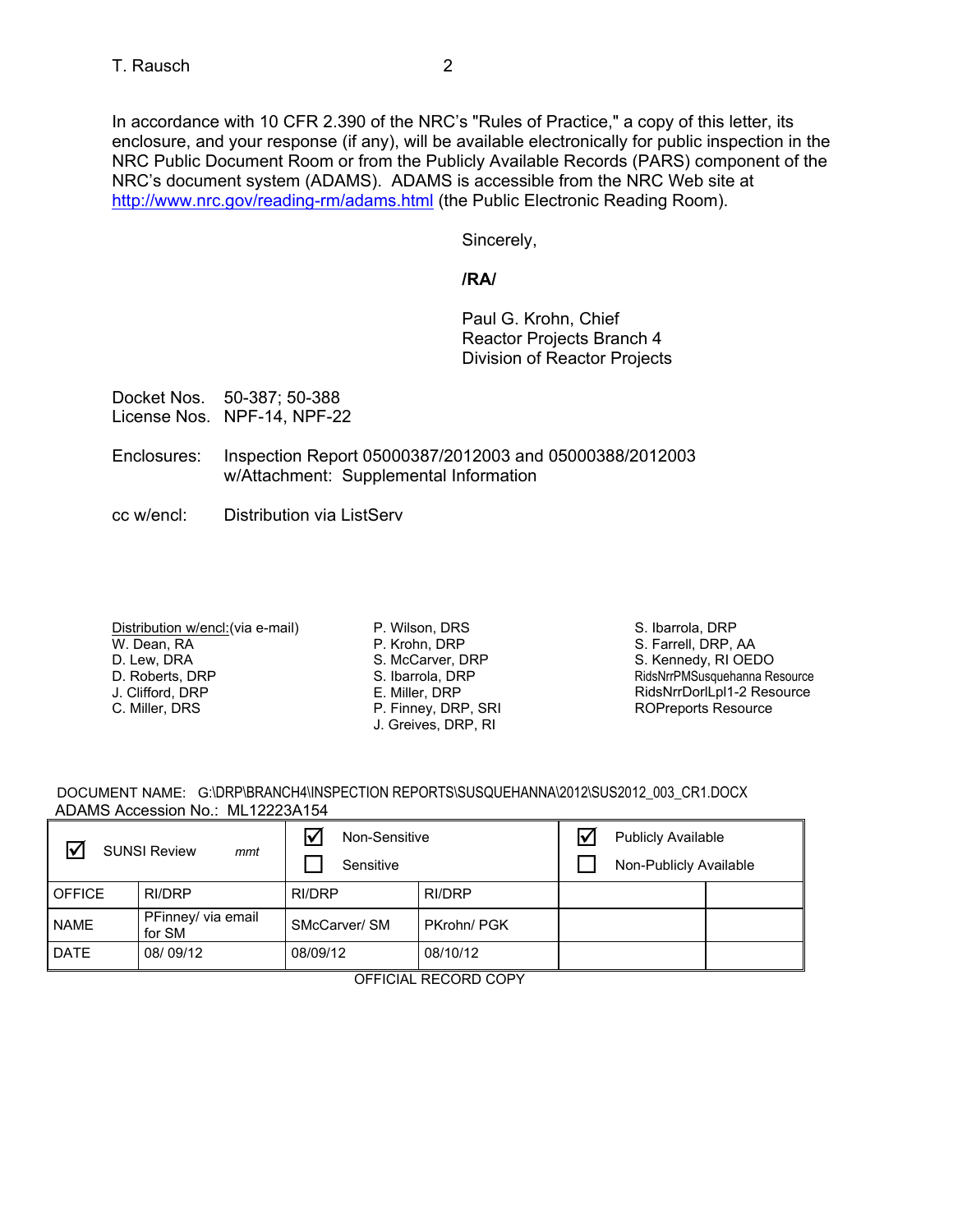In accordance with 10 CFR 2.390 of the NRC's "Rules of Practice," a copy of this letter, its enclosure, and your response (if any), will be available electronically for public inspection in the NRC Public Document Room or from the Publicly Available Records (PARS) component of the NRC's document system (ADAMS). ADAMS is accessible from the NRC Web site at http://www.nrc.gov/reading-rm/adams.html (the Public Electronic Reading Room).

Sincerely,

**/RA/**

Paul G. Krohn, Chief
Reactor Projects Branch 4
Division of Reactor Projects

Docket Nos. 50-387; 50-388
License Nos. NPF-14, NPF-22

Enclosures: Inspection Report 05000387/2012003 and 05000388/2012003 w/Attachment: Supplemental Information

cc w/encl: Distribution via ListServ

Distribution w/encl:(via e-mail)
W. Dean, RA
D. Lew, DRA
D. Roberts, DRP
J. Clifford, DRP
C. Miller, DRS
P. Wilson, DRS
P. Krohn, DRP
S. McCarver, DRP
S. Ibarrola, DRP
E. Miller, DRP
P. Finney, DRP, SRI
J. Greives, DRP, RI
S. Ibarrola, DRP
S. Farrell, DRP, AA
S. Kennedy, RI OEDO
RidsNrrPMSusquehanna Resource
RidsNrrDorlLpl1-2 Resource
ROPreports Resource

DOCUMENT NAME: G:\DRP\BRANCH4\INSPECTION REPORTS\SUSQUEHANNA\2012\SUS2012_003_CR1.DOCX
ADAMS Accession No.: ML12223A154

| ☑ SUNSI Review *mmt* | | ☑ Non-Sensitive ☐ Sensitive | | ☑ Publicly Available ☐ Non-Publicly Available | |
|---|---|---|---|---|---|
| OFFICE | RI/DRP | RI/DRP | RI/DRP | | |
| NAME | PFinney/ via email for SM | SMcCarver/ SM | PKrohn/ PGK | | |
| DATE | 08/ 09/12 | 08/09/12 | 08/10/12 | | |

OFFICIAL RECORD COPY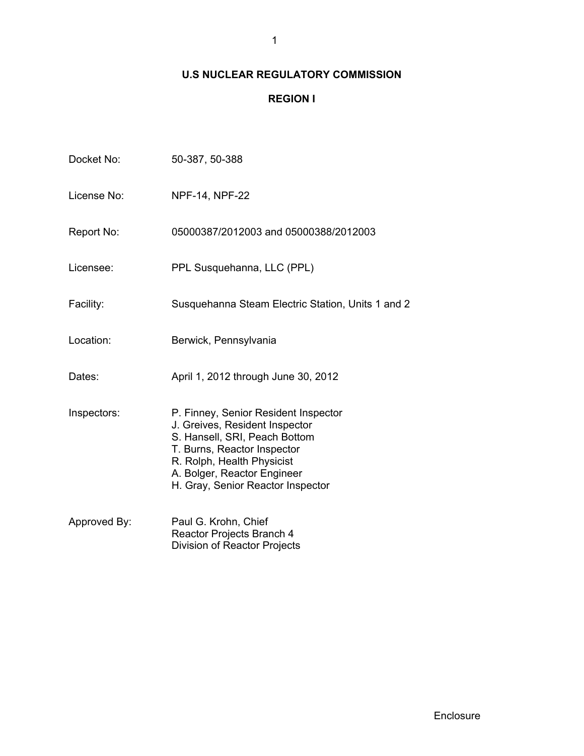# U.S NUCLEAR REGULATORY COMMISSION

## REGION I

| | |
|---|---|
| Docket No: | 50-387, 50-388 |
| License No: | NPF-14, NPF-22 |
| Report No: | 05000387/2012003 and 05000388/2012003 |
| Licensee: | PPL Susquehanna, LLC (PPL) |
| Facility: | Susquehanna Steam Electric Station, Units 1 and 2 |
| Location: | Berwick, Pennsylvania |
| Dates: | April 1, 2012 through June 30, 2012 |
| Inspectors: | P. Finney, Senior Resident Inspector<br>J. Greives, Resident Inspector<br>S. Hansell, SRI, Peach Bottom<br>T. Burns, Reactor Inspector<br>R. Rolph, Health Physicist<br>A. Bolger, Reactor Engineer<br>H. Gray, Senior Reactor Inspector |
| Approved By: | Paul G. Krohn, Chief<br>Reactor Projects Branch 4<br>Division of Reactor Projects |

Enclosure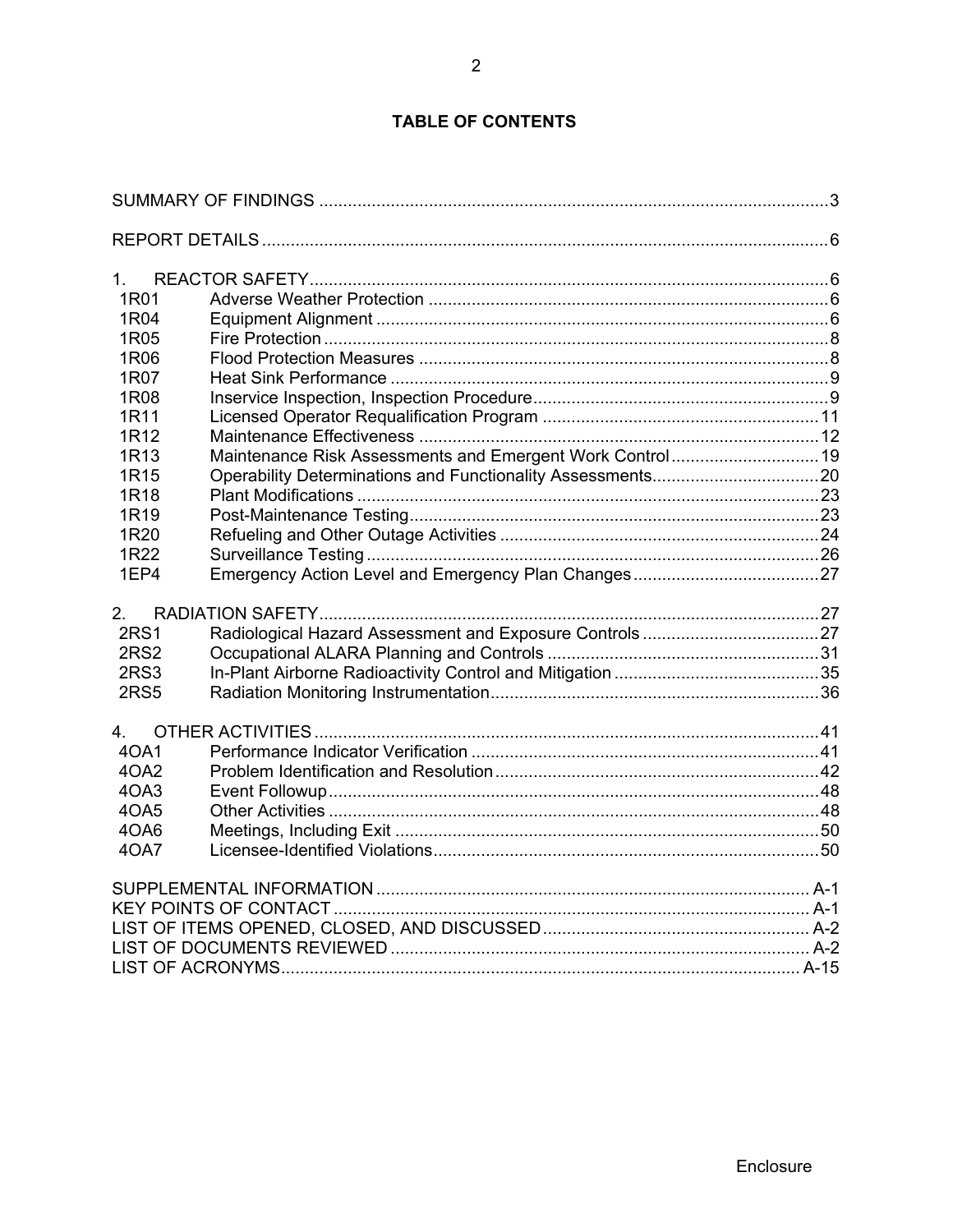# TABLE OF CONTENTS

| | | |
|---|---|---|
| SUMMARY OF FINDINGS | | 3 |
| REPORT DETAILS | | 6 |
| 1. | REACTOR SAFETY | 6 |
| 1R01 | Adverse Weather Protection | 6 |
| 1R04 | Equipment Alignment | 6 |
| 1R05 | Fire Protection | 8 |
| 1R06 | Flood Protection Measures | 8 |
| 1R07 | Heat Sink Performance | 9 |
| 1R08 | Inservice Inspection, Inspection Procedure | 9 |
| 1R11 | Licensed Operator Requalification Program | 11 |
| 1R12 | Maintenance Effectiveness | 12 |
| 1R13 | Maintenance Risk Assessments and Emergent Work Control | 19 |
| 1R15 | Operability Determinations and Functionality Assessments | 20 |
| 1R18 | Plant Modifications | 23 |
| 1R19 | Post-Maintenance Testing | 23 |
| 1R20 | Refueling and Other Outage Activities | 24 |
| 1R22 | Surveillance Testing | 26 |
| 1EP4 | Emergency Action Level and Emergency Plan Changes | 27 |
| 2. | RADIATION SAFETY | 27 |
| 2RS1 | Radiological Hazard Assessment and Exposure Controls | 27 |
| 2RS2 | Occupational ALARA Planning and Controls | 31 |
| 2RS3 | In-Plant Airborne Radioactivity Control and Mitigation | 35 |
| 2RS5 | Radiation Monitoring Instrumentation | 36 |
| 4. | OTHER ACTIVITIES | 41 |
| 4OA1 | Performance Indicator Verification | 41 |
| 4OA2 | Problem Identification and Resolution | 42 |
| 4OA3 | Event Followup | 48 |
| 4OA5 | Other Activities | 48 |
| 4OA6 | Meetings, Including Exit | 50 |
| 4OA7 | Licensee-Identified Violations | 50 |
| SUPPLEMENTAL INFORMATION | | A-1 |
| KEY POINTS OF CONTACT | | A-1 |
| LIST OF ITEMS OPENED, CLOSED, AND DISCUSSED | | A-2 |
| LIST OF DOCUMENTS REVIEWED | | A-2 |
| LIST OF ACRONYMS | | A-15 |

Enclosure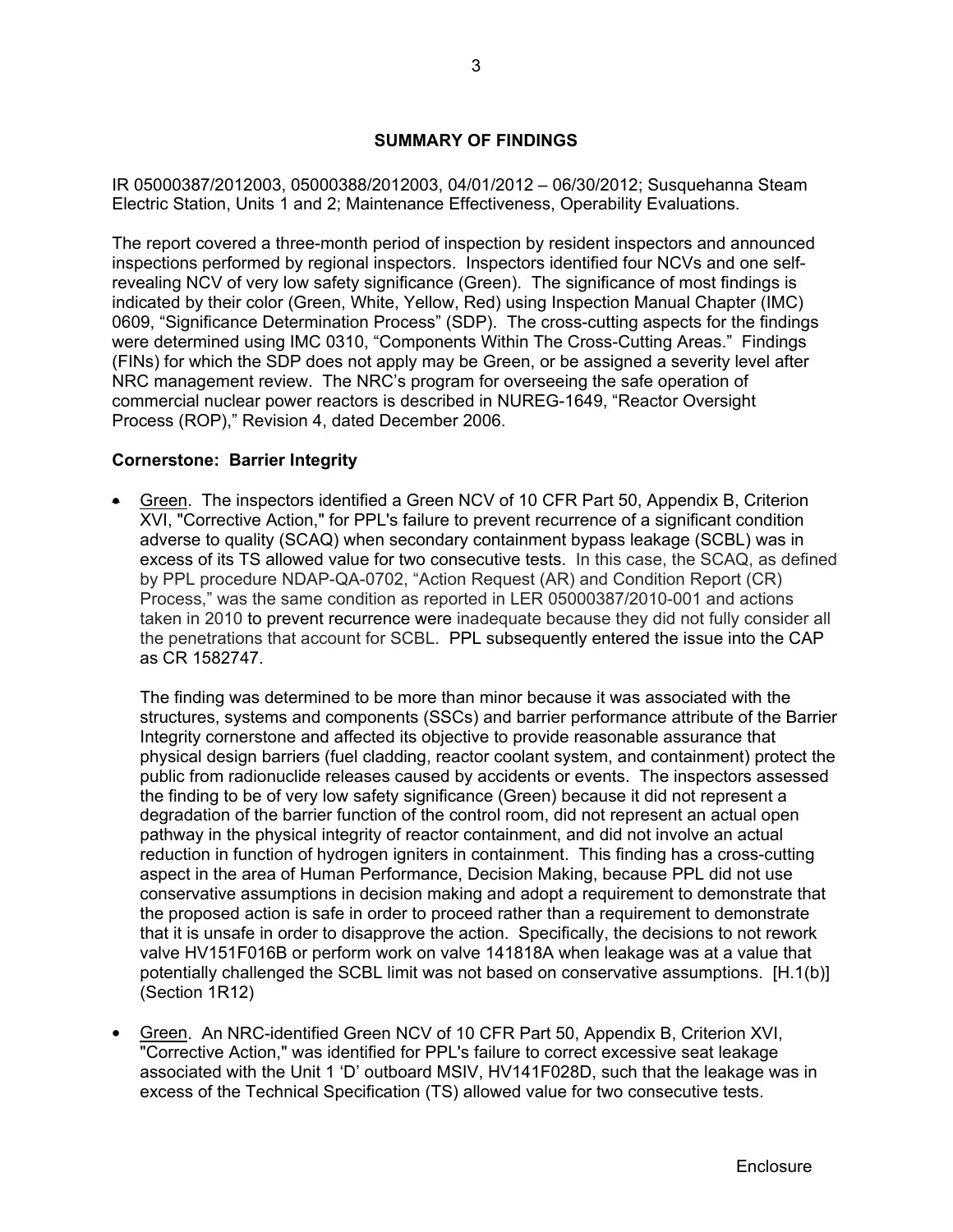## SUMMARY OF FINDINGS

IR 05000387/2012003, 05000388/2012003, 04/01/2012 – 06/30/2012; Susquehanna Steam Electric Station, Units 1 and 2; Maintenance Effectiveness, Operability Evaluations.

The report covered a three-month period of inspection by resident inspectors and announced inspections performed by regional inspectors. Inspectors identified four NCVs and one self-revealing NCV of very low safety significance (Green). The significance of most findings is indicated by their color (Green, White, Yellow, Red) using Inspection Manual Chapter (IMC) 0609, "Significance Determination Process" (SDP). The cross-cutting aspects for the findings were determined using IMC 0310, "Components Within The Cross-Cutting Areas." Findings (FINs) for which the SDP does not apply may be Green, or be assigned a severity level after NRC management review. The NRC's program for overseeing the safe operation of commercial nuclear power reactors is described in NUREG-1649, "Reactor Oversight Process (ROP)," Revision 4, dated December 2006.

**Cornerstone: Barrier Integrity**

- Green. The inspectors identified a Green NCV of 10 CFR Part 50, Appendix B, Criterion XVI, "Corrective Action," for PPL's failure to prevent recurrence of a significant condition adverse to quality (SCAQ) when secondary containment bypass leakage (SCBL) was in excess of its TS allowed value for two consecutive tests. In this case, the SCAQ, as defined by PPL procedure NDAP-QA-0702, "Action Request (AR) and Condition Report (CR) Process," was the same condition as reported in LER 05000387/2010-001 and actions taken in 2010 to prevent recurrence were inadequate because they did not fully consider all the penetrations that account for SCBL. PPL subsequently entered the issue into the CAP as CR 1582747.

  The finding was determined to be more than minor because it was associated with the structures, systems and components (SSCs) and barrier performance attribute of the Barrier Integrity cornerstone and affected its objective to provide reasonable assurance that physical design barriers (fuel cladding, reactor coolant system, and containment) protect the public from radionuclide releases caused by accidents or events. The inspectors assessed the finding to be of very low safety significance (Green) because it did not represent a degradation of the barrier function of the control room, did not represent an actual open pathway in the physical integrity of reactor containment, and did not involve an actual reduction in function of hydrogen igniters in containment. This finding has a cross-cutting aspect in the area of Human Performance, Decision Making, because PPL did not use conservative assumptions in decision making and adopt a requirement to demonstrate that the proposed action is safe in order to proceed rather than a requirement to demonstrate that it is unsafe in order to disapprove the action. Specifically, the decisions to not rework valve HV151F016B or perform work on valve 141818A when leakage was at a value that potentially challenged the SCBL limit was not based on conservative assumptions. [H.1(b)] (Section 1R12)

- Green. An NRC-identified Green NCV of 10 CFR Part 50, Appendix B, Criterion XVI, "Corrective Action," was identified for PPL's failure to correct excessive seat leakage associated with the Unit 1 'D' outboard MSIV, HV141F028D, such that the leakage was in excess of the Technical Specification (TS) allowed value for two consecutive tests.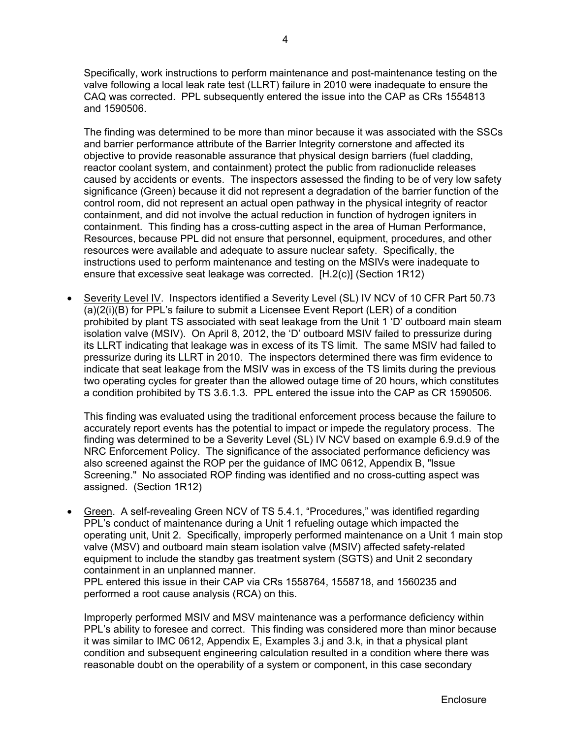Specifically, work instructions to perform maintenance and post-maintenance testing on the valve following a local leak rate test (LLRT) failure in 2010 were inadequate to ensure the CAQ was corrected. PPL subsequently entered the issue into the CAP as CRs 1554813 and 1590506.

The finding was determined to be more than minor because it was associated with the SSCs and barrier performance attribute of the Barrier Integrity cornerstone and affected its objective to provide reasonable assurance that physical design barriers (fuel cladding, reactor coolant system, and containment) protect the public from radionuclide releases caused by accidents or events. The inspectors assessed the finding to be of very low safety significance (Green) because it did not represent a degradation of the barrier function of the control room, did not represent an actual open pathway in the physical integrity of reactor containment, and did not involve the actual reduction in function of hydrogen igniters in containment. This finding has a cross-cutting aspect in the area of Human Performance, Resources, because PPL did not ensure that personnel, equipment, procedures, and other resources were available and adequate to assure nuclear safety. Specifically, the instructions used to perform maintenance and testing on the MSIVs were inadequate to ensure that excessive seat leakage was corrected. [H.2(c)] (Section 1R12)

- Severity Level IV. Inspectors identified a Severity Level (SL) IV NCV of 10 CFR Part 50.73 (a)(2(i)(B) for PPL's failure to submit a Licensee Event Report (LER) of a condition prohibited by plant TS associated with seat leakage from the Unit 1 'D' outboard main steam isolation valve (MSIV). On April 8, 2012, the 'D' outboard MSIV failed to pressurize during its LLRT indicating that leakage was in excess of its TS limit. The same MSIV had failed to pressurize during its LLRT in 2010. The inspectors determined there was firm evidence to indicate that seat leakage from the MSIV was in excess of the TS limits during the previous two operating cycles for greater than the allowed outage time of 20 hours, which constitutes a condition prohibited by TS 3.6.1.3. PPL entered the issue into the CAP as CR 1590506.

  This finding was evaluated using the traditional enforcement process because the failure to accurately report events has the potential to impact or impede the regulatory process. The finding was determined to be a Severity Level (SL) IV NCV based on example 6.9.d.9 of the NRC Enforcement Policy. The significance of the associated performance deficiency was also screened against the ROP per the guidance of IMC 0612, Appendix B, "Issue Screening." No associated ROP finding was identified and no cross-cutting aspect was assigned. (Section 1R12)

- Green. A self-revealing Green NCV of TS 5.4.1, "Procedures," was identified regarding PPL's conduct of maintenance during a Unit 1 refueling outage which impacted the operating unit, Unit 2. Specifically, improperly performed maintenance on a Unit 1 main stop valve (MSV) and outboard main steam isolation valve (MSIV) affected safety-related equipment to include the standby gas treatment system (SGTS) and Unit 2 secondary containment in an unplanned manner.
  PPL entered this issue in their CAP via CRs 1558764, 1558718, and 1560235 and performed a root cause analysis (RCA) on this.

  Improperly performed MSIV and MSV maintenance was a performance deficiency within PPL's ability to foresee and correct. This finding was considered more than minor because it was similar to IMC 0612, Appendix E, Examples 3.j and 3.k, in that a physical plant condition and subsequent engineering calculation resulted in a condition where there was reasonable doubt on the operability of a system or component, in this case secondary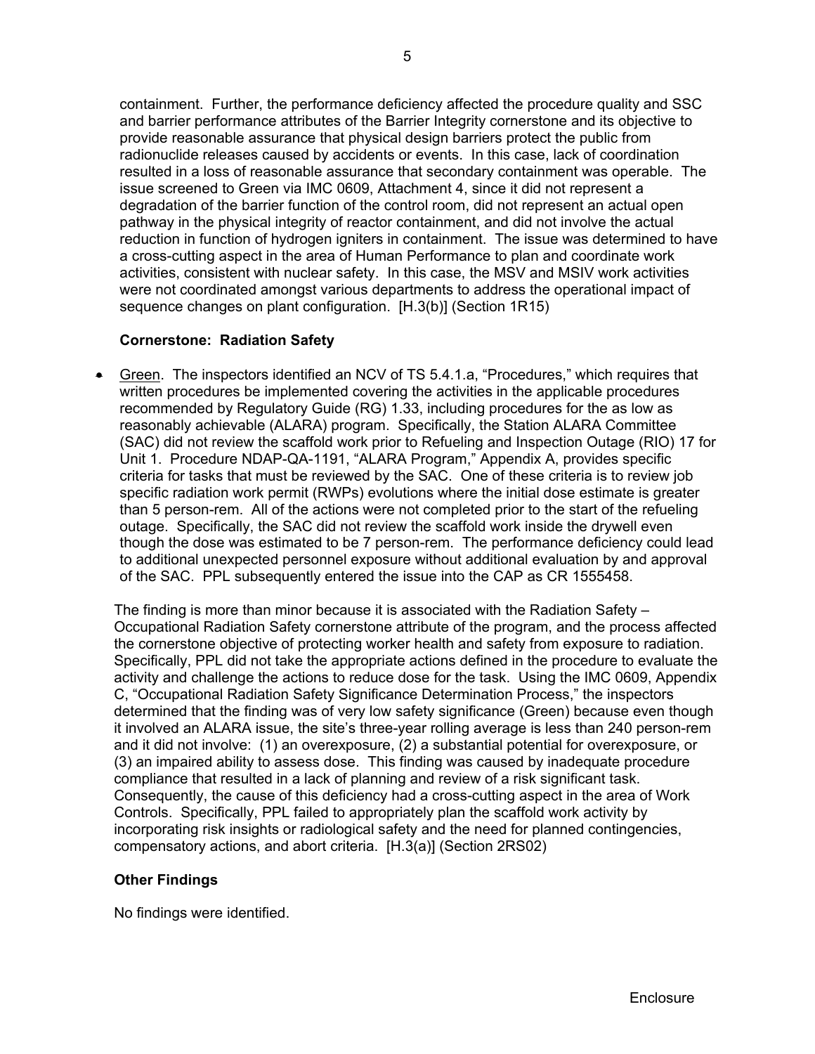containment. Further, the performance deficiency affected the procedure quality and SSC and barrier performance attributes of the Barrier Integrity cornerstone and its objective to provide reasonable assurance that physical design barriers protect the public from radionuclide releases caused by accidents or events. In this case, lack of coordination resulted in a loss of reasonable assurance that secondary containment was operable. The issue screened to Green via IMC 0609, Attachment 4, since it did not represent a degradation of the barrier function of the control room, did not represent an actual open pathway in the physical integrity of reactor containment, and did not involve the actual reduction in function of hydrogen igniters in containment. The issue was determined to have a cross-cutting aspect in the area of Human Performance to plan and coordinate work activities, consistent with nuclear safety. In this case, the MSV and MSIV work activities were not coordinated amongst various departments to address the operational impact of sequence changes on plant configuration. [H.3(b)] (Section 1R15)

**Cornerstone: Radiation Safety**

- Green. The inspectors identified an NCV of TS 5.4.1.a, "Procedures," which requires that written procedures be implemented covering the activities in the applicable procedures recommended by Regulatory Guide (RG) 1.33, including procedures for the as low as reasonably achievable (ALARA) program. Specifically, the Station ALARA Committee (SAC) did not review the scaffold work prior to Refueling and Inspection Outage (RIO) 17 for Unit 1. Procedure NDAP-QA-1191, "ALARA Program," Appendix A, provides specific criteria for tasks that must be reviewed by the SAC. One of these criteria is to review job specific radiation work permit (RWPs) evolutions where the initial dose estimate is greater than 5 person-rem. All of the actions were not completed prior to the start of the refueling outage. Specifically, the SAC did not review the scaffold work inside the drywell even though the dose was estimated to be 7 person-rem. The performance deficiency could lead to additional unexpected personnel exposure without additional evaluation by and approval of the SAC. PPL subsequently entered the issue into the CAP as CR 1555458.

The finding is more than minor because it is associated with the Radiation Safety – Occupational Radiation Safety cornerstone attribute of the program, and the process affected the cornerstone objective of protecting worker health and safety from exposure to radiation. Specifically, PPL did not take the appropriate actions defined in the procedure to evaluate the activity and challenge the actions to reduce dose for the task. Using the IMC 0609, Appendix C, "Occupational Radiation Safety Significance Determination Process," the inspectors determined that the finding was of very low safety significance (Green) because even though it involved an ALARA issue, the site's three-year rolling average is less than 240 person-rem and it did not involve: (1) an overexposure, (2) a substantial potential for overexposure, or (3) an impaired ability to assess dose. This finding was caused by inadequate procedure compliance that resulted in a lack of planning and review of a risk significant task. Consequently, the cause of this deficiency had a cross-cutting aspect in the area of Work Controls. Specifically, PPL failed to appropriately plan the scaffold work activity by incorporating risk insights or radiological safety and the need for planned contingencies, compensatory actions, and abort criteria. [H.3(a)] (Section 2RS02)

**Other Findings**

No findings were identified.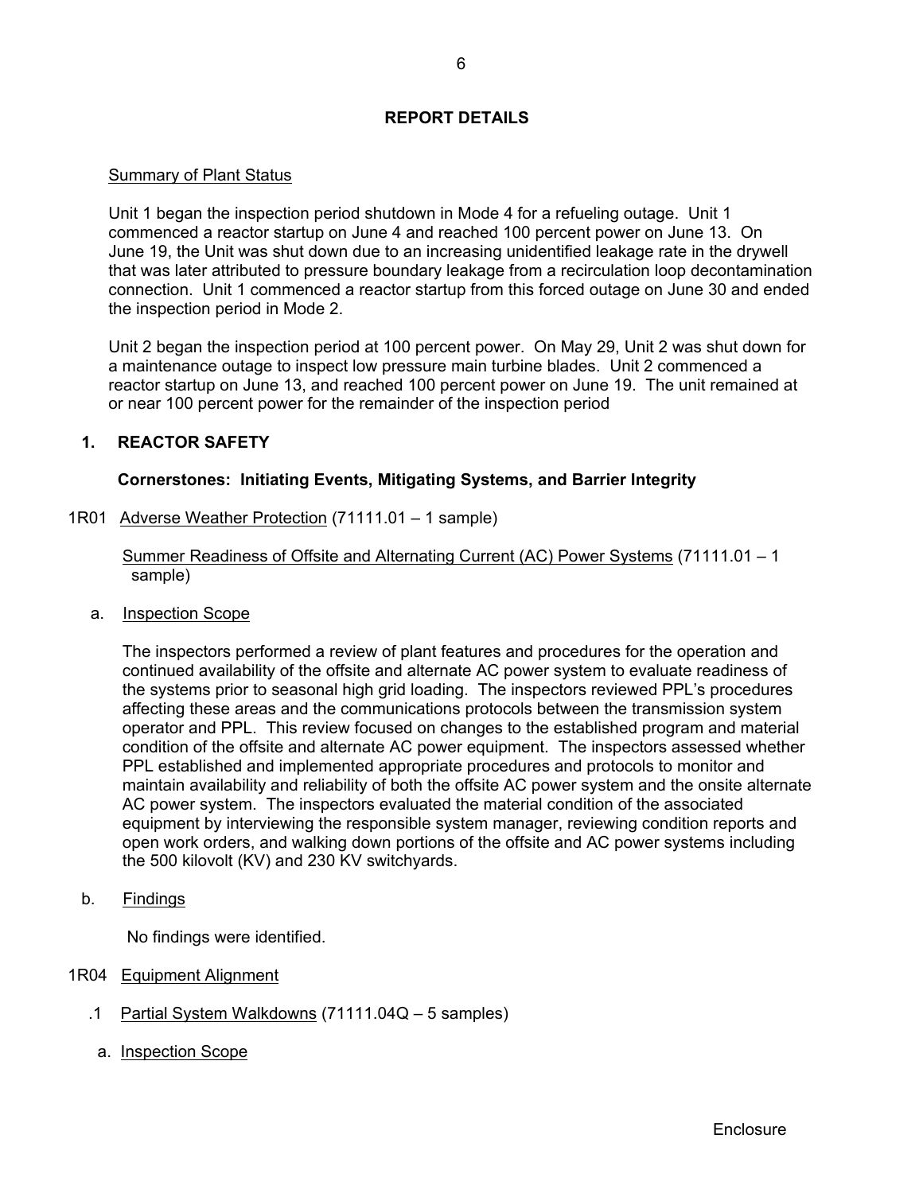## REPORT DETAILS

Summary of Plant Status

Unit 1 began the inspection period shutdown in Mode 4 for a refueling outage. Unit 1 commenced a reactor startup on June 4 and reached 100 percent power on June 13. On June 19, the Unit was shut down due to an increasing unidentified leakage rate in the drywell that was later attributed to pressure boundary leakage from a recirculation loop decontamination connection. Unit 1 commenced a reactor startup from this forced outage on June 30 and ended the inspection period in Mode 2.

Unit 2 began the inspection period at 100 percent power. On May 29, Unit 2 was shut down for a maintenance outage to inspect low pressure main turbine blades. Unit 2 commenced a reactor startup on June 13, and reached 100 percent power on June 19. The unit remained at or near 100 percent power for the remainder of the inspection period

### 1. REACTOR SAFETY

**Cornerstones: Initiating Events, Mitigating Systems, and Barrier Integrity**

1R01 Adverse Weather Protection (71111.01 – 1 sample)

Summer Readiness of Offsite and Alternating Current (AC) Power Systems (71111.01 – 1 sample)

a. Inspection Scope

The inspectors performed a review of plant features and procedures for the operation and continued availability of the offsite and alternate AC power system to evaluate readiness of the systems prior to seasonal high grid loading. The inspectors reviewed PPL's procedures affecting these areas and the communications protocols between the transmission system operator and PPL. This review focused on changes to the established program and material condition of the offsite and alternate AC power equipment. The inspectors assessed whether PPL established and implemented appropriate procedures and protocols to monitor and maintain availability and reliability of both the offsite AC power system and the onsite alternate AC power system. The inspectors evaluated the material condition of the associated equipment by interviewing the responsible system manager, reviewing condition reports and open work orders, and walking down portions of the offsite and AC power systems including the 500 kilovolt (KV) and 230 KV switchyards.

b. Findings

No findings were identified.

1R04 Equipment Alignment

.1 Partial System Walkdowns (71111.04Q – 5 samples)

a. Inspection Scope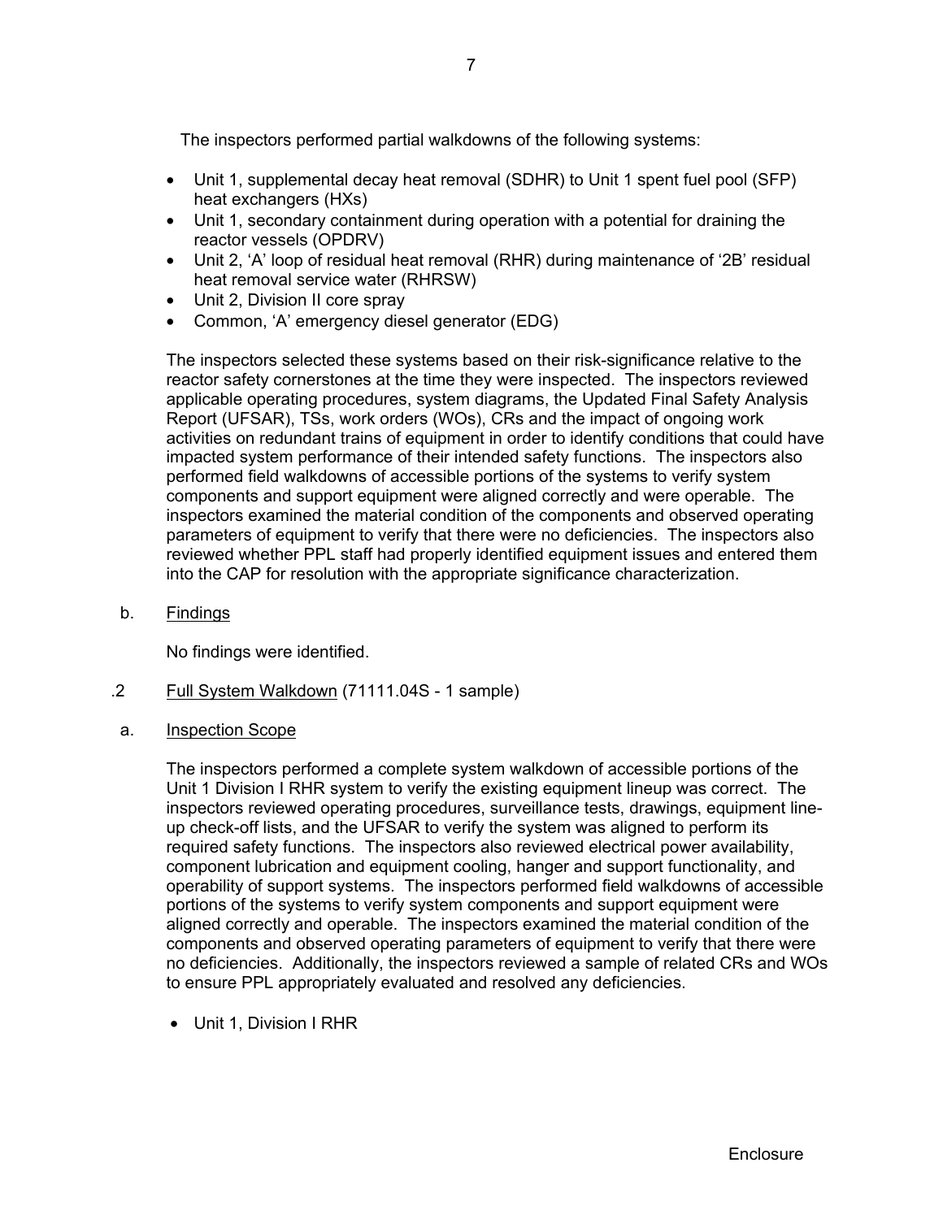The inspectors performed partial walkdowns of the following systems:

- Unit 1, supplemental decay heat removal (SDHR) to Unit 1 spent fuel pool (SFP) heat exchangers (HXs)
- Unit 1, secondary containment during operation with a potential for draining the reactor vessels (OPDRV)
- Unit 2, 'A' loop of residual heat removal (RHR) during maintenance of '2B' residual heat removal service water (RHRSW)
- Unit 2, Division II core spray
- Common, 'A' emergency diesel generator (EDG)

The inspectors selected these systems based on their risk-significance relative to the reactor safety cornerstones at the time they were inspected. The inspectors reviewed applicable operating procedures, system diagrams, the Updated Final Safety Analysis Report (UFSAR), TSs, work orders (WOs), CRs and the impact of ongoing work activities on redundant trains of equipment in order to identify conditions that could have impacted system performance of their intended safety functions. The inspectors also performed field walkdowns of accessible portions of the systems to verify system components and support equipment were aligned correctly and were operable. The inspectors examined the material condition of the components and observed operating parameters of equipment to verify that there were no deficiencies. The inspectors also reviewed whether PPL staff had properly identified equipment issues and entered them into the CAP for resolution with the appropriate significance characterization.

b. Findings

No findings were identified.

.2 Full System Walkdown (71111.04S - 1 sample)

a. Inspection Scope

The inspectors performed a complete system walkdown of accessible portions of the Unit 1 Division I RHR system to verify the existing equipment lineup was correct. The inspectors reviewed operating procedures, surveillance tests, drawings, equipment line-up check-off lists, and the UFSAR to verify the system was aligned to perform its required safety functions. The inspectors also reviewed electrical power availability, component lubrication and equipment cooling, hanger and support functionality, and operability of support systems. The inspectors performed field walkdowns of accessible portions of the systems to verify system components and support equipment were aligned correctly and operable. The inspectors examined the material condition of the components and observed operating parameters of equipment to verify that there were no deficiencies. Additionally, the inspectors reviewed a sample of related CRs and WOs to ensure PPL appropriately evaluated and resolved any deficiencies.

- Unit 1, Division I RHR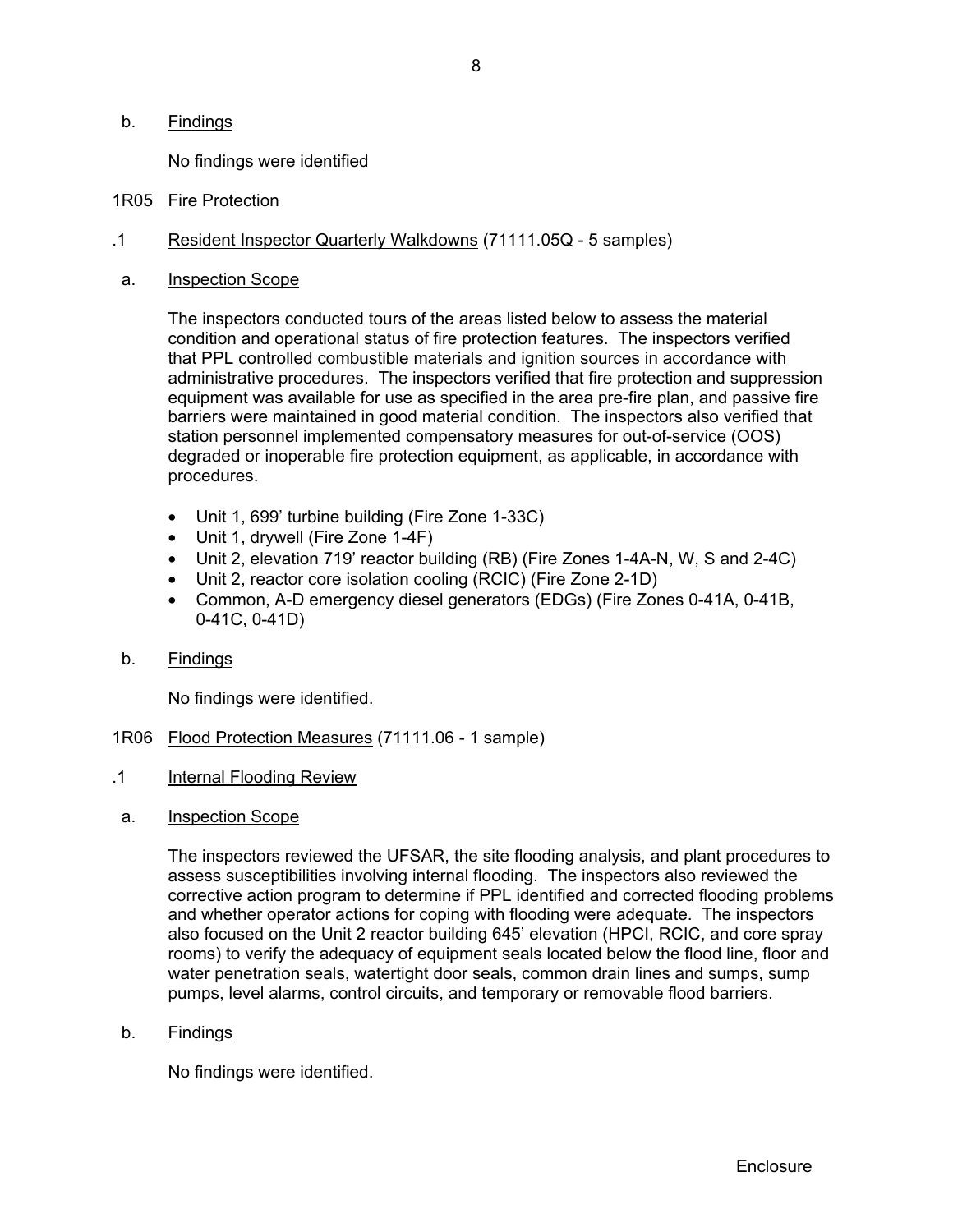b. Findings

No findings were identified

1R05 Fire Protection

.1 Resident Inspector Quarterly Walkdowns (71111.05Q - 5 samples)

a. Inspection Scope

The inspectors conducted tours of the areas listed below to assess the material condition and operational status of fire protection features. The inspectors verified that PPL controlled combustible materials and ignition sources in accordance with administrative procedures. The inspectors verified that fire protection and suppression equipment was available for use as specified in the area pre-fire plan, and passive fire barriers were maintained in good material condition. The inspectors also verified that station personnel implemented compensatory measures for out-of-service (OOS) degraded or inoperable fire protection equipment, as applicable, in accordance with procedures.

- Unit 1, 699' turbine building (Fire Zone 1-33C)
- Unit 1, drywell (Fire Zone 1-4F)
- Unit 2, elevation 719' reactor building (RB) (Fire Zones 1-4A-N, W, S and 2-4C)
- Unit 2, reactor core isolation cooling (RCIC) (Fire Zone 2-1D)
- Common, A-D emergency diesel generators (EDGs) (Fire Zones 0-41A, 0-41B, 0-41C, 0-41D)

b. Findings

No findings were identified.

1R06 Flood Protection Measures (71111.06 - 1 sample)

.1 Internal Flooding Review

a. Inspection Scope

The inspectors reviewed the UFSAR, the site flooding analysis, and plant procedures to assess susceptibilities involving internal flooding. The inspectors also reviewed the corrective action program to determine if PPL identified and corrected flooding problems and whether operator actions for coping with flooding were adequate. The inspectors also focused on the Unit 2 reactor building 645' elevation (HPCI, RCIC, and core spray rooms) to verify the adequacy of equipment seals located below the flood line, floor and water penetration seals, watertight door seals, common drain lines and sumps, sump pumps, level alarms, control circuits, and temporary or removable flood barriers.

b. Findings

No findings were identified.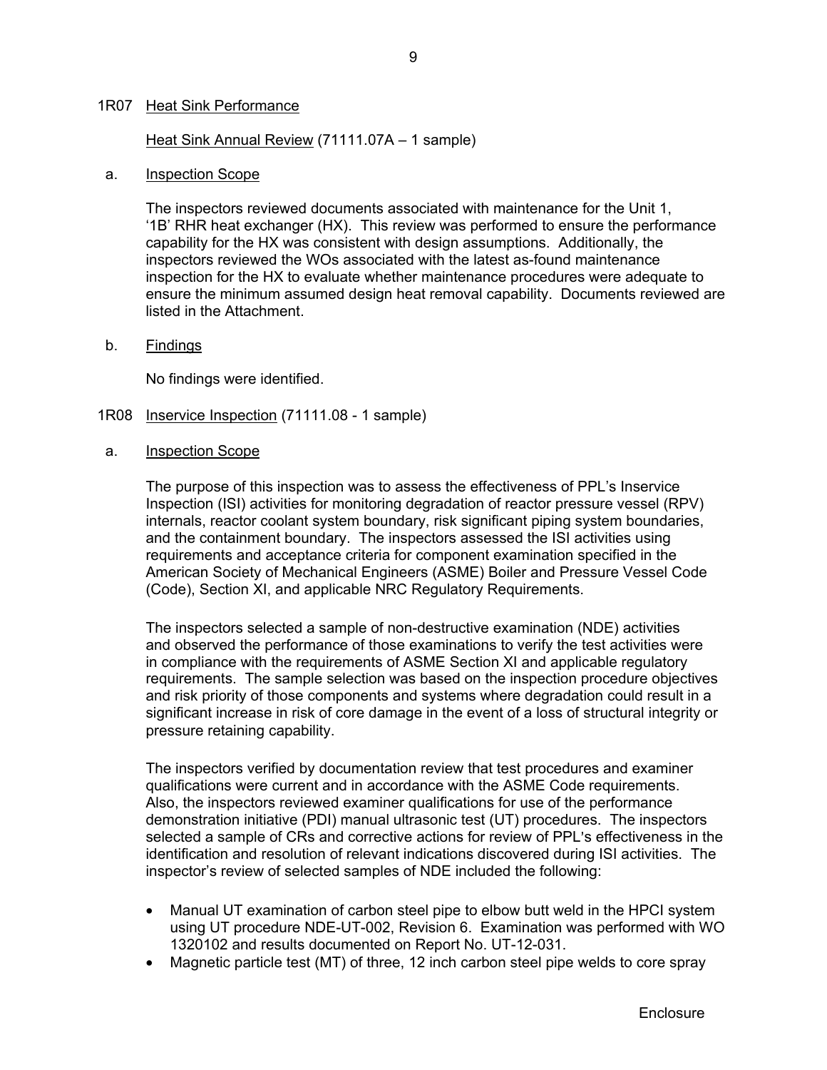1R07 Heat Sink Performance

Heat Sink Annual Review (71111.07A – 1 sample)

a. Inspection Scope

The inspectors reviewed documents associated with maintenance for the Unit 1, '1B' RHR heat exchanger (HX). This review was performed to ensure the performance capability for the HX was consistent with design assumptions. Additionally, the inspectors reviewed the WOs associated with the latest as-found maintenance inspection for the HX to evaluate whether maintenance procedures were adequate to ensure the minimum assumed design heat removal capability. Documents reviewed are listed in the Attachment.

b. Findings

No findings were identified.

1R08 Inservice Inspection (71111.08 - 1 sample)

a. Inspection Scope

The purpose of this inspection was to assess the effectiveness of PPL's Inservice Inspection (ISI) activities for monitoring degradation of reactor pressure vessel (RPV) internals, reactor coolant system boundary, risk significant piping system boundaries, and the containment boundary. The inspectors assessed the ISI activities using requirements and acceptance criteria for component examination specified in the American Society of Mechanical Engineers (ASME) Boiler and Pressure Vessel Code (Code), Section XI, and applicable NRC Regulatory Requirements.

The inspectors selected a sample of non-destructive examination (NDE) activities and observed the performance of those examinations to verify the test activities were in compliance with the requirements of ASME Section XI and applicable regulatory requirements. The sample selection was based on the inspection procedure objectives and risk priority of those components and systems where degradation could result in a significant increase in risk of core damage in the event of a loss of structural integrity or pressure retaining capability.

The inspectors verified by documentation review that test procedures and examiner qualifications were current and in accordance with the ASME Code requirements. Also, the inspectors reviewed examiner qualifications for use of the performance demonstration initiative (PDI) manual ultrasonic test (UT) procedures. The inspectors selected a sample of CRs and corrective actions for review of PPL's effectiveness in the identification and resolution of relevant indications discovered during ISI activities. The inspector's review of selected samples of NDE included the following:

- Manual UT examination of carbon steel pipe to elbow butt weld in the HPCI system using UT procedure NDE-UT-002, Revision 6. Examination was performed with WO 1320102 and results documented on Report No. UT-12-031.
- Magnetic particle test (MT) of three, 12 inch carbon steel pipe welds to core spray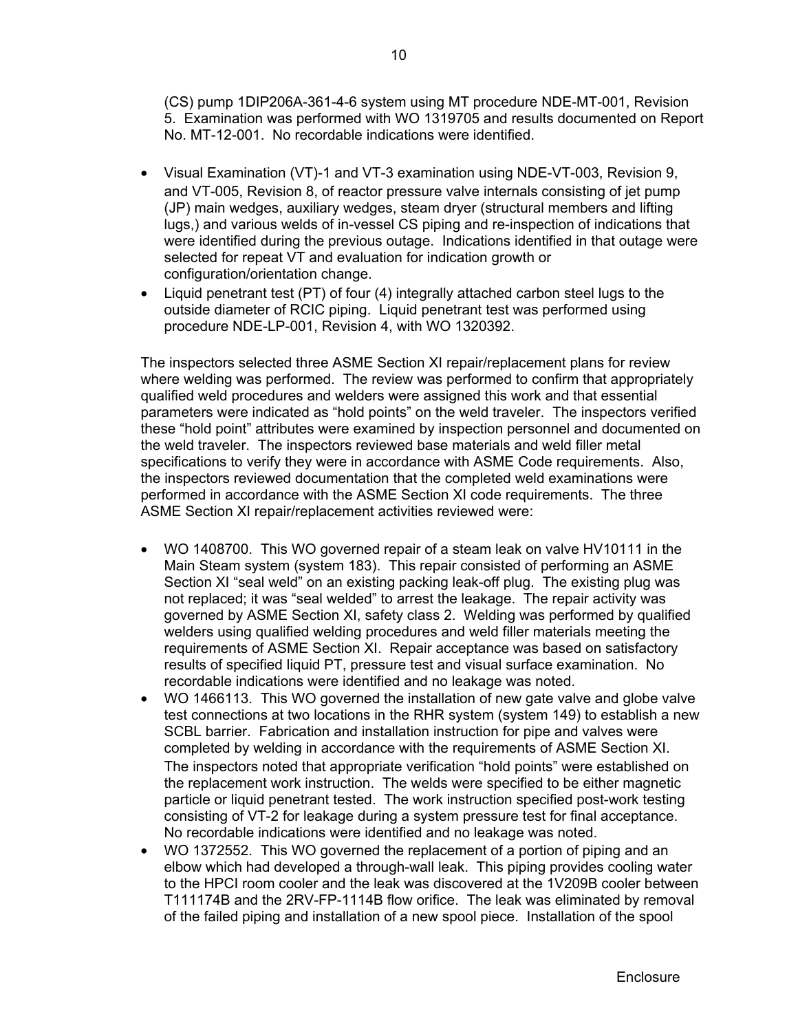(CS) pump 1DIP206A-361-4-6 system using MT procedure NDE-MT-001, Revision 5. Examination was performed with WO 1319705 and results documented on Report No. MT-12-001. No recordable indications were identified.

- Visual Examination (VT)-1 and VT-3 examination using NDE-VT-003, Revision 9, and VT-005, Revision 8, of reactor pressure valve internals consisting of jet pump (JP) main wedges, auxiliary wedges, steam dryer (structural members and lifting lugs,) and various welds of in-vessel CS piping and re-inspection of indications that were identified during the previous outage. Indications identified in that outage were selected for repeat VT and evaluation for indication growth or configuration/orientation change.
- Liquid penetrant test (PT) of four (4) integrally attached carbon steel lugs to the outside diameter of RCIC piping. Liquid penetrant test was performed using procedure NDE-LP-001, Revision 4, with WO 1320392.

The inspectors selected three ASME Section XI repair/replacement plans for review where welding was performed. The review was performed to confirm that appropriately qualified weld procedures and welders were assigned this work and that essential parameters were indicated as "hold points" on the weld traveler. The inspectors verified these "hold point" attributes were examined by inspection personnel and documented on the weld traveler. The inspectors reviewed base materials and weld filler metal specifications to verify they were in accordance with ASME Code requirements. Also, the inspectors reviewed documentation that the completed weld examinations were performed in accordance with the ASME Section XI code requirements. The three ASME Section XI repair/replacement activities reviewed were:

- WO 1408700. This WO governed repair of a steam leak on valve HV10111 in the Main Steam system (system 183). This repair consisted of performing an ASME Section XI "seal weld" on an existing packing leak-off plug. The existing plug was not replaced; it was "seal welded" to arrest the leakage. The repair activity was governed by ASME Section XI, safety class 2. Welding was performed by qualified welders using qualified welding procedures and weld filler materials meeting the requirements of ASME Section XI. Repair acceptance was based on satisfactory results of specified liquid PT, pressure test and visual surface examination. No recordable indications were identified and no leakage was noted.
- WO 1466113. This WO governed the installation of new gate valve and globe valve test connections at two locations in the RHR system (system 149) to establish a new SCBL barrier. Fabrication and installation instruction for pipe and valves were completed by welding in accordance with the requirements of ASME Section XI. The inspectors noted that appropriate verification "hold points" were established on the replacement work instruction. The welds were specified to be either magnetic particle or liquid penetrant tested. The work instruction specified post-work testing consisting of VT-2 for leakage during a system pressure test for final acceptance. No recordable indications were identified and no leakage was noted.
- WO 1372552. This WO governed the replacement of a portion of piping and an elbow which had developed a through-wall leak. This piping provides cooling water to the HPCI room cooler and the leak was discovered at the 1V209B cooler between T111174B and the 2RV-FP-1114B flow orifice. The leak was eliminated by removal of the failed piping and installation of a new spool piece. Installation of the spool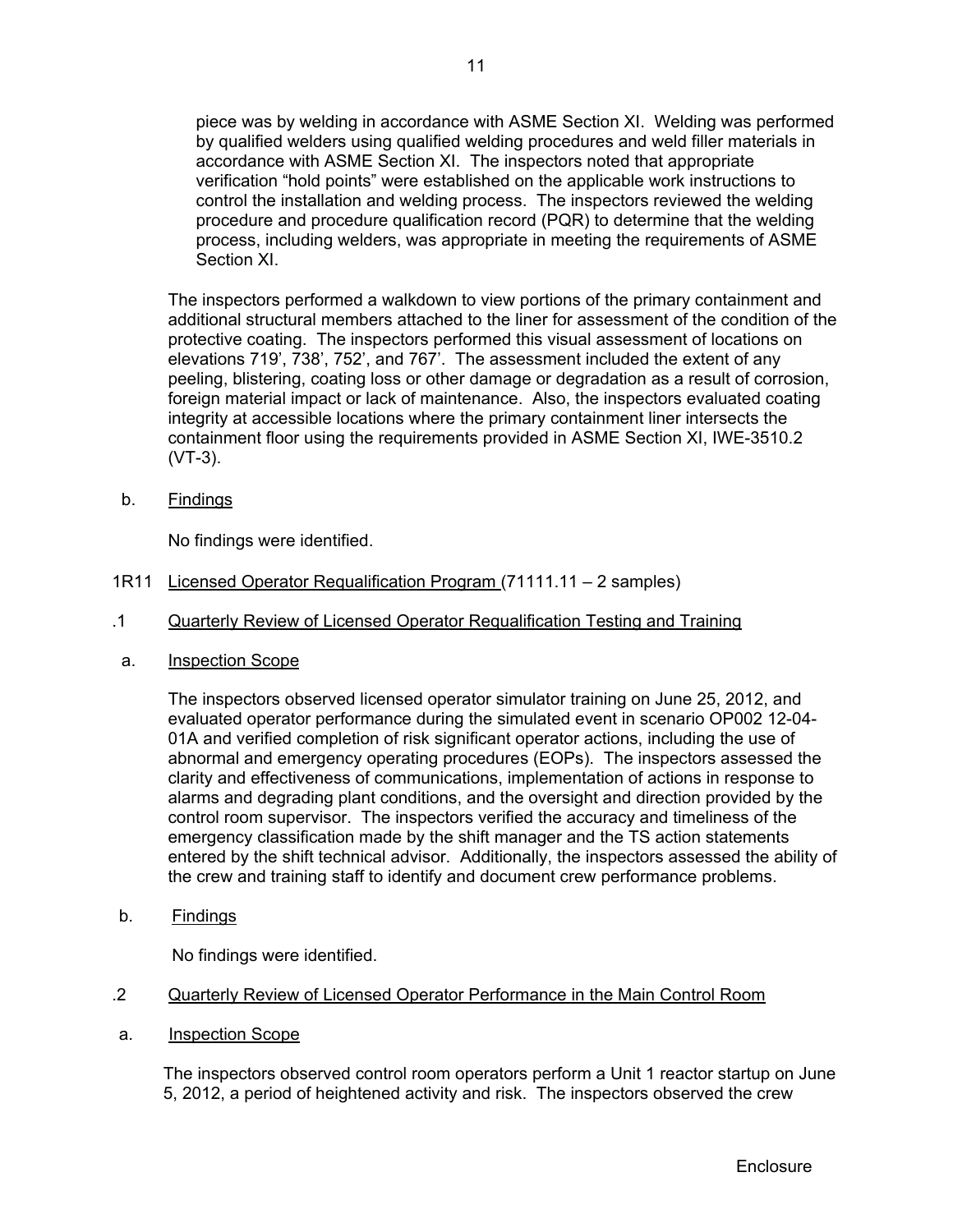piece was by welding in accordance with ASME Section XI. Welding was performed by qualified welders using qualified welding procedures and weld filler materials in accordance with ASME Section XI. The inspectors noted that appropriate verification "hold points" were established on the applicable work instructions to control the installation and welding process. The inspectors reviewed the welding procedure and procedure qualification record (PQR) to determine that the welding process, including welders, was appropriate in meeting the requirements of ASME Section XI.

The inspectors performed a walkdown to view portions of the primary containment and additional structural members attached to the liner for assessment of the condition of the protective coating. The inspectors performed this visual assessment of locations on elevations 719', 738', 752', and 767'. The assessment included the extent of any peeling, blistering, coating loss or other damage or degradation as a result of corrosion, foreign material impact or lack of maintenance. Also, the inspectors evaluated coating integrity at accessible locations where the primary containment liner intersects the containment floor using the requirements provided in ASME Section XI, IWE-3510.2 (VT-3).

b. Findings

No findings were identified.

## 1R11 Licensed Operator Requalification Program (71111.11 – 2 samples)

### .1 Quarterly Review of Licensed Operator Requalification Testing and Training

a. Inspection Scope

The inspectors observed licensed operator simulator training on June 25, 2012, and evaluated operator performance during the simulated event in scenario OP002 12-04-01A and verified completion of risk significant operator actions, including the use of abnormal and emergency operating procedures (EOPs). The inspectors assessed the clarity and effectiveness of communications, implementation of actions in response to alarms and degrading plant conditions, and the oversight and direction provided by the control room supervisor. The inspectors verified the accuracy and timeliness of the emergency classification made by the shift manager and the TS action statements entered by the shift technical advisor. Additionally, the inspectors assessed the ability of the crew and training staff to identify and document crew performance problems.

b. Findings

No findings were identified.

### .2 Quarterly Review of Licensed Operator Performance in the Main Control Room

a. Inspection Scope

The inspectors observed control room operators perform a Unit 1 reactor startup on June 5, 2012, a period of heightened activity and risk. The inspectors observed the crew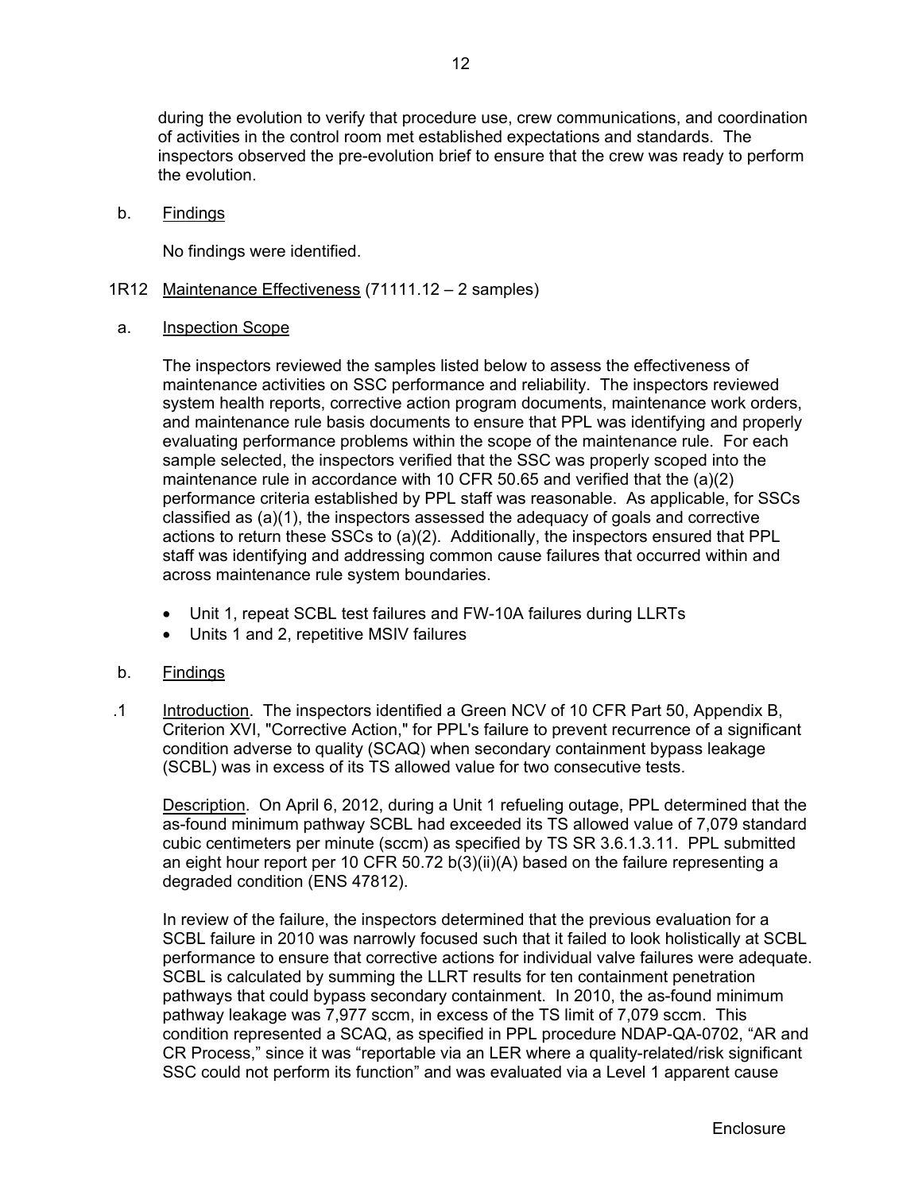during the evolution to verify that procedure use, crew communications, and coordination of activities in the control room met established expectations and standards. The inspectors observed the pre-evolution brief to ensure that the crew was ready to perform the evolution.

b. Findings

No findings were identified.

1R12 Maintenance Effectiveness (71111.12 – 2 samples)

a. Inspection Scope

The inspectors reviewed the samples listed below to assess the effectiveness of maintenance activities on SSC performance and reliability. The inspectors reviewed system health reports, corrective action program documents, maintenance work orders, and maintenance rule basis documents to ensure that PPL was identifying and properly evaluating performance problems within the scope of the maintenance rule. For each sample selected, the inspectors verified that the SSC was properly scoped into the maintenance rule in accordance with 10 CFR 50.65 and verified that the (a)(2) performance criteria established by PPL staff was reasonable. As applicable, for SSCs classified as (a)(1), the inspectors assessed the adequacy of goals and corrective actions to return these SSCs to (a)(2). Additionally, the inspectors ensured that PPL staff was identifying and addressing common cause failures that occurred within and across maintenance rule system boundaries.

- Unit 1, repeat SCBL test failures and FW-10A failures during LLRTs
- Units 1 and 2, repetitive MSIV failures

b. Findings

.1 Introduction. The inspectors identified a Green NCV of 10 CFR Part 50, Appendix B, Criterion XVI, "Corrective Action," for PPL's failure to prevent recurrence of a significant condition adverse to quality (SCAQ) when secondary containment bypass leakage (SCBL) was in excess of its TS allowed value for two consecutive tests.

Description. On April 6, 2012, during a Unit 1 refueling outage, PPL determined that the as-found minimum pathway SCBL had exceeded its TS allowed value of 7,079 standard cubic centimeters per minute (sccm) as specified by TS SR 3.6.1.3.11. PPL submitted an eight hour report per 10 CFR 50.72 b(3)(ii)(A) based on the failure representing a degraded condition (ENS 47812).

In review of the failure, the inspectors determined that the previous evaluation for a SCBL failure in 2010 was narrowly focused such that it failed to look holistically at SCBL performance to ensure that corrective actions for individual valve failures were adequate. SCBL is calculated by summing the LLRT results for ten containment penetration pathways that could bypass secondary containment. In 2010, the as-found minimum pathway leakage was 7,977 sccm, in excess of the TS limit of 7,079 sccm. This condition represented a SCAQ, as specified in PPL procedure NDAP-QA-0702, "AR and CR Process," since it was "reportable via an LER where a quality-related/risk significant SSC could not perform its function" and was evaluated via a Level 1 apparent cause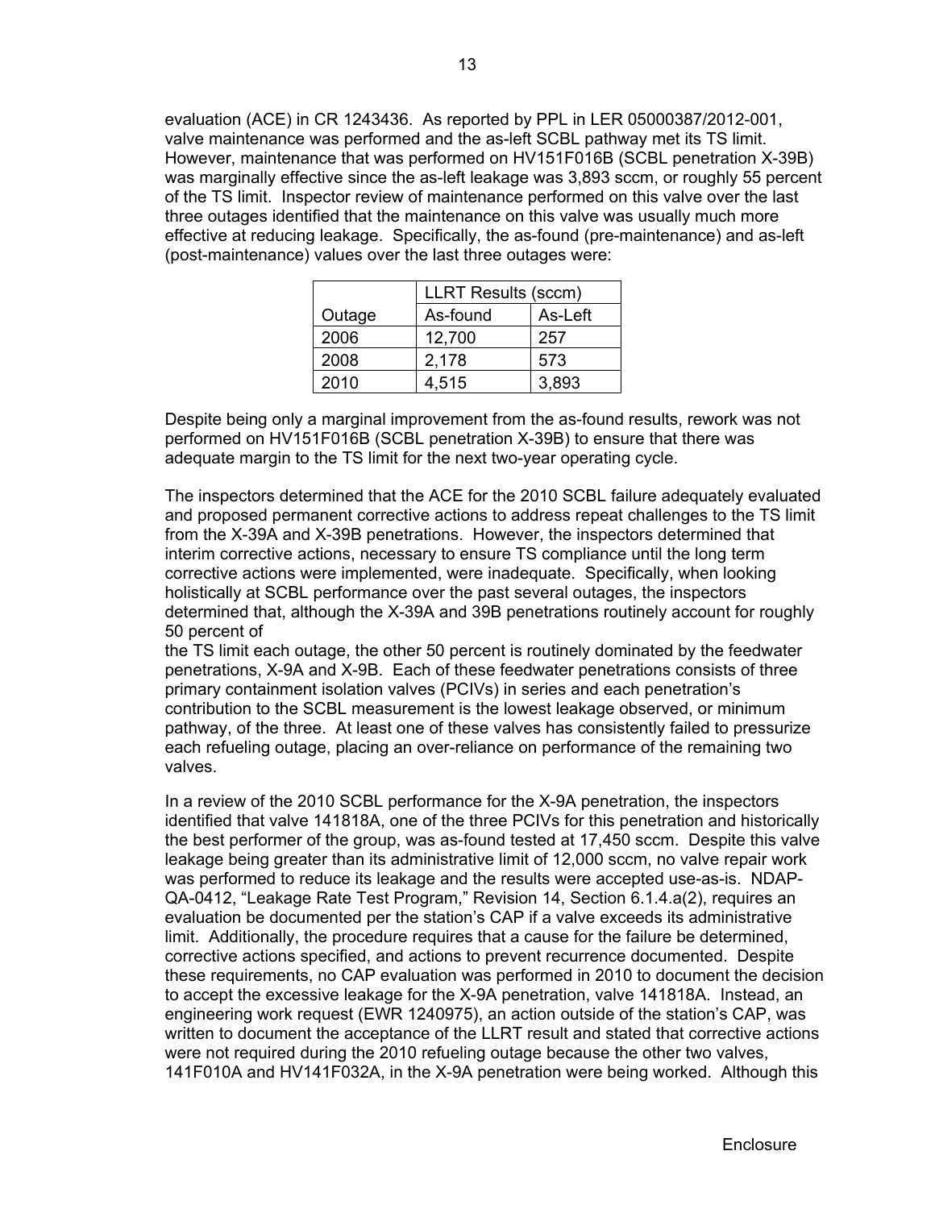evaluation (ACE) in CR 1243436. As reported by PPL in LER 05000387/2012-001, valve maintenance was performed and the as-left SCBL pathway met its TS limit. However, maintenance that was performed on HV151F016B (SCBL penetration X-39B) was marginally effective since the as-left leakage was 3,893 sccm, or roughly 55 percent of the TS limit. Inspector review of maintenance performed on this valve over the last three outages identified that the maintenance on this valve was usually much more effective at reducing leakage. Specifically, the as-found (pre-maintenance) and as-left (post-maintenance) values over the last three outages were:

| | LLRT Results (sccm) | |
|---|---|---|
| Outage | As-found | As-Left |
| 2006 | 12,700 | 257 |
| 2008 | 2,178 | 573 |
| 2010 | 4,515 | 3,893 |

Despite being only a marginal improvement from the as-found results, rework was not performed on HV151F016B (SCBL penetration X-39B) to ensure that there was adequate margin to the TS limit for the next two-year operating cycle.

The inspectors determined that the ACE for the 2010 SCBL failure adequately evaluated and proposed permanent corrective actions to address repeat challenges to the TS limit from the X-39A and X-39B penetrations. However, the inspectors determined that interim corrective actions, necessary to ensure TS compliance until the long term corrective actions were implemented, were inadequate. Specifically, when looking holistically at SCBL performance over the past several outages, the inspectors determined that, although the X-39A and 39B penetrations routinely account for roughly 50 percent of the TS limit each outage, the other 50 percent is routinely dominated by the feedwater penetrations, X-9A and X-9B. Each of these feedwater penetrations consists of three primary containment isolation valves (PCIVs) in series and each penetration's contribution to the SCBL measurement is the lowest leakage observed, or minimum pathway, of the three. At least one of these valves has consistently failed to pressurize each refueling outage, placing an over-reliance on performance of the remaining two valves.

In a review of the 2010 SCBL performance for the X-9A penetration, the inspectors identified that valve 141818A, one of the three PCIVs for this penetration and historically the best performer of the group, was as-found tested at 17,450 sccm. Despite this valve leakage being greater than its administrative limit of 12,000 sccm, no valve repair work was performed to reduce its leakage and the results were accepted use-as-is. NDAP-QA-0412, "Leakage Rate Test Program," Revision 14, Section 6.1.4.a(2), requires an evaluation be documented per the station's CAP if a valve exceeds its administrative limit. Additionally, the procedure requires that a cause for the failure be determined, corrective actions specified, and actions to prevent recurrence documented. Despite these requirements, no CAP evaluation was performed in 2010 to document the decision to accept the excessive leakage for the X-9A penetration, valve 141818A. Instead, an engineering work request (EWR 1240975), an action outside of the station's CAP, was written to document the acceptance of the LLRT result and stated that corrective actions were not required during the 2010 refueling outage because the other two valves, 141F010A and HV141F032A, in the X-9A penetration were being worked. Although this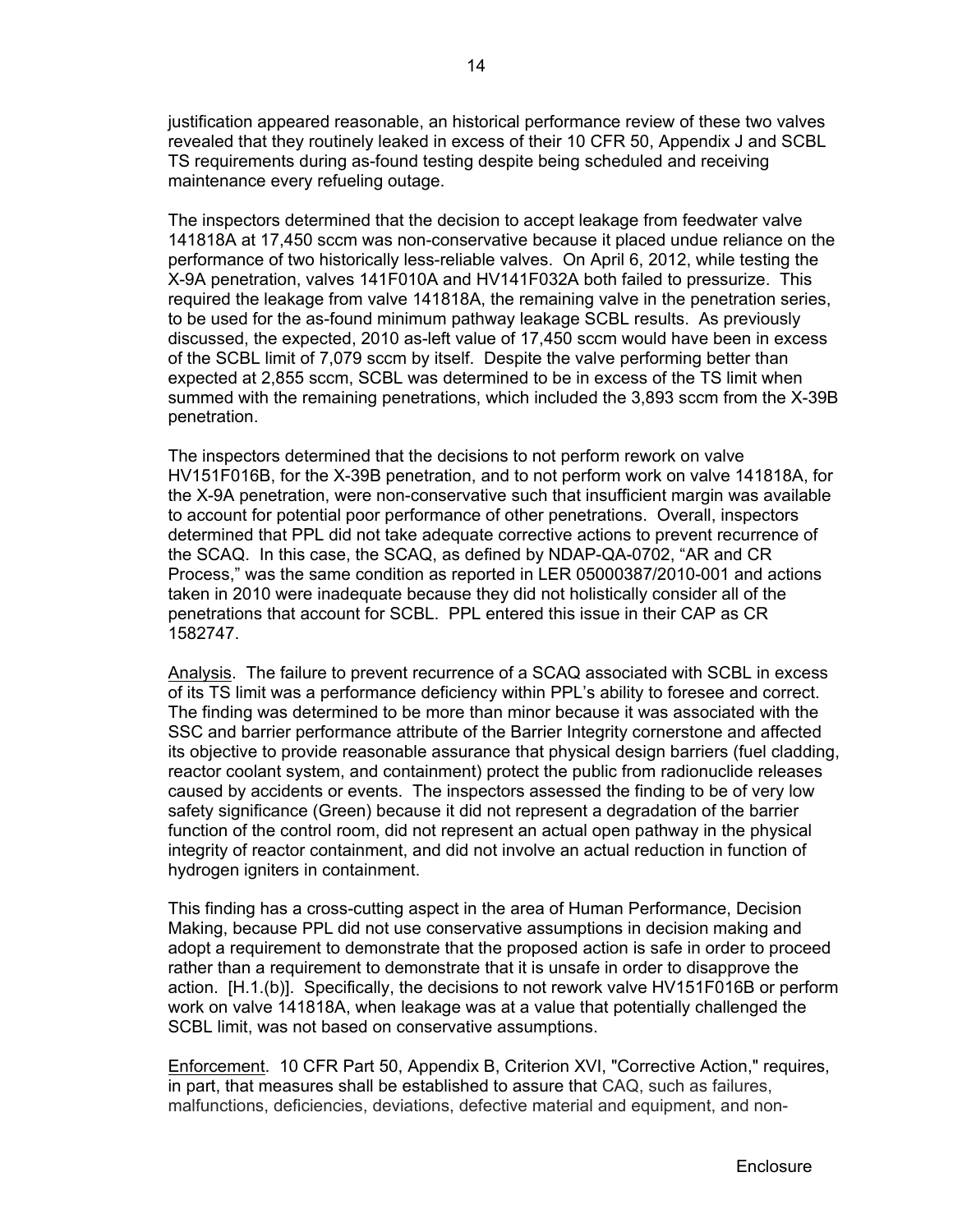justification appeared reasonable, an historical performance review of these two valves revealed that they routinely leaked in excess of their 10 CFR 50, Appendix J and SCBL TS requirements during as-found testing despite being scheduled and receiving maintenance every refueling outage.

The inspectors determined that the decision to accept leakage from feedwater valve 141818A at 17,450 sccm was non-conservative because it placed undue reliance on the performance of two historically less-reliable valves. On April 6, 2012, while testing the X-9A penetration, valves 141F010A and HV141F032A both failed to pressurize. This required the leakage from valve 141818A, the remaining valve in the penetration series, to be used for the as-found minimum pathway leakage SCBL results. As previously discussed, the expected, 2010 as-left value of 17,450 sccm would have been in excess of the SCBL limit of 7,079 sccm by itself. Despite the valve performing better than expected at 2,855 sccm, SCBL was determined to be in excess of the TS limit when summed with the remaining penetrations, which included the 3,893 sccm from the X-39B penetration.

The inspectors determined that the decisions to not perform rework on valve HV151F016B, for the X-39B penetration, and to not perform work on valve 141818A, for the X-9A penetration, were non-conservative such that insufficient margin was available to account for potential poor performance of other penetrations. Overall, inspectors determined that PPL did not take adequate corrective actions to prevent recurrence of the SCAQ. In this case, the SCAQ, as defined by NDAP-QA-0702, "AR and CR Process," was the same condition as reported in LER 05000387/2010-001 and actions taken in 2010 were inadequate because they did not holistically consider all of the penetrations that account for SCBL. PPL entered this issue in their CAP as CR 1582747.

Analysis. The failure to prevent recurrence of a SCAQ associated with SCBL in excess of its TS limit was a performance deficiency within PPL's ability to foresee and correct. The finding was determined to be more than minor because it was associated with the SSC and barrier performance attribute of the Barrier Integrity cornerstone and affected its objective to provide reasonable assurance that physical design barriers (fuel cladding, reactor coolant system, and containment) protect the public from radionuclide releases caused by accidents or events. The inspectors assessed the finding to be of very low safety significance (Green) because it did not represent a degradation of the barrier function of the control room, did not represent an actual open pathway in the physical integrity of reactor containment, and did not involve an actual reduction in function of hydrogen igniters in containment.

This finding has a cross-cutting aspect in the area of Human Performance, Decision Making, because PPL did not use conservative assumptions in decision making and adopt a requirement to demonstrate that the proposed action is safe in order to proceed rather than a requirement to demonstrate that it is unsafe in order to disapprove the action. [H.1.(b)]. Specifically, the decisions to not rework valve HV151F016B or perform work on valve 141818A, when leakage was at a value that potentially challenged the SCBL limit, was not based on conservative assumptions.

Enforcement. 10 CFR Part 50, Appendix B, Criterion XVI, "Corrective Action," requires, in part, that measures shall be established to assure that CAQ, such as failures, malfunctions, deficiencies, deviations, defective material and equipment, and non-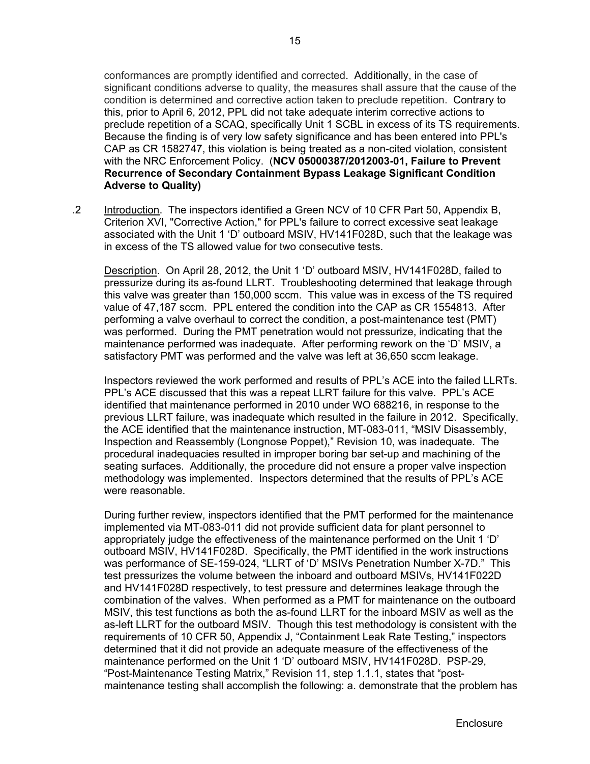conformances are promptly identified and corrected. Additionally, in the case of significant conditions adverse to quality, the measures shall assure that the cause of the condition is determined and corrective action taken to preclude repetition. Contrary to this, prior to April 6, 2012, PPL did not take adequate interim corrective actions to preclude repetition of a SCAQ, specifically Unit 1 SCBL in excess of its TS requirements. Because the finding is of very low safety significance and has been entered into PPL's CAP as CR 1582747, this violation is being treated as a non-cited violation, consistent with the NRC Enforcement Policy. (**NCV 05000387/2012003-01, Failure to Prevent Recurrence of Secondary Containment Bypass Leakage Significant Condition Adverse to Quality)**

.2 Introduction. The inspectors identified a Green NCV of 10 CFR Part 50, Appendix B, Criterion XVI, "Corrective Action," for PPL's failure to correct excessive seat leakage associated with the Unit 1 'D' outboard MSIV, HV141F028D, such that the leakage was in excess of the TS allowed value for two consecutive tests.

Description. On April 28, 2012, the Unit 1 'D' outboard MSIV, HV141F028D, failed to pressurize during its as-found LLRT. Troubleshooting determined that leakage through this valve was greater than 150,000 sccm. This value was in excess of the TS required value of 47,187 sccm. PPL entered the condition into the CAP as CR 1554813. After performing a valve overhaul to correct the condition, a post-maintenance test (PMT) was performed. During the PMT penetration would not pressurize, indicating that the maintenance performed was inadequate. After performing rework on the 'D' MSIV, a satisfactory PMT was performed and the valve was left at 36,650 sccm leakage.

Inspectors reviewed the work performed and results of PPL's ACE into the failed LLRTs. PPL's ACE discussed that this was a repeat LLRT failure for this valve. PPL's ACE identified that maintenance performed in 2010 under WO 688216, in response to the previous LLRT failure, was inadequate which resulted in the failure in 2012. Specifically, the ACE identified that the maintenance instruction, MT-083-011, "MSIV Disassembly, Inspection and Reassembly (Longnose Poppet)," Revision 10, was inadequate. The procedural inadequacies resulted in improper boring bar set-up and machining of the seating surfaces. Additionally, the procedure did not ensure a proper valve inspection methodology was implemented. Inspectors determined that the results of PPL's ACE were reasonable.

During further review, inspectors identified that the PMT performed for the maintenance implemented via MT-083-011 did not provide sufficient data for plant personnel to appropriately judge the effectiveness of the maintenance performed on the Unit 1 'D' outboard MSIV, HV141F028D. Specifically, the PMT identified in the work instructions was performance of SE-159-024, "LLRT of 'D' MSIVs Penetration Number X-7D." This test pressurizes the volume between the inboard and outboard MSIVs, HV141F022D and HV141F028D respectively, to test pressure and determines leakage through the combination of the valves. When performed as a PMT for maintenance on the outboard MSIV, this test functions as both the as-found LLRT for the inboard MSIV as well as the as-left LLRT for the outboard MSIV. Though this test methodology is consistent with the requirements of 10 CFR 50, Appendix J, "Containment Leak Rate Testing," inspectors determined that it did not provide an adequate measure of the effectiveness of the maintenance performed on the Unit 1 'D' outboard MSIV, HV141F028D. PSP-29, "Post-Maintenance Testing Matrix," Revision 11, step 1.1.1, states that "post-maintenance testing shall accomplish the following: a. demonstrate that the problem has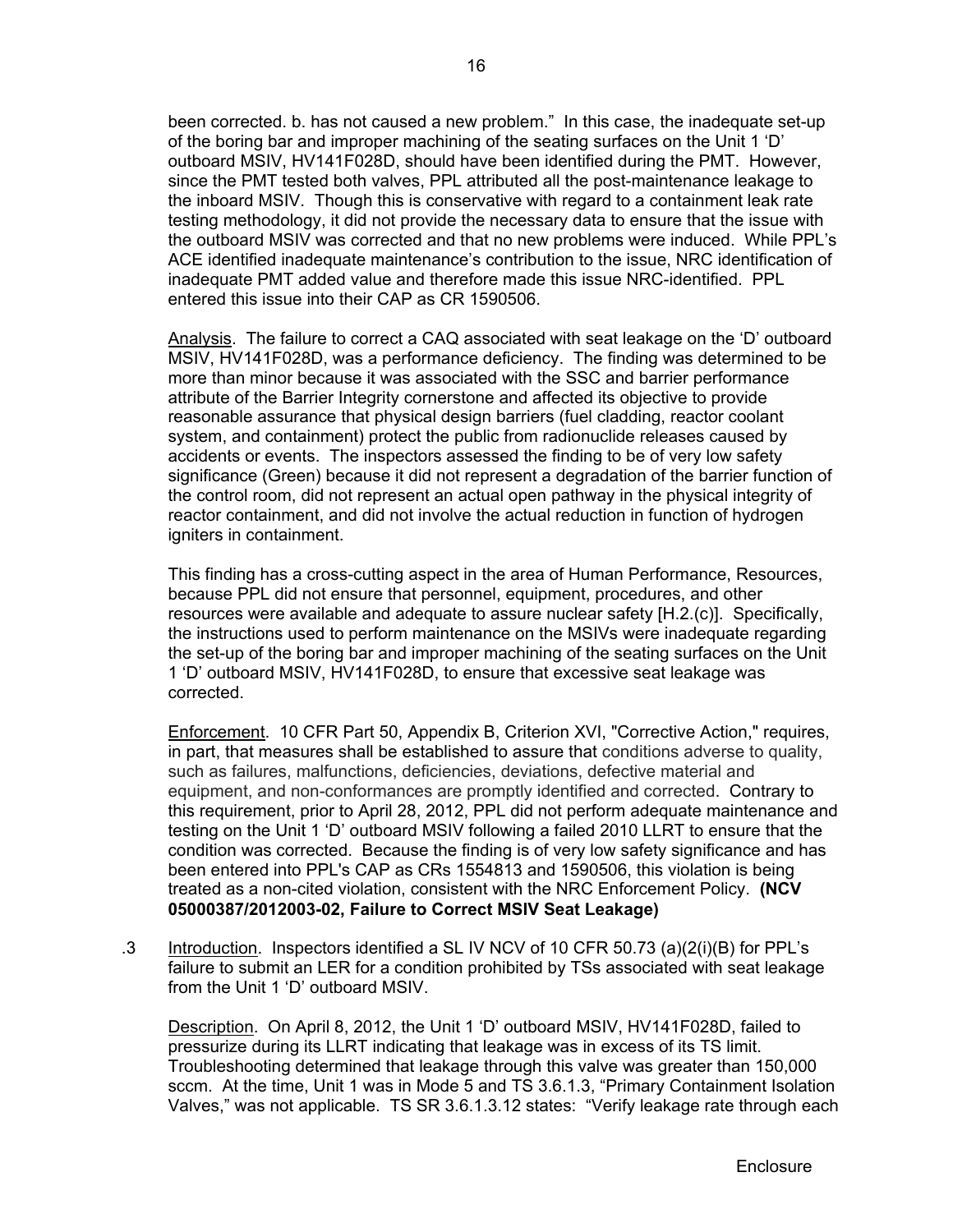been corrected. b. has not caused a new problem." In this case, the inadequate set-up of the boring bar and improper machining of the seating surfaces on the Unit 1 'D' outboard MSIV, HV141F028D, should have been identified during the PMT. However, since the PMT tested both valves, PPL attributed all the post-maintenance leakage to the inboard MSIV. Though this is conservative with regard to a containment leak rate testing methodology, it did not provide the necessary data to ensure that the issue with the outboard MSIV was corrected and that no new problems were induced. While PPL's ACE identified inadequate maintenance's contribution to the issue, NRC identification of inadequate PMT added value and therefore made this issue NRC-identified. PPL entered this issue into their CAP as CR 1590506.

Analysis. The failure to correct a CAQ associated with seat leakage on the 'D' outboard MSIV, HV141F028D, was a performance deficiency. The finding was determined to be more than minor because it was associated with the SSC and barrier performance attribute of the Barrier Integrity cornerstone and affected its objective to provide reasonable assurance that physical design barriers (fuel cladding, reactor coolant system, and containment) protect the public from radionuclide releases caused by accidents or events. The inspectors assessed the finding to be of very low safety significance (Green) because it did not represent a degradation of the barrier function of the control room, did not represent an actual open pathway in the physical integrity of reactor containment, and did not involve the actual reduction in function of hydrogen igniters in containment.

This finding has a cross-cutting aspect in the area of Human Performance, Resources, because PPL did not ensure that personnel, equipment, procedures, and other resources were available and adequate to assure nuclear safety [H.2.(c)]. Specifically, the instructions used to perform maintenance on the MSIVs were inadequate regarding the set-up of the boring bar and improper machining of the seating surfaces on the Unit 1 'D' outboard MSIV, HV141F028D, to ensure that excessive seat leakage was corrected.

Enforcement. 10 CFR Part 50, Appendix B, Criterion XVI, "Corrective Action," requires, in part, that measures shall be established to assure that conditions adverse to quality, such as failures, malfunctions, deficiencies, deviations, defective material and equipment, and non-conformances are promptly identified and corrected. Contrary to this requirement, prior to April 28, 2012, PPL did not perform adequate maintenance and testing on the Unit 1 'D' outboard MSIV following a failed 2010 LLRT to ensure that the condition was corrected. Because the finding is of very low safety significance and has been entered into PPL's CAP as CRs 1554813 and 1590506, this violation is being treated as a non-cited violation, consistent with the NRC Enforcement Policy. **(NCV 05000387/2012003-02, Failure to Correct MSIV Seat Leakage)**

.3 Introduction. Inspectors identified a SL IV NCV of 10 CFR 50.73 (a)(2(i)(B) for PPL's failure to submit an LER for a condition prohibited by TSs associated with seat leakage from the Unit 1 'D' outboard MSIV.

Description. On April 8, 2012, the Unit 1 'D' outboard MSIV, HV141F028D, failed to pressurize during its LLRT indicating that leakage was in excess of its TS limit. Troubleshooting determined that leakage through this valve was greater than 150,000 sccm. At the time, Unit 1 was in Mode 5 and TS 3.6.1.3, "Primary Containment Isolation Valves," was not applicable. TS SR 3.6.1.3.12 states: "Verify leakage rate through each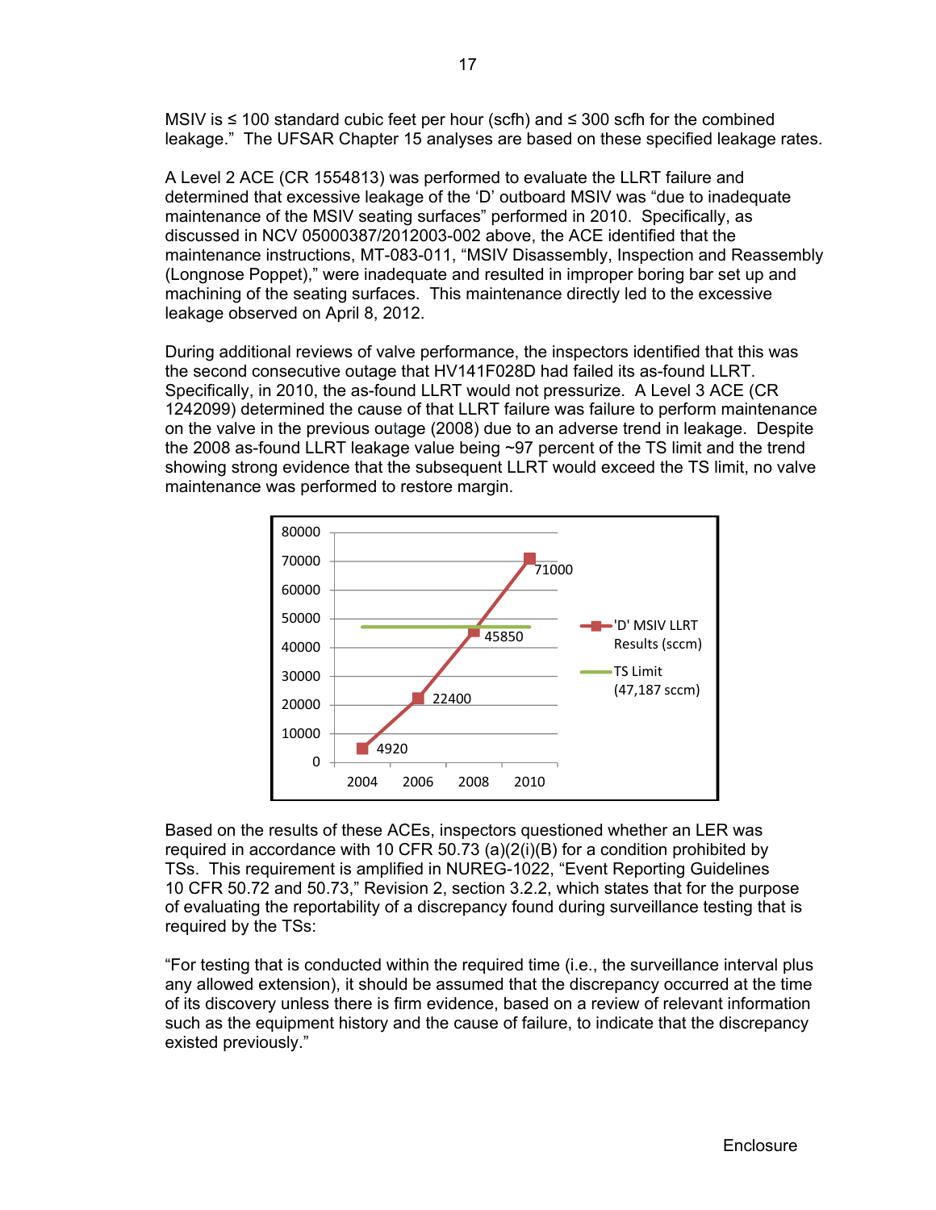MSIV is ≤ 100 standard cubic feet per hour (scfh) and ≤ 300 scfh for the combined leakage." The UFSAR Chapter 15 analyses are based on these specified leakage rates.

A Level 2 ACE (CR 1554813) was performed to evaluate the LLRT failure and determined that excessive leakage of the 'D' outboard MSIV was "due to inadequate maintenance of the MSIV seating surfaces" performed in 2010. Specifically, as discussed in NCV 05000387/2012003-002 above, the ACE identified that the maintenance instructions, MT-083-011, "MSIV Disassembly, Inspection and Reassembly (Longnose Poppet)," were inadequate and resulted in improper boring bar set up and machining of the seating surfaces. This maintenance directly led to the excessive leakage observed on April 8, 2012.

During additional reviews of valve performance, the inspectors identified that this was the second consecutive outage that HV141F028D had failed its as-found LLRT. Specifically, in 2010, the as-found LLRT would not pressurize. A Level 3 ACE (CR 1242099) determined the cause of that LLRT failure was failure to perform maintenance on the valve in the previous outage (2008) due to an adverse trend in leakage. Despite the 2008 as-found LLRT leakage value being ~97 percent of the TS limit and the trend showing strong evidence that the subsequent LLRT would exceed the TS limit, no valve maintenance was performed to restore margin.

| Year | 'D' MSIV LLRT Results (sccm) | TS Limit (47,187 sccm) |
|---|---|---|
| 2004 | 4920 | 47,187 |
| 2006 | 22400 | 47,187 |
| 2008 | 45850 | 47,187 |
| 2010 | 71000 | 47,187 |

Based on the results of these ACEs, inspectors questioned whether an LER was required in accordance with 10 CFR 50.73 (a)(2(i)(B) for a condition prohibited by TSs. This requirement is amplified in NUREG-1022, "Event Reporting Guidelines 10 CFR 50.72 and 50.73," Revision 2, section 3.2.2, which states that for the purpose of evaluating the reportability of a discrepancy found during surveillance testing that is required by the TSs:

"For testing that is conducted within the required time (i.e., the surveillance interval plus any allowed extension), it should be assumed that the discrepancy occurred at the time of its discovery unless there is firm evidence, based on a review of relevant information such as the equipment history and the cause of failure, to indicate that the discrepancy existed previously."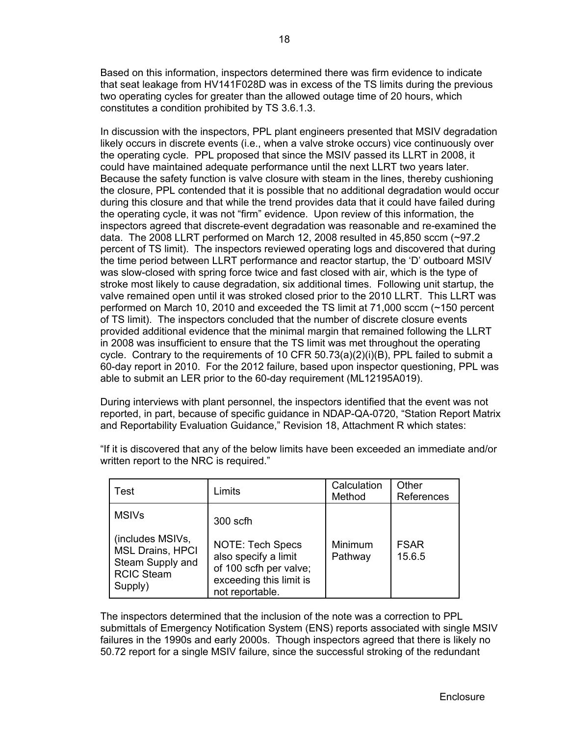Based on this information, inspectors determined there was firm evidence to indicate that seat leakage from HV141F028D was in excess of the TS limits during the previous two operating cycles for greater than the allowed outage time of 20 hours, which constitutes a condition prohibited by TS 3.6.1.3.

In discussion with the inspectors, PPL plant engineers presented that MSIV degradation likely occurs in discrete events (i.e., when a valve stroke occurs) vice continuously over the operating cycle. PPL proposed that since the MSIV passed its LLRT in 2008, it could have maintained adequate performance until the next LLRT two years later. Because the safety function is valve closure with steam in the lines, thereby cushioning the closure, PPL contended that it is possible that no additional degradation would occur during this closure and that while the trend provides data that it could have failed during the operating cycle, it was not "firm" evidence. Upon review of this information, the inspectors agreed that discrete-event degradation was reasonable and re-examined the data. The 2008 LLRT performed on March 12, 2008 resulted in 45,850 sccm (~97.2 percent of TS limit). The inspectors reviewed operating logs and discovered that during the time period between LLRT performance and reactor startup, the 'D' outboard MSIV was slow-closed with spring force twice and fast closed with air, which is the type of stroke most likely to cause degradation, six additional times. Following unit startup, the valve remained open until it was stroked closed prior to the 2010 LLRT. This LLRT was performed on March 10, 2010 and exceeded the TS limit at 71,000 sccm (~150 percent of TS limit). The inspectors concluded that the number of discrete closure events provided additional evidence that the minimal margin that remained following the LLRT in 2008 was insufficient to ensure that the TS limit was met throughout the operating cycle. Contrary to the requirements of 10 CFR 50.73(a)(2)(i)(B), PPL failed to submit a 60-day report in 2010. For the 2012 failure, based upon inspector questioning, PPL was able to submit an LER prior to the 60-day requirement (ML12195A019).

During interviews with plant personnel, the inspectors identified that the event was not reported, in part, because of specific guidance in NDAP-QA-0720, "Station Report Matrix and Reportability Evaluation Guidance," Revision 18, Attachment R which states:

"If it is discovered that any of the below limits have been exceeded an immediate and/or written report to the NRC is required."

| Test | Limits | Calculation Method | Other References |
|---|---|---|---|
| MSIVs<br><br>(includes MSIVs, MSL Drains, HPCI Steam Supply and RCIC Steam Supply) | 300 scfh<br><br>NOTE: Tech Specs also specify a limit of 100 scfh per valve; exceeding this limit is not reportable. | Minimum Pathway | FSAR 15.6.5 |

The inspectors determined that the inclusion of the note was a correction to PPL submittals of Emergency Notification System (ENS) reports associated with single MSIV failures in the 1990s and early 2000s. Though inspectors agreed that there is likely no 50.72 report for a single MSIV failure, since the successful stroking of the redundant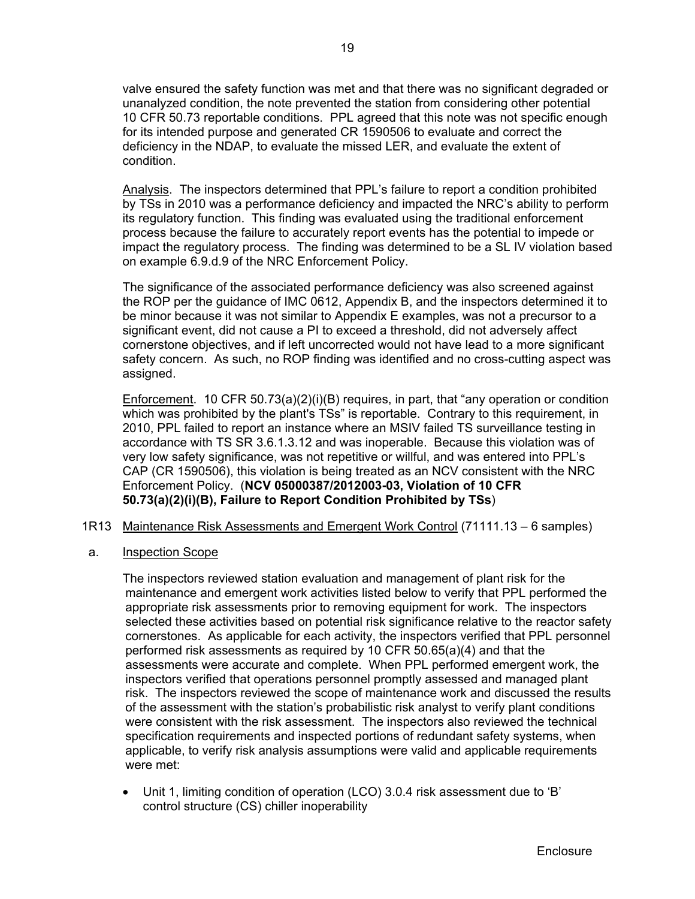valve ensured the safety function was met and that there was no significant degraded or unanalyzed condition, the note prevented the station from considering other potential 10 CFR 50.73 reportable conditions. PPL agreed that this note was not specific enough for its intended purpose and generated CR 1590506 to evaluate and correct the deficiency in the NDAP, to evaluate the missed LER, and evaluate the extent of condition.

Analysis. The inspectors determined that PPL's failure to report a condition prohibited by TSs in 2010 was a performance deficiency and impacted the NRC's ability to perform its regulatory function. This finding was evaluated using the traditional enforcement process because the failure to accurately report events has the potential to impede or impact the regulatory process. The finding was determined to be a SL IV violation based on example 6.9.d.9 of the NRC Enforcement Policy.

The significance of the associated performance deficiency was also screened against the ROP per the guidance of IMC 0612, Appendix B, and the inspectors determined it to be minor because it was not similar to Appendix E examples, was not a precursor to a significant event, did not cause a PI to exceed a threshold, did not adversely affect cornerstone objectives, and if left uncorrected would not have lead to a more significant safety concern. As such, no ROP finding was identified and no cross-cutting aspect was assigned.

Enforcement. 10 CFR 50.73(a)(2)(i)(B) requires, in part, that "any operation or condition which was prohibited by the plant's TSs" is reportable. Contrary to this requirement, in 2010, PPL failed to report an instance where an MSIV failed TS surveillance testing in accordance with TS SR 3.6.1.3.12 and was inoperable. Because this violation was of very low safety significance, was not repetitive or willful, and was entered into PPL's CAP (CR 1590506), this violation is being treated as an NCV consistent with the NRC Enforcement Policy. (**NCV 05000387/2012003-03, Violation of 10 CFR 50.73(a)(2)(i)(B), Failure to Report Condition Prohibited by TSs**)

1R13 Maintenance Risk Assessments and Emergent Work Control (71111.13 – 6 samples)

a. Inspection Scope

The inspectors reviewed station evaluation and management of plant risk for the maintenance and emergent work activities listed below to verify that PPL performed the appropriate risk assessments prior to removing equipment for work. The inspectors selected these activities based on potential risk significance relative to the reactor safety cornerstones. As applicable for each activity, the inspectors verified that PPL personnel performed risk assessments as required by 10 CFR 50.65(a)(4) and that the assessments were accurate and complete. When PPL performed emergent work, the inspectors verified that operations personnel promptly assessed and managed plant risk. The inspectors reviewed the scope of maintenance work and discussed the results of the assessment with the station's probabilistic risk analyst to verify plant conditions were consistent with the risk assessment. The inspectors also reviewed the technical specification requirements and inspected portions of redundant safety systems, when applicable, to verify risk analysis assumptions were valid and applicable requirements were met:

- Unit 1, limiting condition of operation (LCO) 3.0.4 risk assessment due to 'B' control structure (CS) chiller inoperability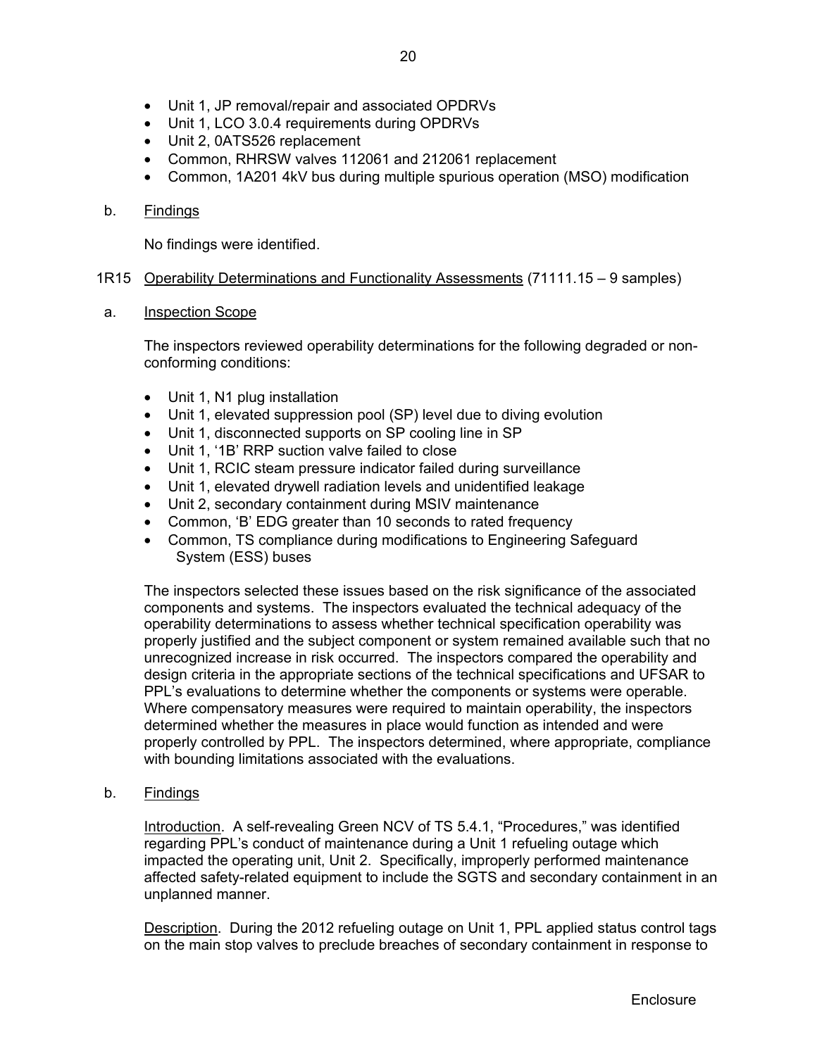- Unit 1, JP removal/repair and associated OPDRVs
- Unit 1, LCO 3.0.4 requirements during OPDRVs
- Unit 2, 0ATS526 replacement
- Common, RHRSW valves 112061 and 212061 replacement
- Common, 1A201 4kV bus during multiple spurious operation (MSO) modification

b. Findings

No findings were identified.

1R15 Operability Determinations and Functionality Assessments (71111.15 – 9 samples)

a. Inspection Scope

The inspectors reviewed operability determinations for the following degraded or non-conforming conditions:

- Unit 1, N1 plug installation
- Unit 1, elevated suppression pool (SP) level due to diving evolution
- Unit 1, disconnected supports on SP cooling line in SP
- Unit 1, '1B' RRP suction valve failed to close
- Unit 1, RCIC steam pressure indicator failed during surveillance
- Unit 1, elevated drywell radiation levels and unidentified leakage
- Unit 2, secondary containment during MSIV maintenance
- Common, 'B' EDG greater than 10 seconds to rated frequency
- Common, TS compliance during modifications to Engineering Safeguard System (ESS) buses

The inspectors selected these issues based on the risk significance of the associated components and systems. The inspectors evaluated the technical adequacy of the operability determinations to assess whether technical specification operability was properly justified and the subject component or system remained available such that no unrecognized increase in risk occurred. The inspectors compared the operability and design criteria in the appropriate sections of the technical specifications and UFSAR to PPL's evaluations to determine whether the components or systems were operable. Where compensatory measures were required to maintain operability, the inspectors determined whether the measures in place would function as intended and were properly controlled by PPL. The inspectors determined, where appropriate, compliance with bounding limitations associated with the evaluations.

b. Findings

Introduction. A self-revealing Green NCV of TS 5.4.1, "Procedures," was identified regarding PPL's conduct of maintenance during a Unit 1 refueling outage which impacted the operating unit, Unit 2. Specifically, improperly performed maintenance affected safety-related equipment to include the SGTS and secondary containment in an unplanned manner.

Description. During the 2012 refueling outage on Unit 1, PPL applied status control tags on the main stop valves to preclude breaches of secondary containment in response to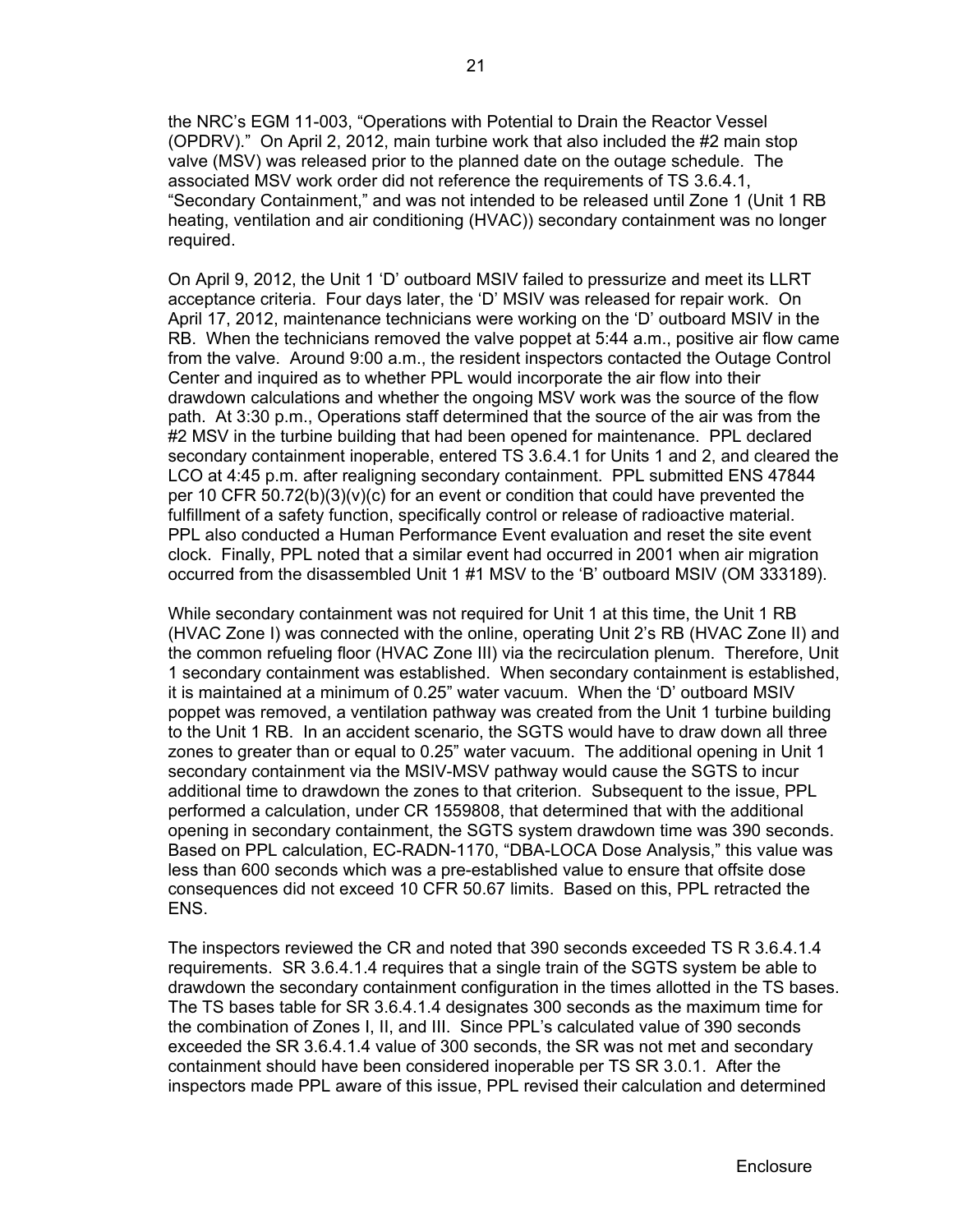the NRC's EGM 11-003, "Operations with Potential to Drain the Reactor Vessel (OPDRV)." On April 2, 2012, main turbine work that also included the #2 main stop valve (MSV) was released prior to the planned date on the outage schedule. The associated MSV work order did not reference the requirements of TS 3.6.4.1, "Secondary Containment," and was not intended to be released until Zone 1 (Unit 1 RB heating, ventilation and air conditioning (HVAC)) secondary containment was no longer required.

On April 9, 2012, the Unit 1 'D' outboard MSIV failed to pressurize and meet its LLRT acceptance criteria. Four days later, the 'D' MSIV was released for repair work. On April 17, 2012, maintenance technicians were working on the 'D' outboard MSIV in the RB. When the technicians removed the valve poppet at 5:44 a.m., positive air flow came from the valve. Around 9:00 a.m., the resident inspectors contacted the Outage Control Center and inquired as to whether PPL would incorporate the air flow into their drawdown calculations and whether the ongoing MSV work was the source of the flow path. At 3:30 p.m., Operations staff determined that the source of the air was from the #2 MSV in the turbine building that had been opened for maintenance. PPL declared secondary containment inoperable, entered TS 3.6.4.1 for Units 1 and 2, and cleared the LCO at 4:45 p.m. after realigning secondary containment. PPL submitted ENS 47844 per 10 CFR 50.72(b)(3)(v)(c) for an event or condition that could have prevented the fulfillment of a safety function, specifically control or release of radioactive material. PPL also conducted a Human Performance Event evaluation and reset the site event clock. Finally, PPL noted that a similar event had occurred in 2001 when air migration occurred from the disassembled Unit 1 #1 MSV to the 'B' outboard MSIV (OM 333189).

While secondary containment was not required for Unit 1 at this time, the Unit 1 RB (HVAC Zone I) was connected with the online, operating Unit 2's RB (HVAC Zone II) and the common refueling floor (HVAC Zone III) via the recirculation plenum. Therefore, Unit 1 secondary containment was established. When secondary containment is established, it is maintained at a minimum of 0.25" water vacuum. When the 'D' outboard MSIV poppet was removed, a ventilation pathway was created from the Unit 1 turbine building to the Unit 1 RB. In an accident scenario, the SGTS would have to draw down all three zones to greater than or equal to 0.25" water vacuum. The additional opening in Unit 1 secondary containment via the MSIV-MSV pathway would cause the SGTS to incur additional time to drawdown the zones to that criterion. Subsequent to the issue, PPL performed a calculation, under CR 1559808, that determined that with the additional opening in secondary containment, the SGTS system drawdown time was 390 seconds. Based on PPL calculation, EC-RADN-1170, "DBA-LOCA Dose Analysis," this value was less than 600 seconds which was a pre-established value to ensure that offsite dose consequences did not exceed 10 CFR 50.67 limits. Based on this, PPL retracted the ENS.

The inspectors reviewed the CR and noted that 390 seconds exceeded TS R 3.6.4.1.4 requirements. SR 3.6.4.1.4 requires that a single train of the SGTS system be able to drawdown the secondary containment configuration in the times allotted in the TS bases. The TS bases table for SR 3.6.4.1.4 designates 300 seconds as the maximum time for the combination of Zones I, II, and III. Since PPL's calculated value of 390 seconds exceeded the SR 3.6.4.1.4 value of 300 seconds, the SR was not met and secondary containment should have been considered inoperable per TS SR 3.0.1. After the inspectors made PPL aware of this issue, PPL revised their calculation and determined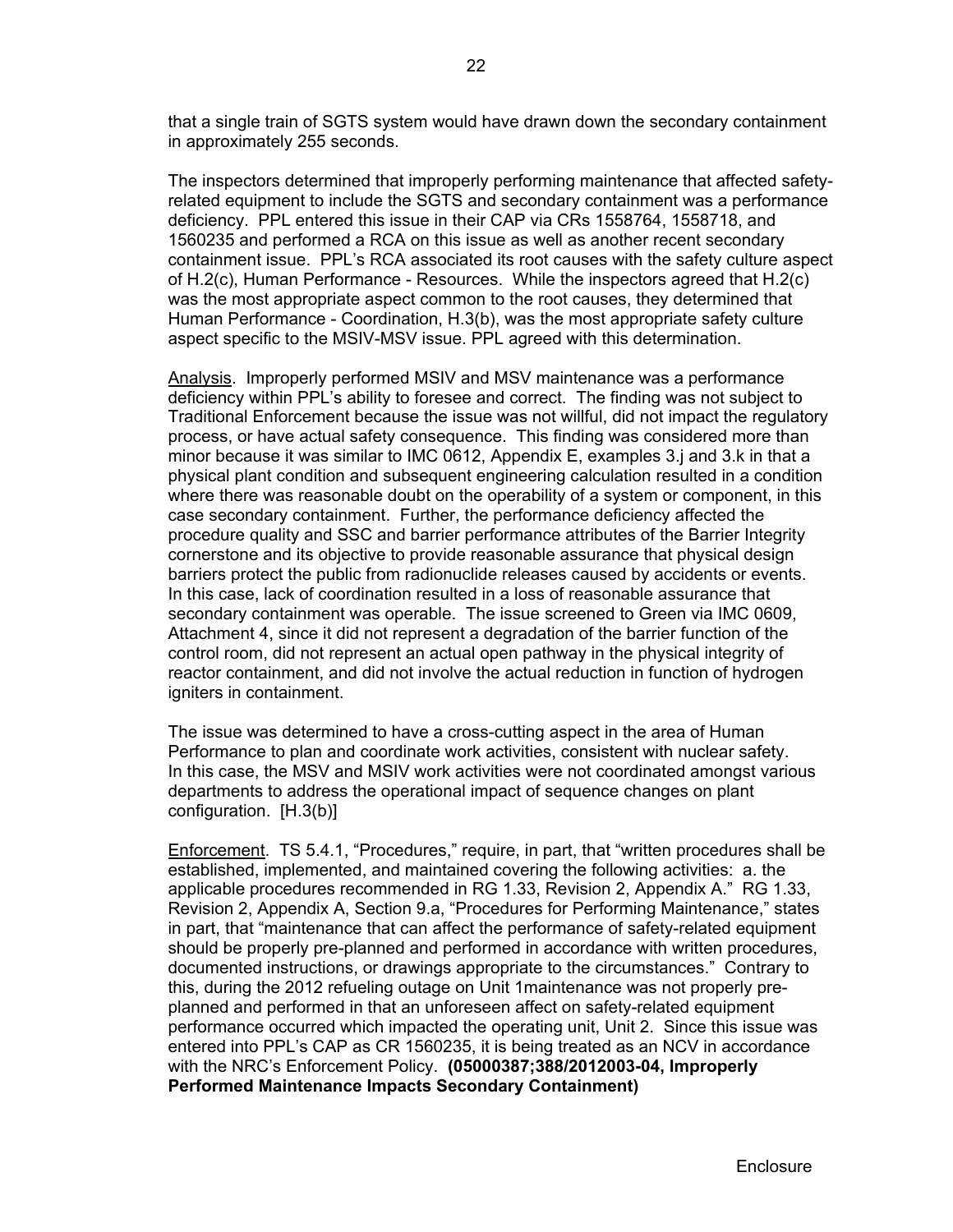that a single train of SGTS system would have drawn down the secondary containment in approximately 255 seconds.

The inspectors determined that improperly performing maintenance that affected safety-related equipment to include the SGTS and secondary containment was a performance deficiency. PPL entered this issue in their CAP via CRs 1558764, 1558718, and 1560235 and performed a RCA on this issue as well as another recent secondary containment issue. PPL's RCA associated its root causes with the safety culture aspect of H.2(c), Human Performance - Resources. While the inspectors agreed that H.2(c) was the most appropriate aspect common to the root causes, they determined that Human Performance - Coordination, H.3(b), was the most appropriate safety culture aspect specific to the MSIV-MSV issue. PPL agreed with this determination.

Analysis. Improperly performed MSIV and MSV maintenance was a performance deficiency within PPL's ability to foresee and correct. The finding was not subject to Traditional Enforcement because the issue was not willful, did not impact the regulatory process, or have actual safety consequence. This finding was considered more than minor because it was similar to IMC 0612, Appendix E, examples 3.j and 3.k in that a physical plant condition and subsequent engineering calculation resulted in a condition where there was reasonable doubt on the operability of a system or component, in this case secondary containment. Further, the performance deficiency affected the procedure quality and SSC and barrier performance attributes of the Barrier Integrity cornerstone and its objective to provide reasonable assurance that physical design barriers protect the public from radionuclide releases caused by accidents or events. In this case, lack of coordination resulted in a loss of reasonable assurance that secondary containment was operable. The issue screened to Green via IMC 0609, Attachment 4, since it did not represent a degradation of the barrier function of the control room, did not represent an actual open pathway in the physical integrity of reactor containment, and did not involve the actual reduction in function of hydrogen igniters in containment.

The issue was determined to have a cross-cutting aspect in the area of Human Performance to plan and coordinate work activities, consistent with nuclear safety. In this case, the MSV and MSIV work activities were not coordinated amongst various departments to address the operational impact of sequence changes on plant configuration. [H.3(b)]

Enforcement. TS 5.4.1, "Procedures," require, in part, that "written procedures shall be established, implemented, and maintained covering the following activities: a. the applicable procedures recommended in RG 1.33, Revision 2, Appendix A." RG 1.33, Revision 2, Appendix A, Section 9.a, "Procedures for Performing Maintenance," states in part, that "maintenance that can affect the performance of safety-related equipment should be properly pre-planned and performed in accordance with written procedures, documented instructions, or drawings appropriate to the circumstances." Contrary to this, during the 2012 refueling outage on Unit 1maintenance was not properly pre-planned and performed in that an unforeseen affect on safety-related equipment performance occurred which impacted the operating unit, Unit 2. Since this issue was entered into PPL's CAP as CR 1560235, it is being treated as an NCV in accordance with the NRC's Enforcement Policy. **(05000387;388/2012003-04, Improperly Performed Maintenance Impacts Secondary Containment)**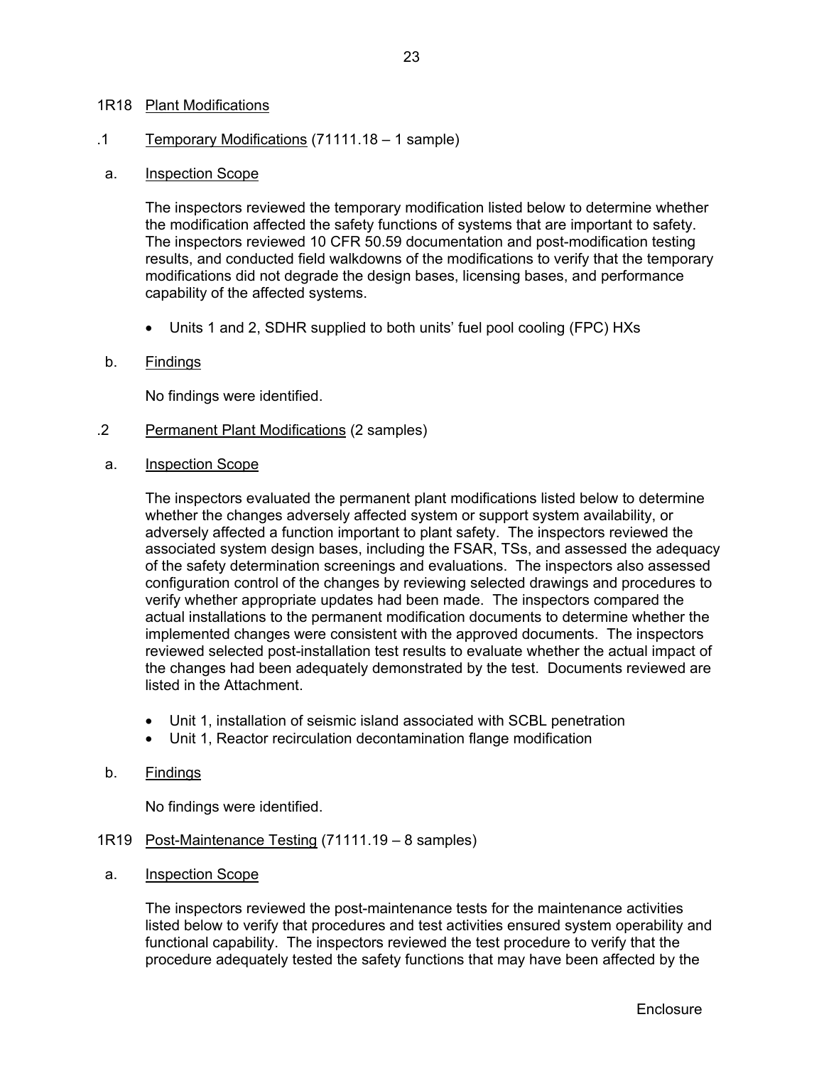## 1R18 Plant Modifications

### .1 Temporary Modifications (71111.18 – 1 sample)

#### a. Inspection Scope

The inspectors reviewed the temporary modification listed below to determine whether the modification affected the safety functions of systems that are important to safety. The inspectors reviewed 10 CFR 50.59 documentation and post-modification testing results, and conducted field walkdowns of the modifications to verify that the temporary modifications did not degrade the design bases, licensing bases, and performance capability of the affected systems.

- Units 1 and 2, SDHR supplied to both units' fuel pool cooling (FPC) HXs

#### b. Findings

No findings were identified.

### .2 Permanent Plant Modifications (2 samples)

#### a. Inspection Scope

The inspectors evaluated the permanent plant modifications listed below to determine whether the changes adversely affected system or support system availability, or adversely affected a function important to plant safety. The inspectors reviewed the associated system design bases, including the FSAR, TSs, and assessed the adequacy of the safety determination screenings and evaluations. The inspectors also assessed configuration control of the changes by reviewing selected drawings and procedures to verify whether appropriate updates had been made. The inspectors compared the actual installations to the permanent modification documents to determine whether the implemented changes were consistent with the approved documents. The inspectors reviewed selected post-installation test results to evaluate whether the actual impact of the changes had been adequately demonstrated by the test. Documents reviewed are listed in the Attachment.

- Unit 1, installation of seismic island associated with SCBL penetration
- Unit 1, Reactor recirculation decontamination flange modification

#### b. Findings

No findings were identified.

## 1R19 Post-Maintenance Testing (71111.19 – 8 samples)

#### a. Inspection Scope

The inspectors reviewed the post-maintenance tests for the maintenance activities listed below to verify that procedures and test activities ensured system operability and functional capability. The inspectors reviewed the test procedure to verify that the procedure adequately tested the safety functions that may have been affected by the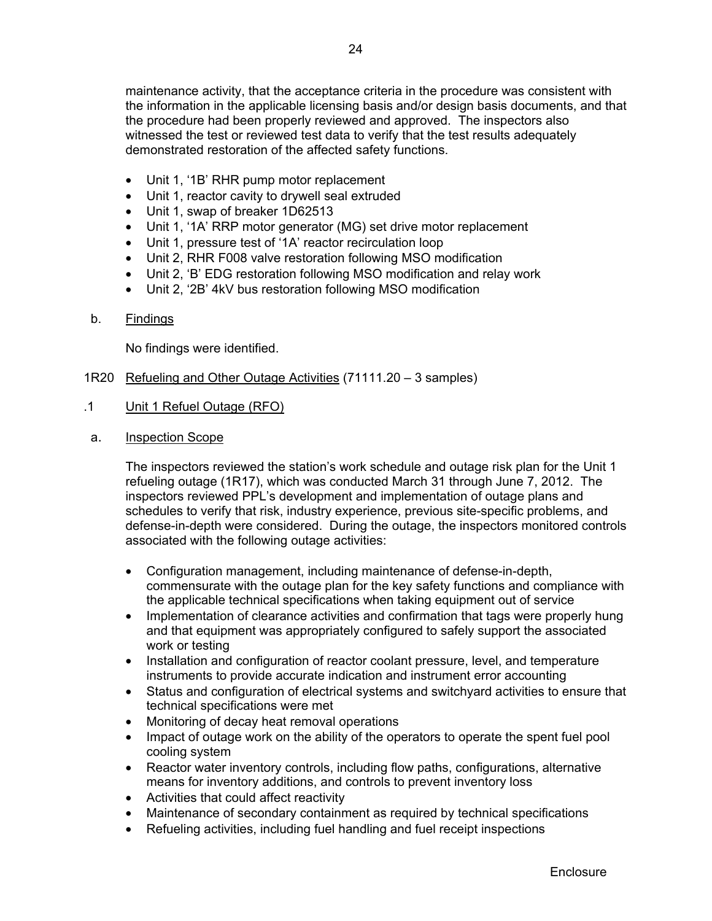maintenance activity, that the acceptance criteria in the procedure was consistent with the information in the applicable licensing basis and/or design basis documents, and that the procedure had been properly reviewed and approved. The inspectors also witnessed the test or reviewed test data to verify that the test results adequately demonstrated restoration of the affected safety functions.

- Unit 1, '1B' RHR pump motor replacement
- Unit 1, reactor cavity to drywell seal extruded
- Unit 1, swap of breaker 1D62513
- Unit 1, '1A' RRP motor generator (MG) set drive motor replacement
- Unit 1, pressure test of '1A' reactor recirculation loop
- Unit 2, RHR F008 valve restoration following MSO modification
- Unit 2, 'B' EDG restoration following MSO modification and relay work
- Unit 2, '2B' 4kV bus restoration following MSO modification

b. Findings

No findings were identified.

1R20 Refueling and Other Outage Activities (71111.20 – 3 samples)

.1 Unit 1 Refuel Outage (RFO)

a. Inspection Scope

The inspectors reviewed the station's work schedule and outage risk plan for the Unit 1 refueling outage (1R17), which was conducted March 31 through June 7, 2012. The inspectors reviewed PPL's development and implementation of outage plans and schedules to verify that risk, industry experience, previous site-specific problems, and defense-in-depth were considered. During the outage, the inspectors monitored controls associated with the following outage activities:

- Configuration management, including maintenance of defense-in-depth, commensurate with the outage plan for the key safety functions and compliance with the applicable technical specifications when taking equipment out of service
- Implementation of clearance activities and confirmation that tags were properly hung and that equipment was appropriately configured to safely support the associated work or testing
- Installation and configuration of reactor coolant pressure, level, and temperature instruments to provide accurate indication and instrument error accounting
- Status and configuration of electrical systems and switchyard activities to ensure that technical specifications were met
- Monitoring of decay heat removal operations
- Impact of outage work on the ability of the operators to operate the spent fuel pool cooling system
- Reactor water inventory controls, including flow paths, configurations, alternative means for inventory additions, and controls to prevent inventory loss
- Activities that could affect reactivity
- Maintenance of secondary containment as required by technical specifications
- Refueling activities, including fuel handling and fuel receipt inspections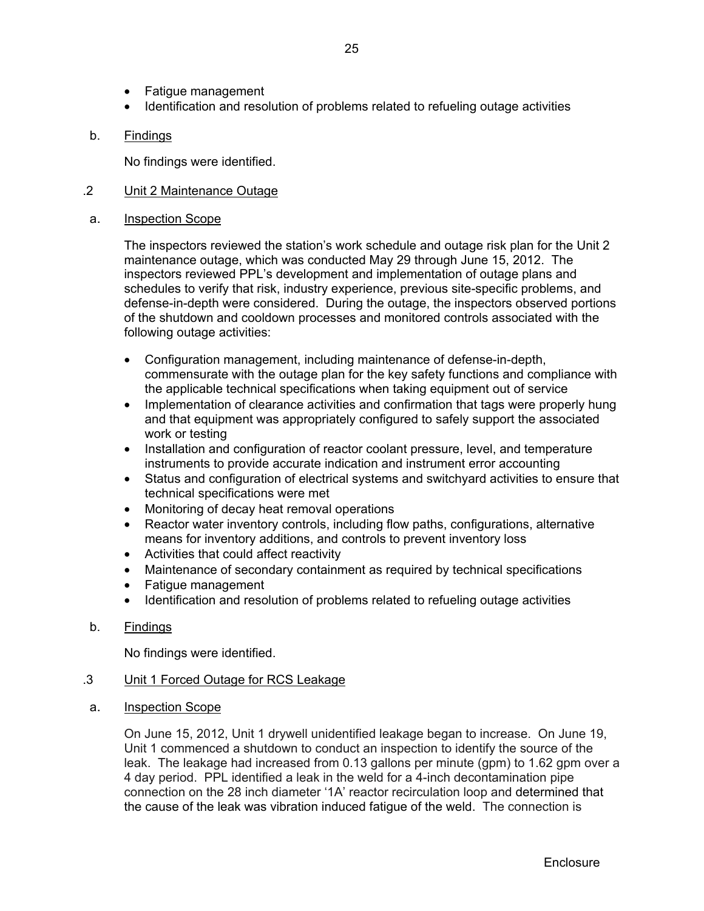- Fatigue management
- Identification and resolution of problems related to refueling outage activities

b. Findings

No findings were identified.

.2 Unit 2 Maintenance Outage

a. Inspection Scope

The inspectors reviewed the station's work schedule and outage risk plan for the Unit 2 maintenance outage, which was conducted May 29 through June 15, 2012. The inspectors reviewed PPL's development and implementation of outage plans and schedules to verify that risk, industry experience, previous site-specific problems, and defense-in-depth were considered. During the outage, the inspectors observed portions of the shutdown and cooldown processes and monitored controls associated with the following outage activities:

- Configuration management, including maintenance of defense-in-depth, commensurate with the outage plan for the key safety functions and compliance with the applicable technical specifications when taking equipment out of service
- Implementation of clearance activities and confirmation that tags were properly hung and that equipment was appropriately configured to safely support the associated work or testing
- Installation and configuration of reactor coolant pressure, level, and temperature instruments to provide accurate indication and instrument error accounting
- Status and configuration of electrical systems and switchyard activities to ensure that technical specifications were met
- Monitoring of decay heat removal operations
- Reactor water inventory controls, including flow paths, configurations, alternative means for inventory additions, and controls to prevent inventory loss
- Activities that could affect reactivity
- Maintenance of secondary containment as required by technical specifications
- Fatigue management
- Identification and resolution of problems related to refueling outage activities

b. Findings

No findings were identified.

.3 Unit 1 Forced Outage for RCS Leakage

a. Inspection Scope

On June 15, 2012, Unit 1 drywell unidentified leakage began to increase. On June 19, Unit 1 commenced a shutdown to conduct an inspection to identify the source of the leak. The leakage had increased from 0.13 gallons per minute (gpm) to 1.62 gpm over a 4 day period. PPL identified a leak in the weld for a 4-inch decontamination pipe connection on the 28 inch diameter '1A' reactor recirculation loop and determined that the cause of the leak was vibration induced fatigue of the weld. The connection is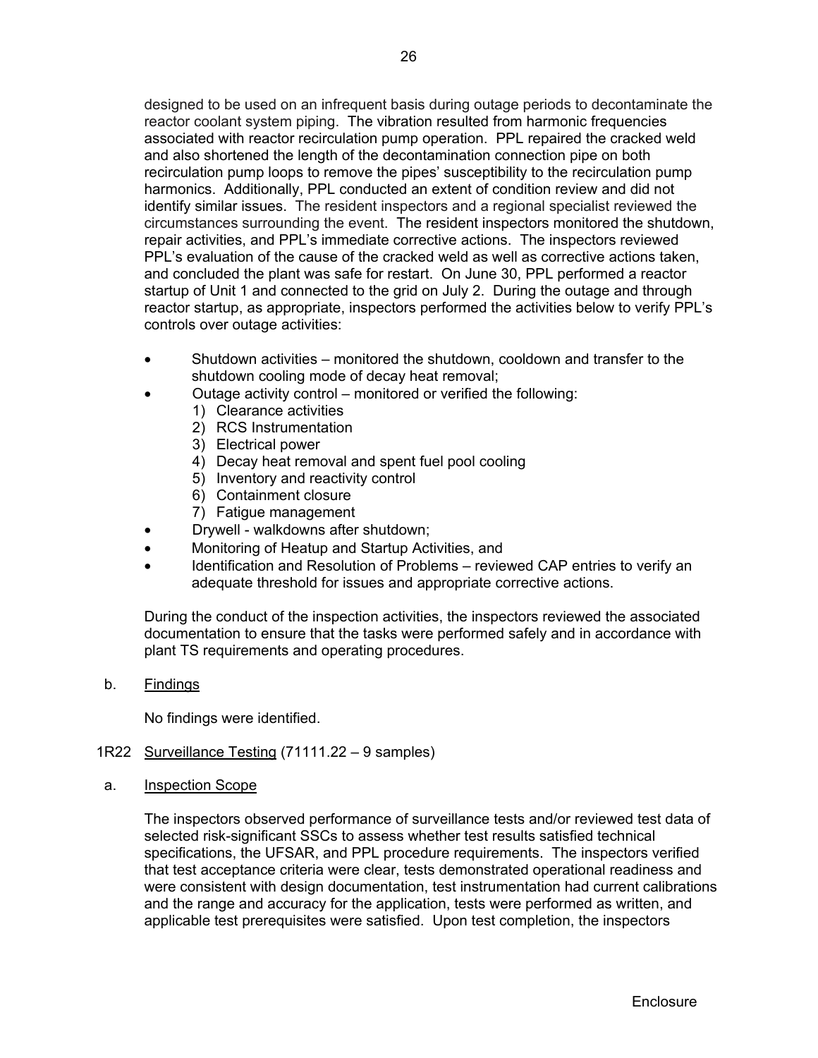designed to be used on an infrequent basis during outage periods to decontaminate the reactor coolant system piping. The vibration resulted from harmonic frequencies associated with reactor recirculation pump operation. PPL repaired the cracked weld and also shortened the length of the decontamination connection pipe on both recirculation pump loops to remove the pipes' susceptibility to the recirculation pump harmonics. Additionally, PPL conducted an extent of condition review and did not identify similar issues. The resident inspectors and a regional specialist reviewed the circumstances surrounding the event. The resident inspectors monitored the shutdown, repair activities, and PPL's immediate corrective actions. The inspectors reviewed PPL's evaluation of the cause of the cracked weld as well as corrective actions taken, and concluded the plant was safe for restart. On June 30, PPL performed a reactor startup of Unit 1 and connected to the grid on July 2. During the outage and through reactor startup, as appropriate, inspectors performed the activities below to verify PPL's controls over outage activities:

- Shutdown activities – monitored the shutdown, cooldown and transfer to the shutdown cooling mode of decay heat removal;
- Outage activity control – monitored or verified the following:
  1) Clearance activities
  2) RCS Instrumentation
  3) Electrical power
  4) Decay heat removal and spent fuel pool cooling
  5) Inventory and reactivity control
  6) Containment closure
  7) Fatigue management
- Drywell - walkdowns after shutdown;
- Monitoring of Heatup and Startup Activities, and
- Identification and Resolution of Problems – reviewed CAP entries to verify an adequate threshold for issues and appropriate corrective actions.

During the conduct of the inspection activities, the inspectors reviewed the associated documentation to ensure that the tasks were performed safely and in accordance with plant TS requirements and operating procedures.

b. Findings

No findings were identified.

1R22 Surveillance Testing (71111.22 – 9 samples)

a. Inspection Scope

The inspectors observed performance of surveillance tests and/or reviewed test data of selected risk-significant SSCs to assess whether test results satisfied technical specifications, the UFSAR, and PPL procedure requirements. The inspectors verified that test acceptance criteria were clear, tests demonstrated operational readiness and were consistent with design documentation, test instrumentation had current calibrations and the range and accuracy for the application, tests were performed as written, and applicable test prerequisites were satisfied. Upon test completion, the inspectors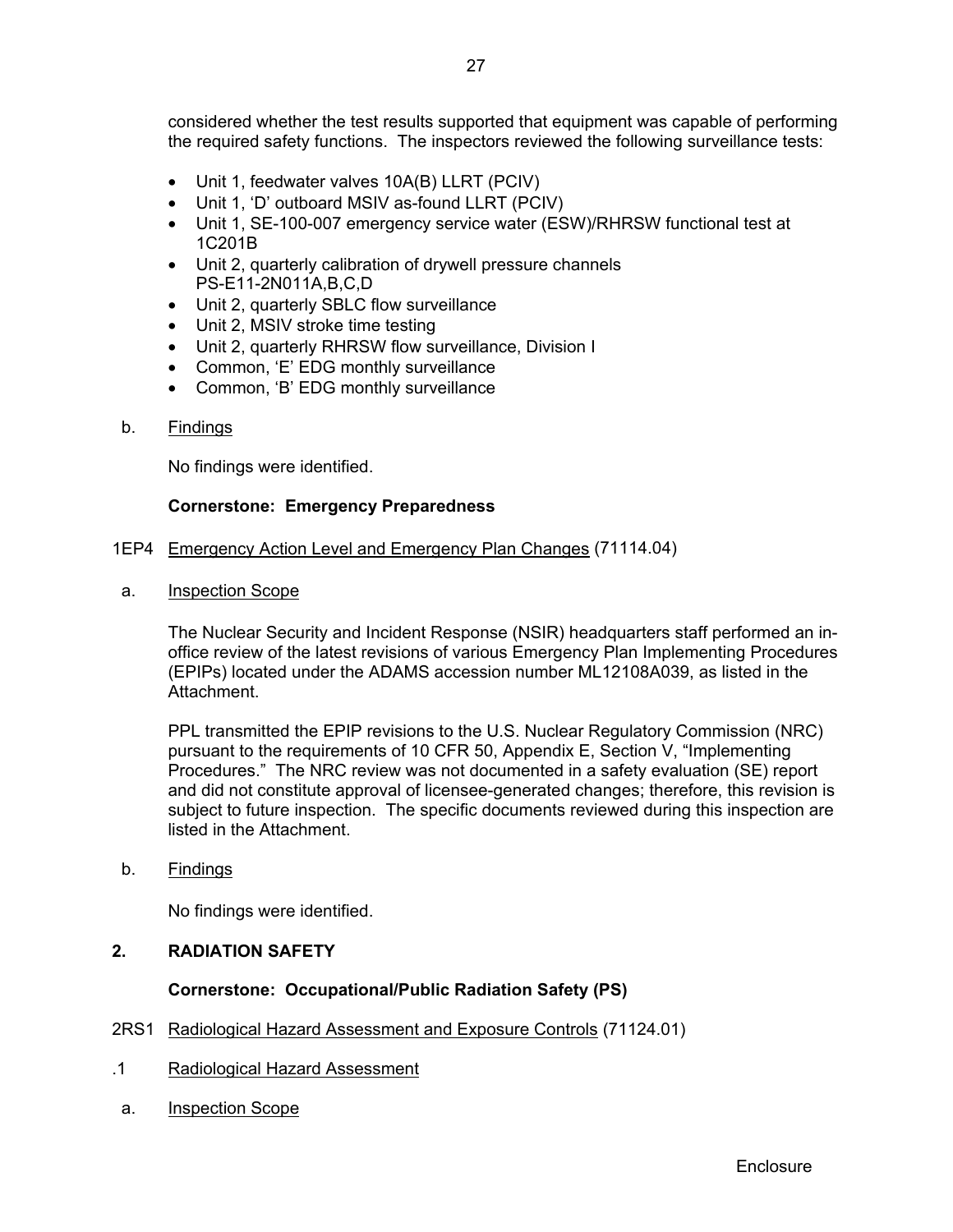considered whether the test results supported that equipment was capable of performing the required safety functions. The inspectors reviewed the following surveillance tests:

- Unit 1, feedwater valves 10A(B) LLRT (PCIV)
- Unit 1, 'D' outboard MSIV as-found LLRT (PCIV)
- Unit 1, SE-100-007 emergency service water (ESW)/RHRSW functional test at 1C201B
- Unit 2, quarterly calibration of drywell pressure channels PS-E11-2N011A,B,C,D
- Unit 2, quarterly SBLC flow surveillance
- Unit 2, MSIV stroke time testing
- Unit 2, quarterly RHRSW flow surveillance, Division I
- Common, 'E' EDG monthly surveillance
- Common, 'B' EDG monthly surveillance

b. Findings

No findings were identified.

**Cornerstone: Emergency Preparedness**

1EP4 Emergency Action Level and Emergency Plan Changes (71114.04)

a. Inspection Scope

The Nuclear Security and Incident Response (NSIR) headquarters staff performed an in-office review of the latest revisions of various Emergency Plan Implementing Procedures (EPIPs) located under the ADAMS accession number ML12108A039, as listed in the Attachment.

PPL transmitted the EPIP revisions to the U.S. Nuclear Regulatory Commission (NRC) pursuant to the requirements of 10 CFR 50, Appendix E, Section V, "Implementing Procedures." The NRC review was not documented in a safety evaluation (SE) report and did not constitute approval of licensee-generated changes; therefore, this revision is subject to future inspection. The specific documents reviewed during this inspection are listed in the Attachment.

b. Findings

No findings were identified.

## 2. RADIATION SAFETY

**Cornerstone: Occupational/Public Radiation Safety (PS)**

2RS1 Radiological Hazard Assessment and Exposure Controls (71124.01)

.1 Radiological Hazard Assessment

a. Inspection Scope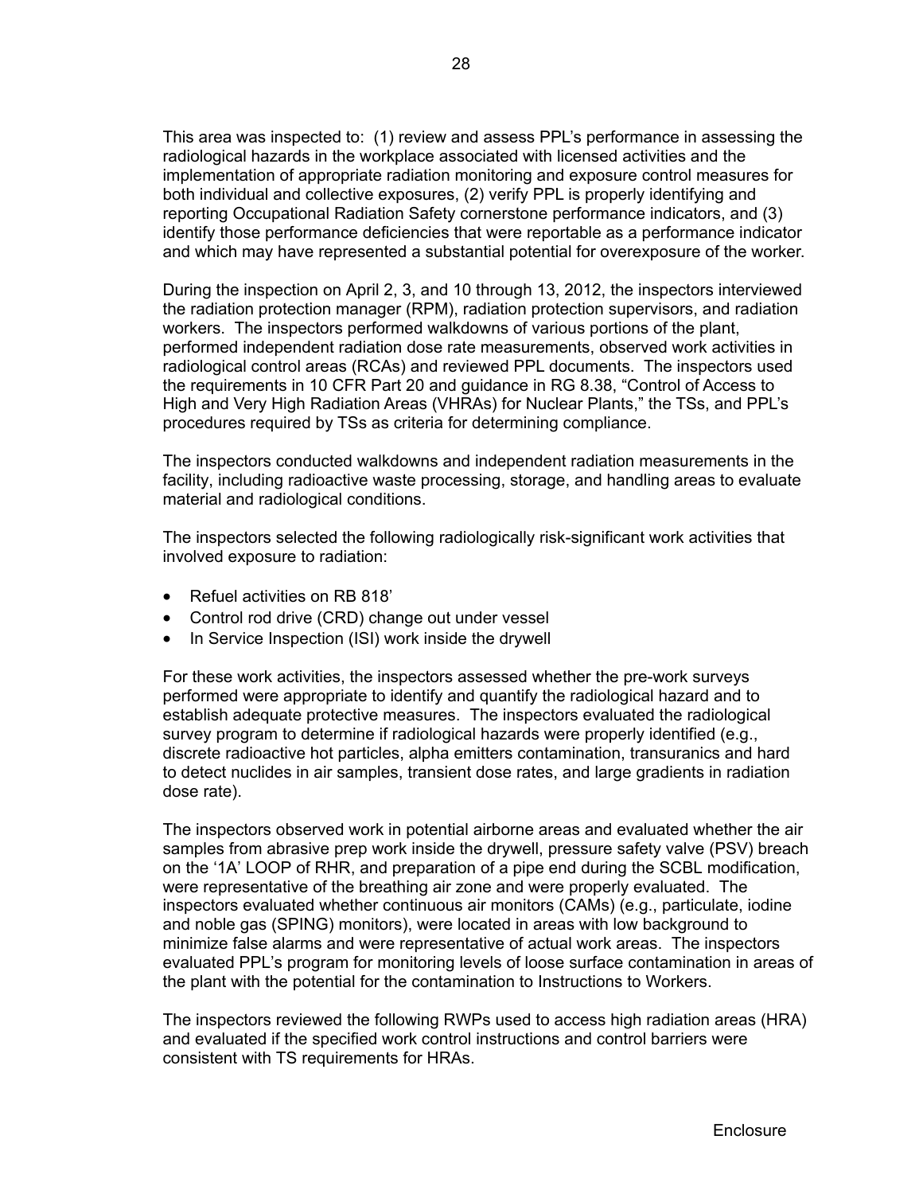This area was inspected to: (1) review and assess PPL's performance in assessing the radiological hazards in the workplace associated with licensed activities and the implementation of appropriate radiation monitoring and exposure control measures for both individual and collective exposures, (2) verify PPL is properly identifying and reporting Occupational Radiation Safety cornerstone performance indicators, and (3) identify those performance deficiencies that were reportable as a performance indicator and which may have represented a substantial potential for overexposure of the worker.

During the inspection on April 2, 3, and 10 through 13, 2012, the inspectors interviewed the radiation protection manager (RPM), radiation protection supervisors, and radiation workers. The inspectors performed walkdowns of various portions of the plant, performed independent radiation dose rate measurements, observed work activities in radiological control areas (RCAs) and reviewed PPL documents. The inspectors used the requirements in 10 CFR Part 20 and guidance in RG 8.38, "Control of Access to High and Very High Radiation Areas (VHRAs) for Nuclear Plants," the TSs, and PPL's procedures required by TSs as criteria for determining compliance.

The inspectors conducted walkdowns and independent radiation measurements in the facility, including radioactive waste processing, storage, and handling areas to evaluate material and radiological conditions.

The inspectors selected the following radiologically risk-significant work activities that involved exposure to radiation:

- Refuel activities on RB 818'
- Control rod drive (CRD) change out under vessel
- In Service Inspection (ISI) work inside the drywell

For these work activities, the inspectors assessed whether the pre-work surveys performed were appropriate to identify and quantify the radiological hazard and to establish adequate protective measures. The inspectors evaluated the radiological survey program to determine if radiological hazards were properly identified (e.g., discrete radioactive hot particles, alpha emitters contamination, transuranics and hard to detect nuclides in air samples, transient dose rates, and large gradients in radiation dose rate).

The inspectors observed work in potential airborne areas and evaluated whether the air samples from abrasive prep work inside the drywell, pressure safety valve (PSV) breach on the '1A' LOOP of RHR, and preparation of a pipe end during the SCBL modification, were representative of the breathing air zone and were properly evaluated. The inspectors evaluated whether continuous air monitors (CAMs) (e.g., particulate, iodine and noble gas (SPING) monitors), were located in areas with low background to minimize false alarms and were representative of actual work areas. The inspectors evaluated PPL's program for monitoring levels of loose surface contamination in areas of the plant with the potential for the contamination to Instructions to Workers.

The inspectors reviewed the following RWPs used to access high radiation areas (HRA) and evaluated if the specified work control instructions and control barriers were consistent with TS requirements for HRAs.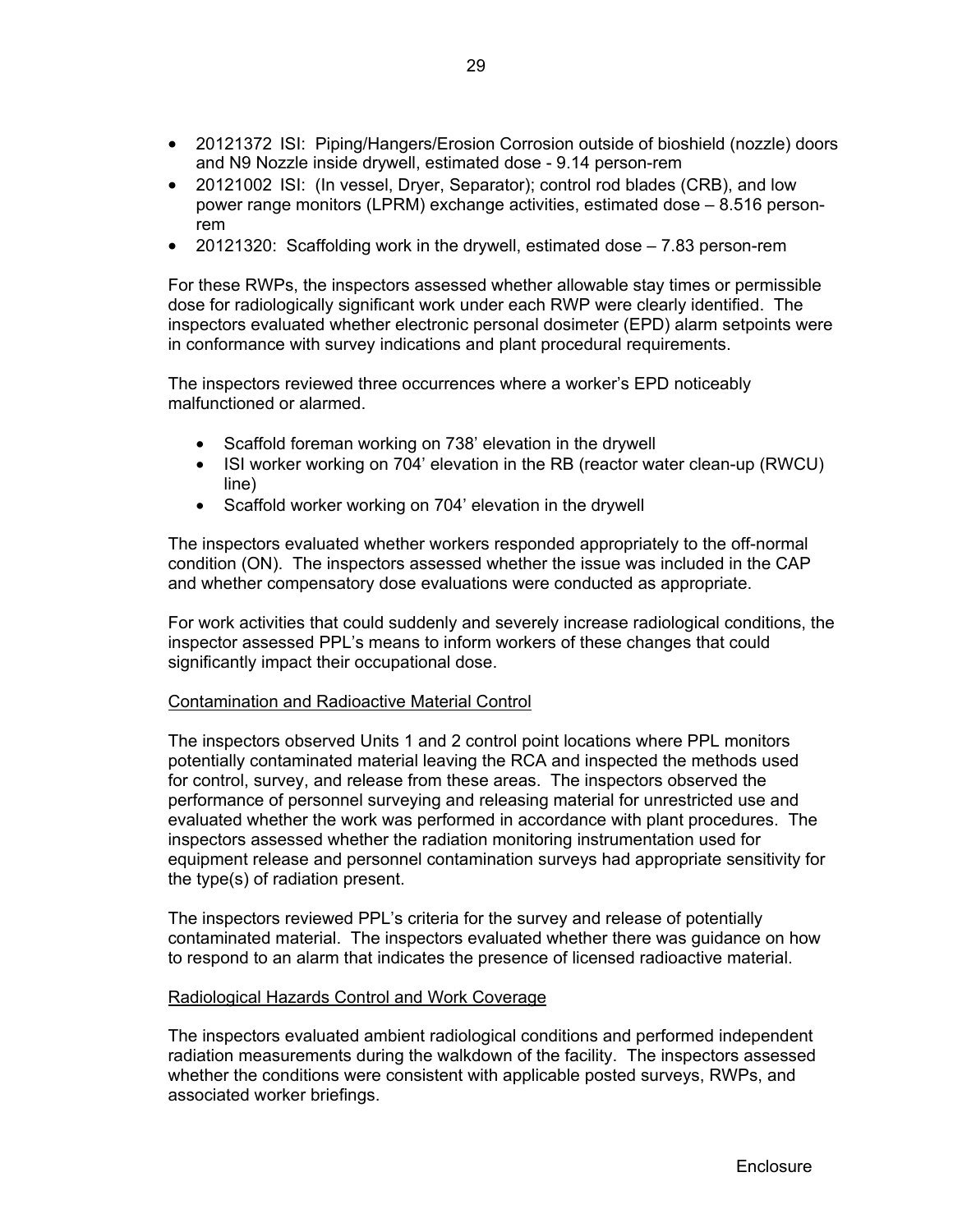- 20121372 ISI: Piping/Hangers/Erosion Corrosion outside of bioshield (nozzle) doors and N9 Nozzle inside drywell, estimated dose - 9.14 person-rem
- 20121002 ISI: (In vessel, Dryer, Separator); control rod blades (CRB), and low power range monitors (LPRM) exchange activities, estimated dose – 8.516 person-rem
- 20121320: Scaffolding work in the drywell, estimated dose – 7.83 person-rem

For these RWPs, the inspectors assessed whether allowable stay times or permissible dose for radiologically significant work under each RWP were clearly identified. The inspectors evaluated whether electronic personal dosimeter (EPD) alarm setpoints were in conformance with survey indications and plant procedural requirements.

The inspectors reviewed three occurrences where a worker's EPD noticeably malfunctioned or alarmed.

- Scaffold foreman working on 738' elevation in the drywell
- ISI worker working on 704' elevation in the RB (reactor water clean-up (RWCU) line)
- Scaffold worker working on 704' elevation in the drywell

The inspectors evaluated whether workers responded appropriately to the off-normal condition (ON). The inspectors assessed whether the issue was included in the CAP and whether compensatory dose evaluations were conducted as appropriate.

For work activities that could suddenly and severely increase radiological conditions, the inspector assessed PPL's means to inform workers of these changes that could significantly impact their occupational dose.

Contamination and Radioactive Material Control

The inspectors observed Units 1 and 2 control point locations where PPL monitors potentially contaminated material leaving the RCA and inspected the methods used for control, survey, and release from these areas. The inspectors observed the performance of personnel surveying and releasing material for unrestricted use and evaluated whether the work was performed in accordance with plant procedures. The inspectors assessed whether the radiation monitoring instrumentation used for equipment release and personnel contamination surveys had appropriate sensitivity for the type(s) of radiation present.

The inspectors reviewed PPL's criteria for the survey and release of potentially contaminated material. The inspectors evaluated whether there was guidance on how to respond to an alarm that indicates the presence of licensed radioactive material.

Radiological Hazards Control and Work Coverage

The inspectors evaluated ambient radiological conditions and performed independent radiation measurements during the walkdown of the facility. The inspectors assessed whether the conditions were consistent with applicable posted surveys, RWPs, and associated worker briefings.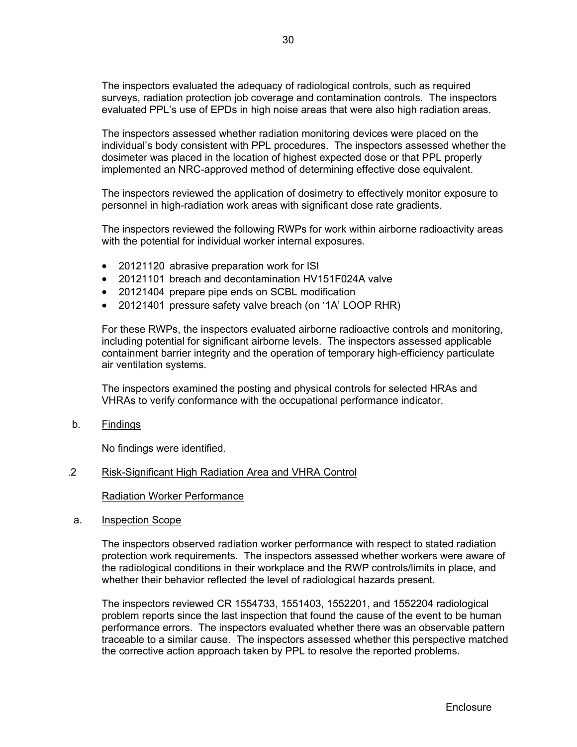The inspectors evaluated the adequacy of radiological controls, such as required surveys, radiation protection job coverage and contamination controls. The inspectors evaluated PPL's use of EPDs in high noise areas that were also high radiation areas.

The inspectors assessed whether radiation monitoring devices were placed on the individual's body consistent with PPL procedures. The inspectors assessed whether the dosimeter was placed in the location of highest expected dose or that PPL properly implemented an NRC-approved method of determining effective dose equivalent.

The inspectors reviewed the application of dosimetry to effectively monitor exposure to personnel in high-radiation work areas with significant dose rate gradients.

The inspectors reviewed the following RWPs for work within airborne radioactivity areas with the potential for individual worker internal exposures.

- 20121120 abrasive preparation work for ISI
- 20121101 breach and decontamination HV151F024A valve
- 20121404 prepare pipe ends on SCBL modification
- 20121401 pressure safety valve breach (on '1A' LOOP RHR)

For these RWPs, the inspectors evaluated airborne radioactive controls and monitoring, including potential for significant airborne levels. The inspectors assessed applicable containment barrier integrity and the operation of temporary high-efficiency particulate air ventilation systems.

The inspectors examined the posting and physical controls for selected HRAs and VHRAs to verify conformance with the occupational performance indicator.

b. <u>Findings</u>

No findings were identified.

.2 <u>Risk-Significant High Radiation Area and VHRA Control</u>

<u>Radiation Worker Performance</u>

a. <u>Inspection Scope</u>

The inspectors observed radiation worker performance with respect to stated radiation protection work requirements. The inspectors assessed whether workers were aware of the radiological conditions in their workplace and the RWP controls/limits in place, and whether their behavior reflected the level of radiological hazards present.

The inspectors reviewed CR 1554733, 1551403, 1552201, and 1552204 radiological problem reports since the last inspection that found the cause of the event to be human performance errors. The inspectors evaluated whether there was an observable pattern traceable to a similar cause. The inspectors assessed whether this perspective matched the corrective action approach taken by PPL to resolve the reported problems.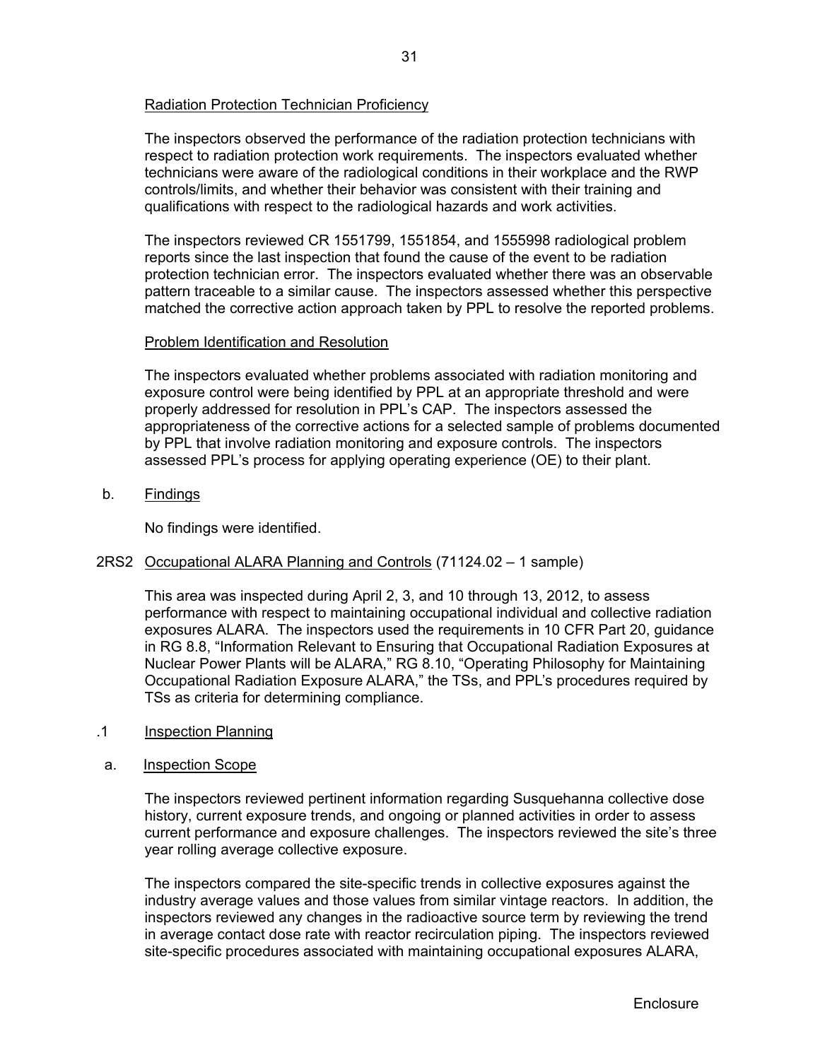Radiation Protection Technician Proficiency

The inspectors observed the performance of the radiation protection technicians with respect to radiation protection work requirements. The inspectors evaluated whether technicians were aware of the radiological conditions in their workplace and the RWP controls/limits, and whether their behavior was consistent with their training and qualifications with respect to the radiological hazards and work activities.

The inspectors reviewed CR 1551799, 1551854, and 1555998 radiological problem reports since the last inspection that found the cause of the event to be radiation protection technician error. The inspectors evaluated whether there was an observable pattern traceable to a similar cause. The inspectors assessed whether this perspective matched the corrective action approach taken by PPL to resolve the reported problems.

Problem Identification and Resolution

The inspectors evaluated whether problems associated with radiation monitoring and exposure control were being identified by PPL at an appropriate threshold and were properly addressed for resolution in PPL's CAP. The inspectors assessed the appropriateness of the corrective actions for a selected sample of problems documented by PPL that involve radiation monitoring and exposure controls. The inspectors assessed PPL's process for applying operating experience (OE) to their plant.

b. Findings

No findings were identified.

2RS2 Occupational ALARA Planning and Controls (71124.02 – 1 sample)

This area was inspected during April 2, 3, and 10 through 13, 2012, to assess performance with respect to maintaining occupational individual and collective radiation exposures ALARA. The inspectors used the requirements in 10 CFR Part 20, guidance in RG 8.8, "Information Relevant to Ensuring that Occupational Radiation Exposures at Nuclear Power Plants will be ALARA," RG 8.10, "Operating Philosophy for Maintaining Occupational Radiation Exposure ALARA," the TSs, and PPL's procedures required by TSs as criteria for determining compliance.

.1 Inspection Planning

a. Inspection Scope

The inspectors reviewed pertinent information regarding Susquehanna collective dose history, current exposure trends, and ongoing or planned activities in order to assess current performance and exposure challenges. The inspectors reviewed the site's three year rolling average collective exposure.

The inspectors compared the site-specific trends in collective exposures against the industry average values and those values from similar vintage reactors. In addition, the inspectors reviewed any changes in the radioactive source term by reviewing the trend in average contact dose rate with reactor recirculation piping. The inspectors reviewed site-specific procedures associated with maintaining occupational exposures ALARA,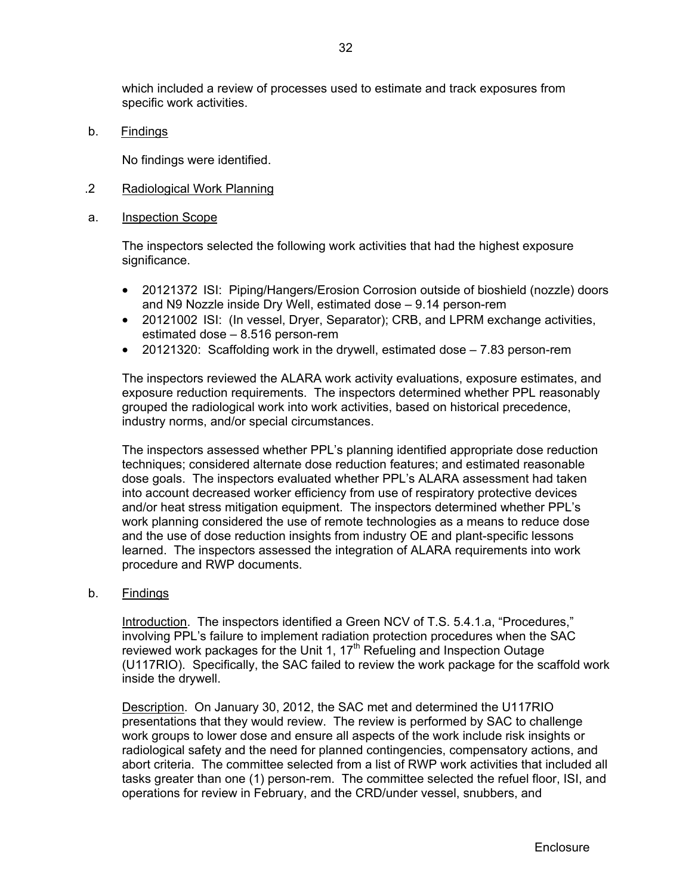which included a review of processes used to estimate and track exposures from specific work activities.

b. Findings

No findings were identified.

.2 Radiological Work Planning

a. Inspection Scope

The inspectors selected the following work activities that had the highest exposure significance.

- 20121372 ISI: Piping/Hangers/Erosion Corrosion outside of bioshield (nozzle) doors and N9 Nozzle inside Dry Well, estimated dose – 9.14 person-rem
- 20121002 ISI: (In vessel, Dryer, Separator); CRB, and LPRM exchange activities, estimated dose – 8.516 person-rem
- 20121320: Scaffolding work in the drywell, estimated dose – 7.83 person-rem

The inspectors reviewed the ALARA work activity evaluations, exposure estimates, and exposure reduction requirements. The inspectors determined whether PPL reasonably grouped the radiological work into work activities, based on historical precedence, industry norms, and/or special circumstances.

The inspectors assessed whether PPL's planning identified appropriate dose reduction techniques; considered alternate dose reduction features; and estimated reasonable dose goals. The inspectors evaluated whether PPL's ALARA assessment had taken into account decreased worker efficiency from use of respiratory protective devices and/or heat stress mitigation equipment. The inspectors determined whether PPL's work planning considered the use of remote technologies as a means to reduce dose and the use of dose reduction insights from industry OE and plant-specific lessons learned. The inspectors assessed the integration of ALARA requirements into work procedure and RWP documents.

b. Findings

Introduction. The inspectors identified a Green NCV of T.S. 5.4.1.a, "Procedures," involving PPL's failure to implement radiation protection procedures when the SAC reviewed work packages for the Unit 1, 17th Refueling and Inspection Outage (U117RIO). Specifically, the SAC failed to review the work package for the scaffold work inside the drywell.

Description. On January 30, 2012, the SAC met and determined the U117RIO presentations that they would review. The review is performed by SAC to challenge work groups to lower dose and ensure all aspects of the work include risk insights or radiological safety and the need for planned contingencies, compensatory actions, and abort criteria. The committee selected from a list of RWP work activities that included all tasks greater than one (1) person-rem. The committee selected the refuel floor, ISI, and operations for review in February, and the CRD/under vessel, snubbers, and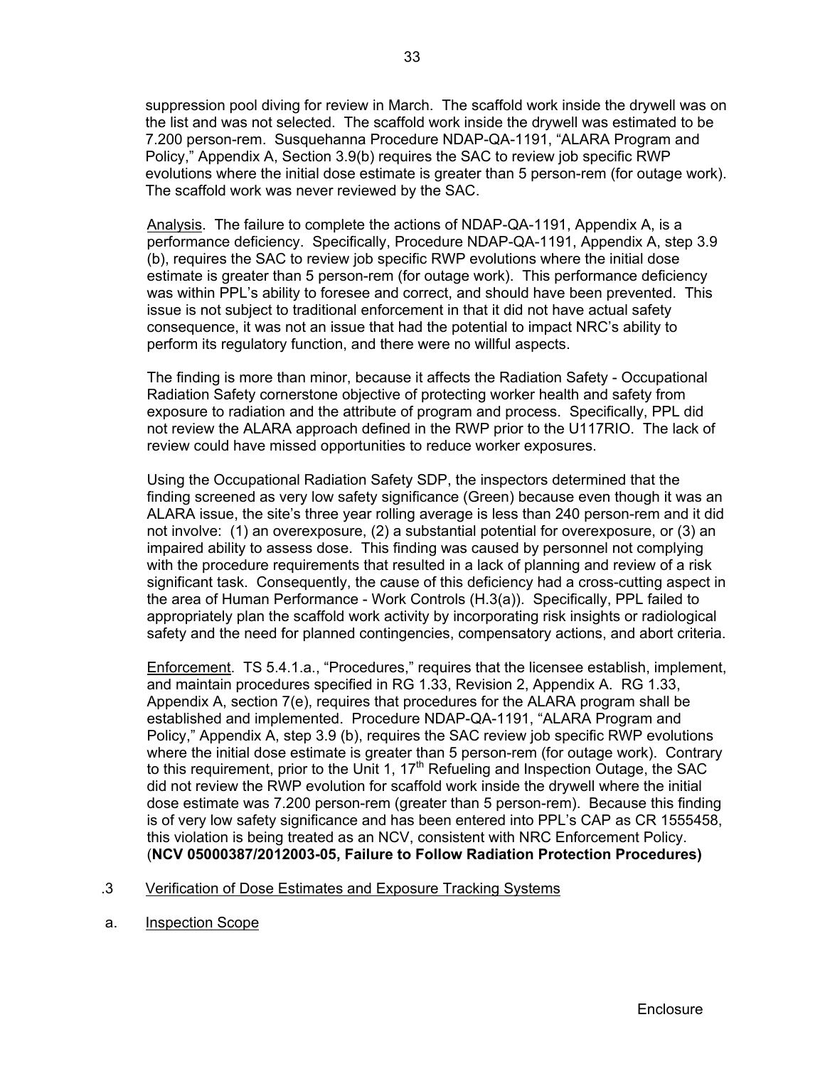suppression pool diving for review in March. The scaffold work inside the drywell was on the list and was not selected. The scaffold work inside the drywell was estimated to be 7.200 person-rem. Susquehanna Procedure NDAP-QA-1191, "ALARA Program and Policy," Appendix A, Section 3.9(b) requires the SAC to review job specific RWP evolutions where the initial dose estimate is greater than 5 person-rem (for outage work). The scaffold work was never reviewed by the SAC.

Analysis. The failure to complete the actions of NDAP-QA-1191, Appendix A, is a performance deficiency. Specifically, Procedure NDAP-QA-1191, Appendix A, step 3.9 (b), requires the SAC to review job specific RWP evolutions where the initial dose estimate is greater than 5 person-rem (for outage work). This performance deficiency was within PPL's ability to foresee and correct, and should have been prevented. This issue is not subject to traditional enforcement in that it did not have actual safety consequence, it was not an issue that had the potential to impact NRC's ability to perform its regulatory function, and there were no willful aspects.

The finding is more than minor, because it affects the Radiation Safety - Occupational Radiation Safety cornerstone objective of protecting worker health and safety from exposure to radiation and the attribute of program and process. Specifically, PPL did not review the ALARA approach defined in the RWP prior to the U117RIO. The lack of review could have missed opportunities to reduce worker exposures.

Using the Occupational Radiation Safety SDP, the inspectors determined that the finding screened as very low safety significance (Green) because even though it was an ALARA issue, the site's three year rolling average is less than 240 person-rem and it did not involve: (1) an overexposure, (2) a substantial potential for overexposure, or (3) an impaired ability to assess dose. This finding was caused by personnel not complying with the procedure requirements that resulted in a lack of planning and review of a risk significant task. Consequently, the cause of this deficiency had a cross-cutting aspect in the area of Human Performance - Work Controls (H.3(a)). Specifically, PPL failed to appropriately plan the scaffold work activity by incorporating risk insights or radiological safety and the need for planned contingencies, compensatory actions, and abort criteria.

Enforcement. TS 5.4.1.a., "Procedures," requires that the licensee establish, implement, and maintain procedures specified in RG 1.33, Revision 2, Appendix A. RG 1.33, Appendix A, section 7(e), requires that procedures for the ALARA program shall be established and implemented. Procedure NDAP-QA-1191, "ALARA Program and Policy," Appendix A, step 3.9 (b), requires the SAC review job specific RWP evolutions where the initial dose estimate is greater than 5 person-rem (for outage work). Contrary to this requirement, prior to the Unit 1, 17th Refueling and Inspection Outage, the SAC did not review the RWP evolution for scaffold work inside the drywell where the initial dose estimate was 7.200 person-rem (greater than 5 person-rem). Because this finding is of very low safety significance and has been entered into PPL's CAP as CR 1555458, this violation is being treated as an NCV, consistent with NRC Enforcement Policy. (**NCV 05000387/2012003-05, Failure to Follow Radiation Protection Procedures)**

.3 Verification of Dose Estimates and Exposure Tracking Systems

a. Inspection Scope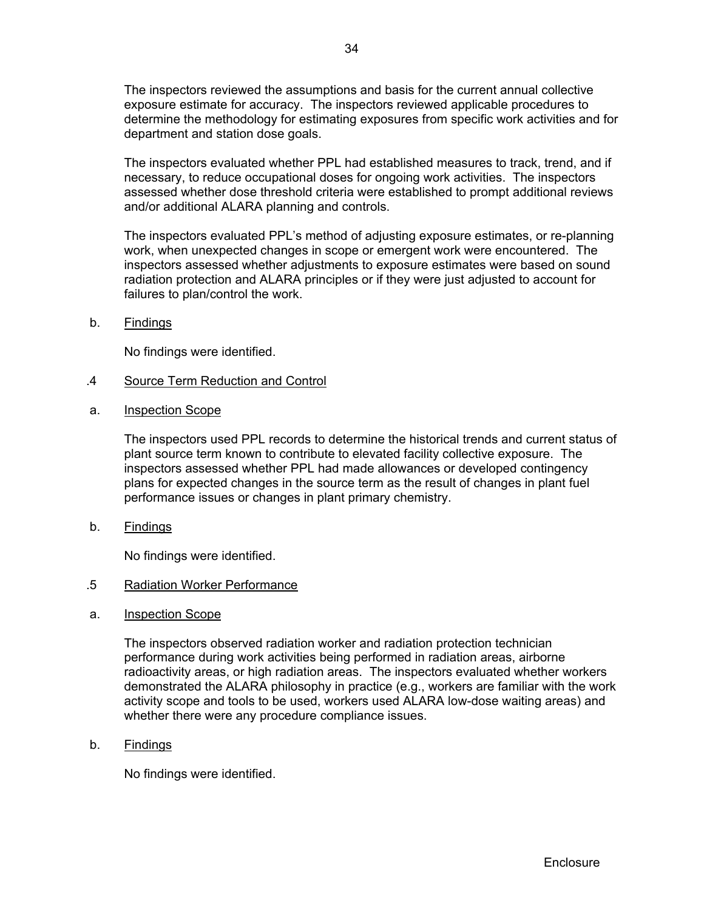The inspectors reviewed the assumptions and basis for the current annual collective exposure estimate for accuracy. The inspectors reviewed applicable procedures to determine the methodology for estimating exposures from specific work activities and for department and station dose goals.

The inspectors evaluated whether PPL had established measures to track, trend, and if necessary, to reduce occupational doses for ongoing work activities. The inspectors assessed whether dose threshold criteria were established to prompt additional reviews and/or additional ALARA planning and controls.

The inspectors evaluated PPL's method of adjusting exposure estimates, or re-planning work, when unexpected changes in scope or emergent work were encountered. The inspectors assessed whether adjustments to exposure estimates were based on sound radiation protection and ALARA principles or if they were just adjusted to account for failures to plan/control the work.

b. Findings

No findings were identified.

.4 Source Term Reduction and Control

a. Inspection Scope

The inspectors used PPL records to determine the historical trends and current status of plant source term known to contribute to elevated facility collective exposure. The inspectors assessed whether PPL had made allowances or developed contingency plans for expected changes in the source term as the result of changes in plant fuel performance issues or changes in plant primary chemistry.

b. Findings

No findings were identified.

.5 Radiation Worker Performance

a. Inspection Scope

The inspectors observed radiation worker and radiation protection technician performance during work activities being performed in radiation areas, airborne radioactivity areas, or high radiation areas. The inspectors evaluated whether workers demonstrated the ALARA philosophy in practice (e.g., workers are familiar with the work activity scope and tools to be used, workers used ALARA low-dose waiting areas) and whether there were any procedure compliance issues.

b. Findings

No findings were identified.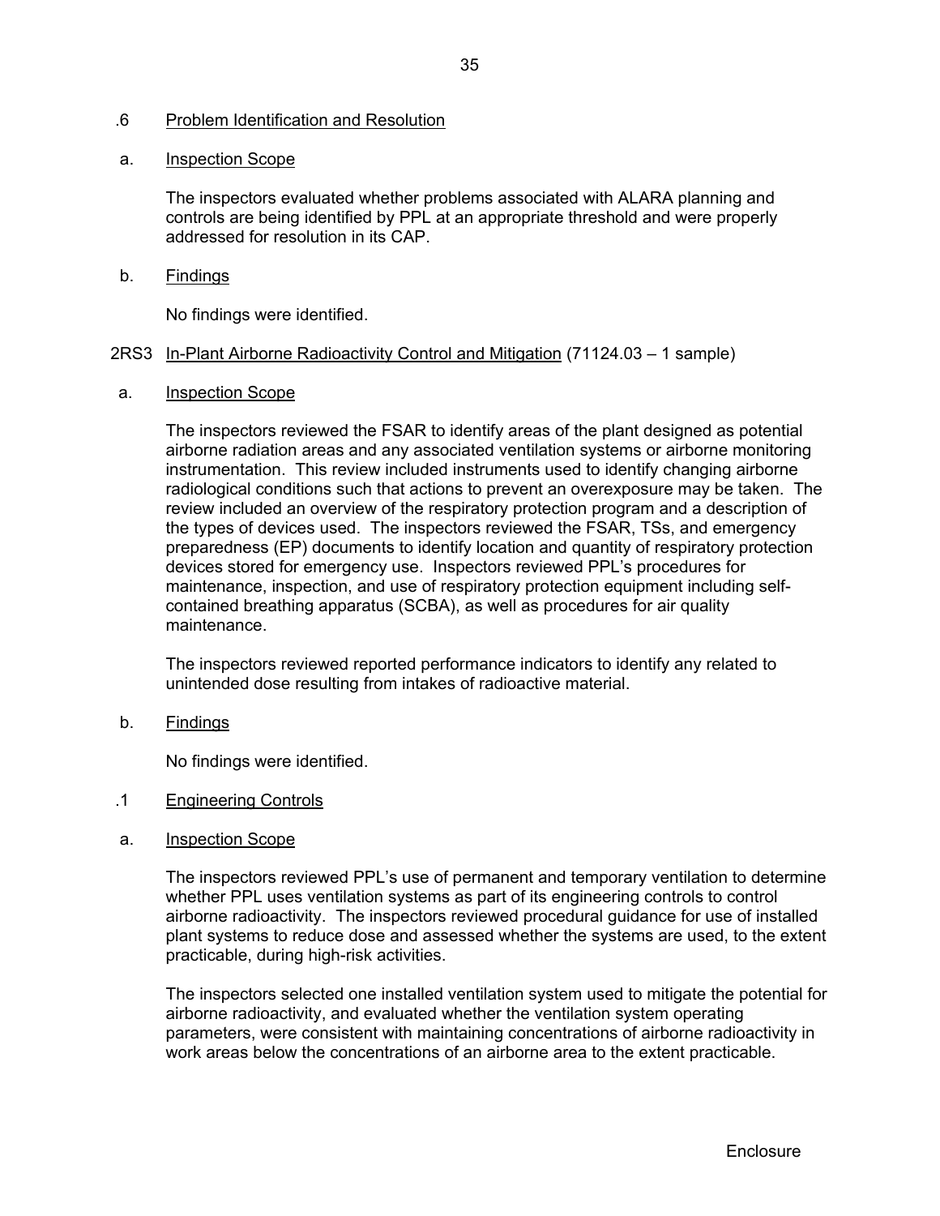.6 Problem Identification and Resolution

a. Inspection Scope

The inspectors evaluated whether problems associated with ALARA planning and controls are being identified by PPL at an appropriate threshold and were properly addressed for resolution in its CAP.

b. Findings

No findings were identified.

2RS3 In-Plant Airborne Radioactivity Control and Mitigation (71124.03 – 1 sample)

a. Inspection Scope

The inspectors reviewed the FSAR to identify areas of the plant designed as potential airborne radiation areas and any associated ventilation systems or airborne monitoring instrumentation. This review included instruments used to identify changing airborne radiological conditions such that actions to prevent an overexposure may be taken. The review included an overview of the respiratory protection program and a description of the types of devices used. The inspectors reviewed the FSAR, TSs, and emergency preparedness (EP) documents to identify location and quantity of respiratory protection devices stored for emergency use. Inspectors reviewed PPL's procedures for maintenance, inspection, and use of respiratory protection equipment including self-contained breathing apparatus (SCBA), as well as procedures for air quality maintenance.

The inspectors reviewed reported performance indicators to identify any related to unintended dose resulting from intakes of radioactive material.

b. Findings

No findings were identified.

.1 Engineering Controls

a. Inspection Scope

The inspectors reviewed PPL's use of permanent and temporary ventilation to determine whether PPL uses ventilation systems as part of its engineering controls to control airborne radioactivity. The inspectors reviewed procedural guidance for use of installed plant systems to reduce dose and assessed whether the systems are used, to the extent practicable, during high-risk activities.

The inspectors selected one installed ventilation system used to mitigate the potential for airborne radioactivity, and evaluated whether the ventilation system operating parameters, were consistent with maintaining concentrations of airborne radioactivity in work areas below the concentrations of an airborne area to the extent practicable.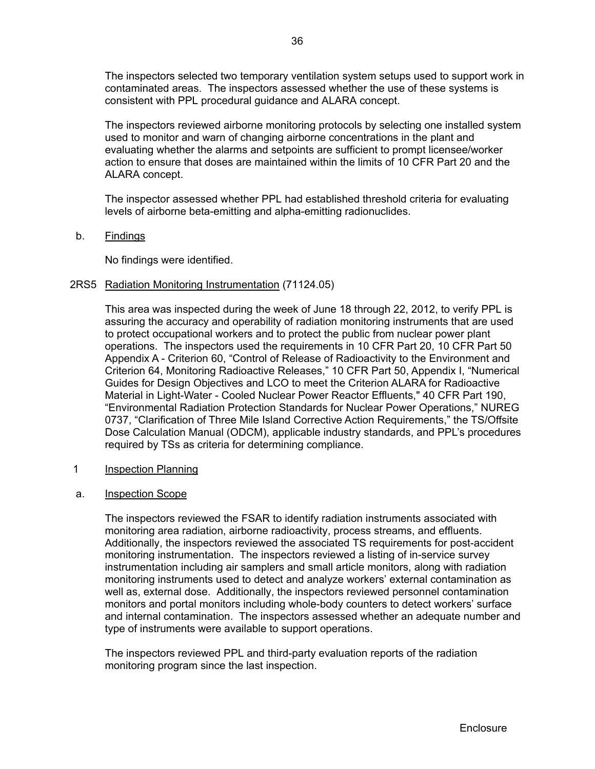The inspectors selected two temporary ventilation system setups used to support work in contaminated areas. The inspectors assessed whether the use of these systems is consistent with PPL procedural guidance and ALARA concept.

The inspectors reviewed airborne monitoring protocols by selecting one installed system used to monitor and warn of changing airborne concentrations in the plant and evaluating whether the alarms and setpoints are sufficient to prompt licensee/worker action to ensure that doses are maintained within the limits of 10 CFR Part 20 and the ALARA concept.

The inspector assessed whether PPL had established threshold criteria for evaluating levels of airborne beta-emitting and alpha-emitting radionuclides.

b. Findings

No findings were identified.

2RS5 Radiation Monitoring Instrumentation (71124.05)

This area was inspected during the week of June 18 through 22, 2012, to verify PPL is assuring the accuracy and operability of radiation monitoring instruments that are used to protect occupational workers and to protect the public from nuclear power plant operations. The inspectors used the requirements in 10 CFR Part 20, 10 CFR Part 50 Appendix A - Criterion 60, "Control of Release of Radioactivity to the Environment and Criterion 64, Monitoring Radioactive Releases," 10 CFR Part 50, Appendix I, "Numerical Guides for Design Objectives and LCO to meet the Criterion ALARA for Radioactive Material in Light-Water - Cooled Nuclear Power Reactor Effluents," 40 CFR Part 190, "Environmental Radiation Protection Standards for Nuclear Power Operations," NUREG 0737, "Clarification of Three Mile Island Corrective Action Requirements," the TS/Offsite Dose Calculation Manual (ODCM), applicable industry standards, and PPL's procedures required by TSs as criteria for determining compliance.

1 Inspection Planning

a. Inspection Scope

The inspectors reviewed the FSAR to identify radiation instruments associated with monitoring area radiation, airborne radioactivity, process streams, and effluents. Additionally, the inspectors reviewed the associated TS requirements for post-accident monitoring instrumentation. The inspectors reviewed a listing of in-service survey instrumentation including air samplers and small article monitors, along with radiation monitoring instruments used to detect and analyze workers' external contamination as well as, external dose. Additionally, the inspectors reviewed personnel contamination monitors and portal monitors including whole-body counters to detect workers' surface and internal contamination. The inspectors assessed whether an adequate number and type of instruments were available to support operations.

The inspectors reviewed PPL and third-party evaluation reports of the radiation monitoring program since the last inspection.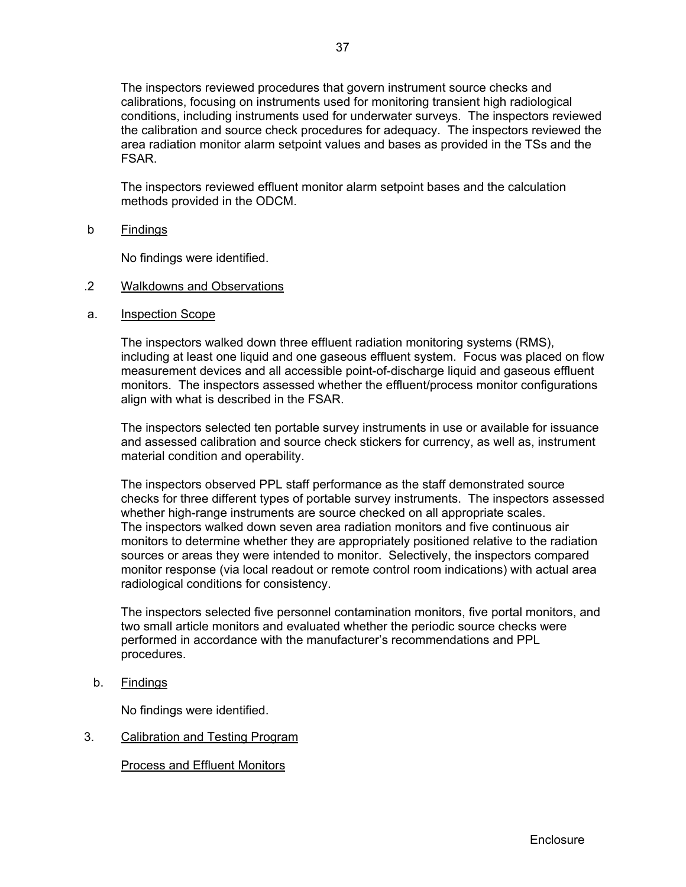The inspectors reviewed procedures that govern instrument source checks and calibrations, focusing on instruments used for monitoring transient high radiological conditions, including instruments used for underwater surveys. The inspectors reviewed the calibration and source check procedures for adequacy. The inspectors reviewed the area radiation monitor alarm setpoint values and bases as provided in the TSs and the FSAR.

The inspectors reviewed effluent monitor alarm setpoint bases and the calculation methods provided in the ODCM.

b Findings

No findings were identified.

.2 Walkdowns and Observations

a. Inspection Scope

The inspectors walked down three effluent radiation monitoring systems (RMS), including at least one liquid and one gaseous effluent system. Focus was placed on flow measurement devices and all accessible point-of-discharge liquid and gaseous effluent monitors. The inspectors assessed whether the effluent/process monitor configurations align with what is described in the FSAR.

The inspectors selected ten portable survey instruments in use or available for issuance and assessed calibration and source check stickers for currency, as well as, instrument material condition and operability.

The inspectors observed PPL staff performance as the staff demonstrated source checks for three different types of portable survey instruments. The inspectors assessed whether high-range instruments are source checked on all appropriate scales. The inspectors walked down seven area radiation monitors and five continuous air monitors to determine whether they are appropriately positioned relative to the radiation sources or areas they were intended to monitor. Selectively, the inspectors compared monitor response (via local readout or remote control room indications) with actual area radiological conditions for consistency.

The inspectors selected five personnel contamination monitors, five portal monitors, and two small article monitors and evaluated whether the periodic source checks were performed in accordance with the manufacturer's recommendations and PPL procedures.

b. Findings

No findings were identified.

3. Calibration and Testing Program

Process and Effluent Monitors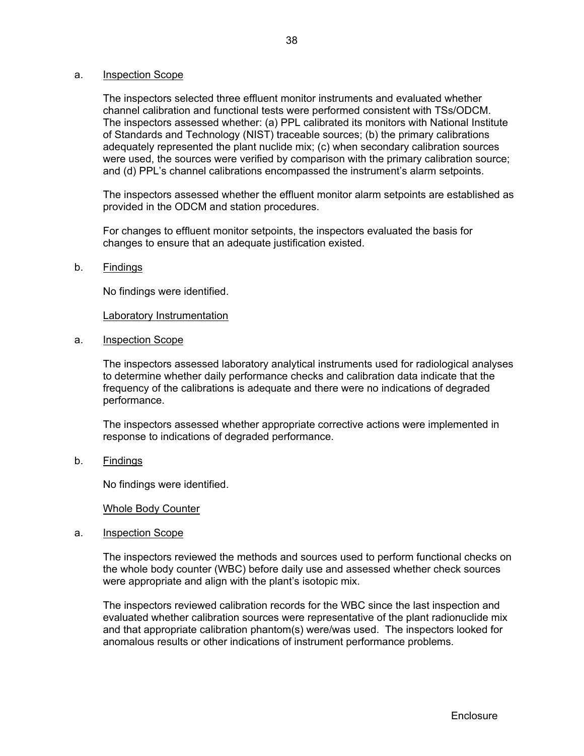a. Inspection Scope

The inspectors selected three effluent monitor instruments and evaluated whether channel calibration and functional tests were performed consistent with TSs/ODCM. The inspectors assessed whether: (a) PPL calibrated its monitors with National Institute of Standards and Technology (NIST) traceable sources; (b) the primary calibrations adequately represented the plant nuclide mix; (c) when secondary calibration sources were used, the sources were verified by comparison with the primary calibration source; and (d) PPL's channel calibrations encompassed the instrument's alarm setpoints.

The inspectors assessed whether the effluent monitor alarm setpoints are established as provided in the ODCM and station procedures.

For changes to effluent monitor setpoints, the inspectors evaluated the basis for changes to ensure that an adequate justification existed.

b. Findings

No findings were identified.

Laboratory Instrumentation

a. Inspection Scope

The inspectors assessed laboratory analytical instruments used for radiological analyses to determine whether daily performance checks and calibration data indicate that the frequency of the calibrations is adequate and there were no indications of degraded performance.

The inspectors assessed whether appropriate corrective actions were implemented in response to indications of degraded performance.

b. Findings

No findings were identified.

Whole Body Counter

a. Inspection Scope

The inspectors reviewed the methods and sources used to perform functional checks on the whole body counter (WBC) before daily use and assessed whether check sources were appropriate and align with the plant's isotopic mix.

The inspectors reviewed calibration records for the WBC since the last inspection and evaluated whether calibration sources were representative of the plant radionuclide mix and that appropriate calibration phantom(s) were/was used. The inspectors looked for anomalous results or other indications of instrument performance problems.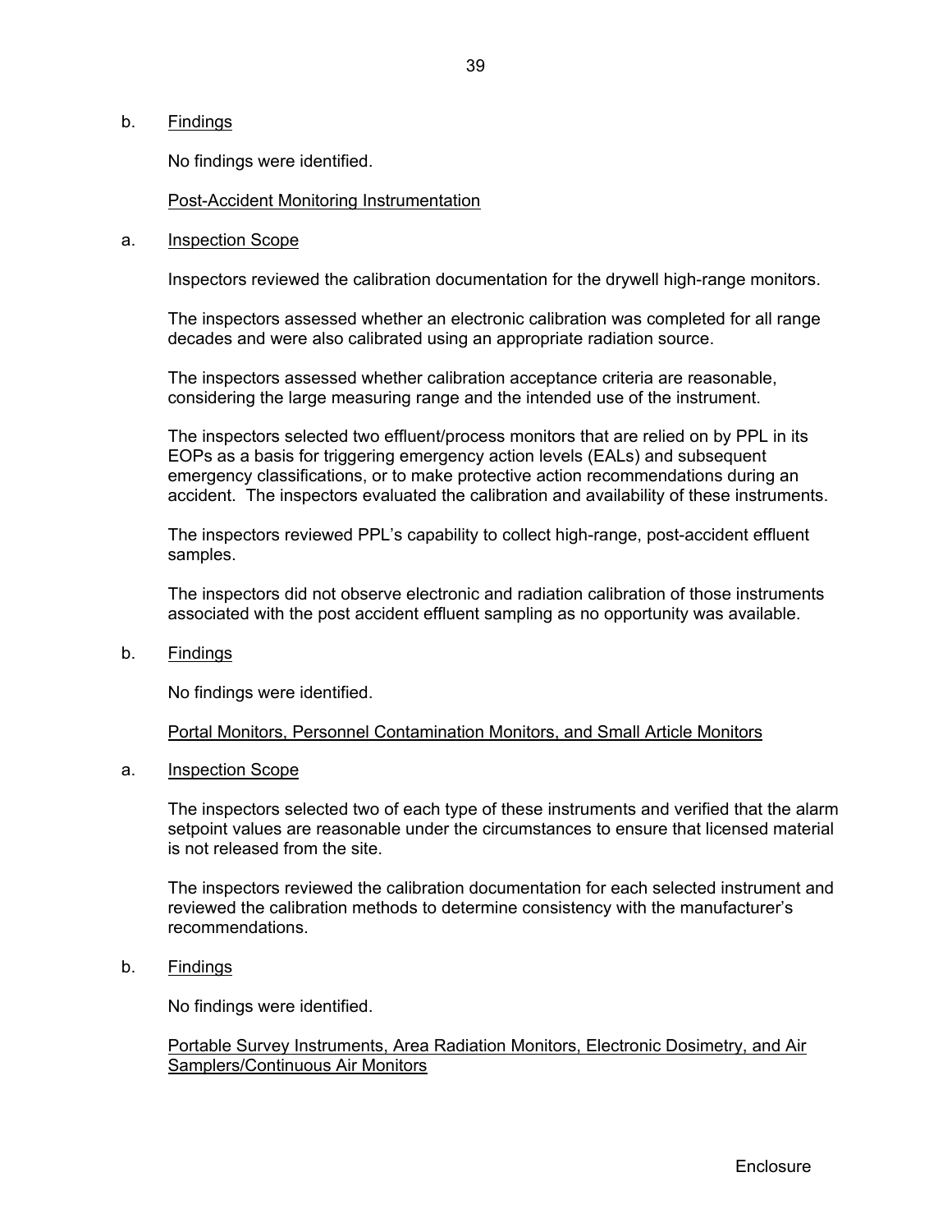b. Findings

No findings were identified.

Post-Accident Monitoring Instrumentation

a. Inspection Scope

Inspectors reviewed the calibration documentation for the drywell high-range monitors.

The inspectors assessed whether an electronic calibration was completed for all range decades and were also calibrated using an appropriate radiation source.

The inspectors assessed whether calibration acceptance criteria are reasonable, considering the large measuring range and the intended use of the instrument.

The inspectors selected two effluent/process monitors that are relied on by PPL in its EOPs as a basis for triggering emergency action levels (EALs) and subsequent emergency classifications, or to make protective action recommendations during an accident. The inspectors evaluated the calibration and availability of these instruments.

The inspectors reviewed PPL's capability to collect high-range, post-accident effluent samples.

The inspectors did not observe electronic and radiation calibration of those instruments associated with the post accident effluent sampling as no opportunity was available.

b. Findings

No findings were identified.

Portal Monitors, Personnel Contamination Monitors, and Small Article Monitors

a. Inspection Scope

The inspectors selected two of each type of these instruments and verified that the alarm setpoint values are reasonable under the circumstances to ensure that licensed material is not released from the site.

The inspectors reviewed the calibration documentation for each selected instrument and reviewed the calibration methods to determine consistency with the manufacturer's recommendations.

b. Findings

No findings were identified.

Portable Survey Instruments, Area Radiation Monitors, Electronic Dosimetry, and Air Samplers/Continuous Air Monitors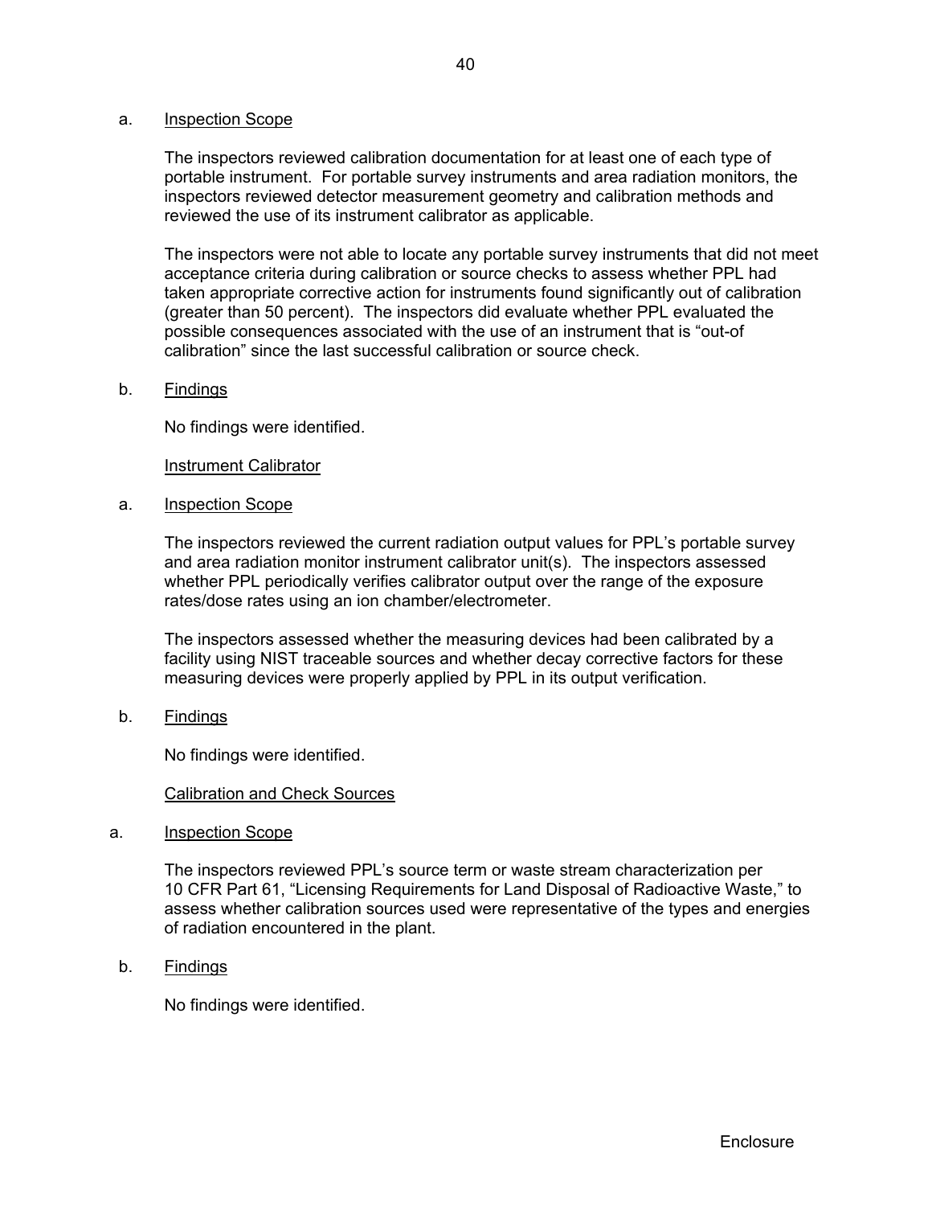a. Inspection Scope

The inspectors reviewed calibration documentation for at least one of each type of portable instrument. For portable survey instruments and area radiation monitors, the inspectors reviewed detector measurement geometry and calibration methods and reviewed the use of its instrument calibrator as applicable.

The inspectors were not able to locate any portable survey instruments that did not meet acceptance criteria during calibration or source checks to assess whether PPL had taken appropriate corrective action for instruments found significantly out of calibration (greater than 50 percent). The inspectors did evaluate whether PPL evaluated the possible consequences associated with the use of an instrument that is "out-of calibration" since the last successful calibration or source check.

b. Findings

No findings were identified.

Instrument Calibrator

a. Inspection Scope

The inspectors reviewed the current radiation output values for PPL's portable survey and area radiation monitor instrument calibrator unit(s). The inspectors assessed whether PPL periodically verifies calibrator output over the range of the exposure rates/dose rates using an ion chamber/electrometer.

The inspectors assessed whether the measuring devices had been calibrated by a facility using NIST traceable sources and whether decay corrective factors for these measuring devices were properly applied by PPL in its output verification.

b. Findings

No findings were identified.

Calibration and Check Sources

a. Inspection Scope

The inspectors reviewed PPL's source term or waste stream characterization per 10 CFR Part 61, "Licensing Requirements for Land Disposal of Radioactive Waste," to assess whether calibration sources used were representative of the types and energies of radiation encountered in the plant.

b. Findings

No findings were identified.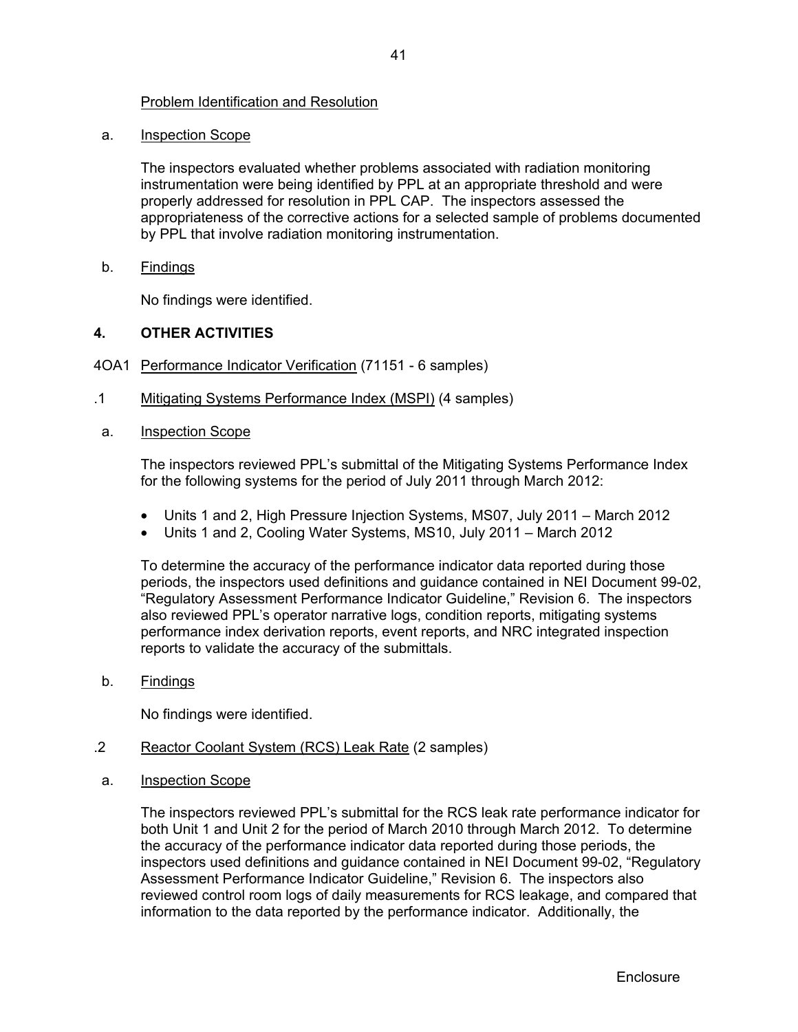Problem Identification and Resolution

a. Inspection Scope

The inspectors evaluated whether problems associated with radiation monitoring instrumentation were being identified by PPL at an appropriate threshold and were properly addressed for resolution in PPL CAP. The inspectors assessed the appropriateness of the corrective actions for a selected sample of problems documented by PPL that involve radiation monitoring instrumentation.

b. Findings

No findings were identified.

## 4. OTHER ACTIVITIES

4OA1 Performance Indicator Verification (71151 - 6 samples)

.1 Mitigating Systems Performance Index (MSPI) (4 samples)

a. Inspection Scope

The inspectors reviewed PPL's submittal of the Mitigating Systems Performance Index for the following systems for the period of July 2011 through March 2012:

- Units 1 and 2, High Pressure Injection Systems, MS07, July 2011 – March 2012
- Units 1 and 2, Cooling Water Systems, MS10, July 2011 – March 2012

To determine the accuracy of the performance indicator data reported during those periods, the inspectors used definitions and guidance contained in NEI Document 99-02, "Regulatory Assessment Performance Indicator Guideline," Revision 6. The inspectors also reviewed PPL's operator narrative logs, condition reports, mitigating systems performance index derivation reports, event reports, and NRC integrated inspection reports to validate the accuracy of the submittals.

b. Findings

No findings were identified.

.2 Reactor Coolant System (RCS) Leak Rate (2 samples)

a. Inspection Scope

The inspectors reviewed PPL's submittal for the RCS leak rate performance indicator for both Unit 1 and Unit 2 for the period of March 2010 through March 2012. To determine the accuracy of the performance indicator data reported during those periods, the inspectors used definitions and guidance contained in NEI Document 99-02, "Regulatory Assessment Performance Indicator Guideline," Revision 6. The inspectors also reviewed control room logs of daily measurements for RCS leakage, and compared that information to the data reported by the performance indicator. Additionally, the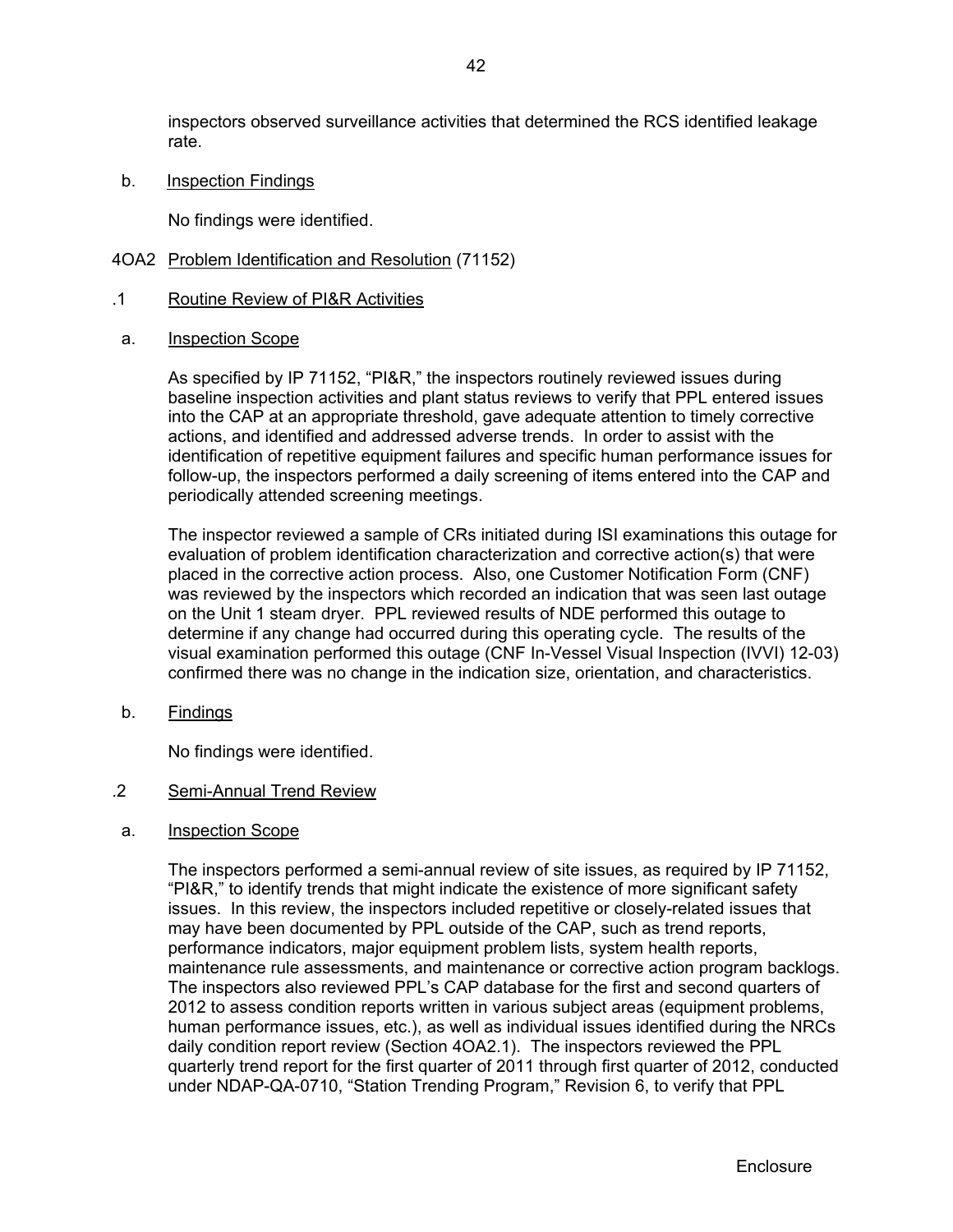inspectors observed surveillance activities that determined the RCS identified leakage rate.

b. Inspection Findings

No findings were identified.

4OA2 Problem Identification and Resolution (71152)

.1 Routine Review of PI&R Activities

a. Inspection Scope

As specified by IP 71152, "PI&R," the inspectors routinely reviewed issues during baseline inspection activities and plant status reviews to verify that PPL entered issues into the CAP at an appropriate threshold, gave adequate attention to timely corrective actions, and identified and addressed adverse trends. In order to assist with the identification of repetitive equipment failures and specific human performance issues for follow-up, the inspectors performed a daily screening of items entered into the CAP and periodically attended screening meetings.

The inspector reviewed a sample of CRs initiated during ISI examinations this outage for evaluation of problem identification characterization and corrective action(s) that were placed in the corrective action process. Also, one Customer Notification Form (CNF) was reviewed by the inspectors which recorded an indication that was seen last outage on the Unit 1 steam dryer. PPL reviewed results of NDE performed this outage to determine if any change had occurred during this operating cycle. The results of the visual examination performed this outage (CNF In-Vessel Visual Inspection (IVVI) 12-03) confirmed there was no change in the indication size, orientation, and characteristics.

b. Findings

No findings were identified.

.2 Semi-Annual Trend Review

a. Inspection Scope

The inspectors performed a semi-annual review of site issues, as required by IP 71152, "PI&R," to identify trends that might indicate the existence of more significant safety issues. In this review, the inspectors included repetitive or closely-related issues that may have been documented by PPL outside of the CAP, such as trend reports, performance indicators, major equipment problem lists, system health reports, maintenance rule assessments, and maintenance or corrective action program backlogs. The inspectors also reviewed PPL's CAP database for the first and second quarters of 2012 to assess condition reports written in various subject areas (equipment problems, human performance issues, etc.), as well as individual issues identified during the NRCs daily condition report review (Section 4OA2.1). The inspectors reviewed the PPL quarterly trend report for the first quarter of 2011 through first quarter of 2012, conducted under NDAP-QA-0710, "Station Trending Program," Revision 6, to verify that PPL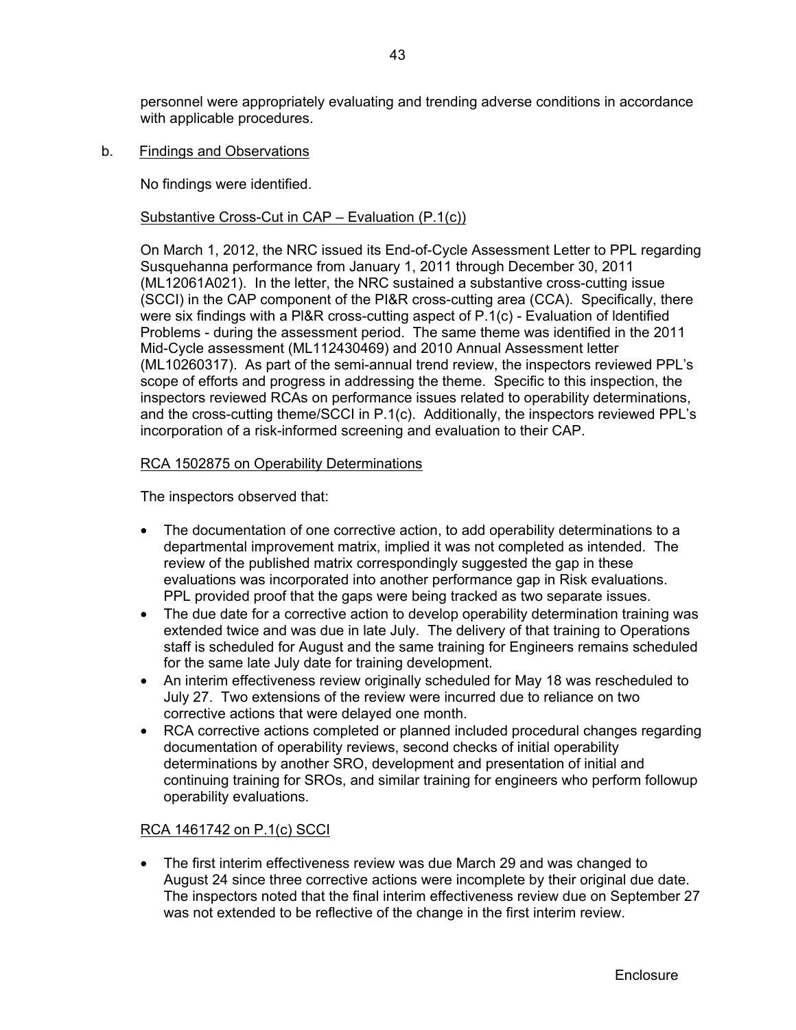personnel were appropriately evaluating and trending adverse conditions in accordance with applicable procedures.

b. Findings and Observations

No findings were identified.

Substantive Cross-Cut in CAP – Evaluation (P.1(c))

On March 1, 2012, the NRC issued its End-of-Cycle Assessment Letter to PPL regarding Susquehanna performance from January 1, 2011 through December 30, 2011 (ML12061A021). In the letter, the NRC sustained a substantive cross-cutting issue (SCCI) in the CAP component of the PI&R cross-cutting area (CCA). Specifically, there were six findings with a PI&R cross-cutting aspect of P.1(c) - Evaluation of Identified Problems - during the assessment period. The same theme was identified in the 2011 Mid-Cycle assessment (ML112430469) and 2010 Annual Assessment letter (ML10260317). As part of the semi-annual trend review, the inspectors reviewed PPL's scope of efforts and progress in addressing the theme. Specific to this inspection, the inspectors reviewed RCAs on performance issues related to operability determinations, and the cross-cutting theme/SCCI in P.1(c). Additionally, the inspectors reviewed PPL's incorporation of a risk-informed screening and evaluation to their CAP.

RCA 1502875 on Operability Determinations

The inspectors observed that:

- The documentation of one corrective action, to add operability determinations to a departmental improvement matrix, implied it was not completed as intended. The review of the published matrix correspondingly suggested the gap in these evaluations was incorporated into another performance gap in Risk evaluations. PPL provided proof that the gaps were being tracked as two separate issues.
- The due date for a corrective action to develop operability determination training was extended twice and was due in late July. The delivery of that training to Operations staff is scheduled for August and the same training for Engineers remains scheduled for the same late July date for training development.
- An interim effectiveness review originally scheduled for May 18 was rescheduled to July 27. Two extensions of the review were incurred due to reliance on two corrective actions that were delayed one month.
- RCA corrective actions completed or planned included procedural changes regarding documentation of operability reviews, second checks of initial operability determinations by another SRO, development and presentation of initial and continuing training for SROs, and similar training for engineers who perform followup operability evaluations.

RCA 1461742 on P.1(c) SCCI

- The first interim effectiveness review was due March 29 and was changed to August 24 since three corrective actions were incomplete by their original due date. The inspectors noted that the final interim effectiveness review due on September 27 was not extended to be reflective of the change in the first interim review.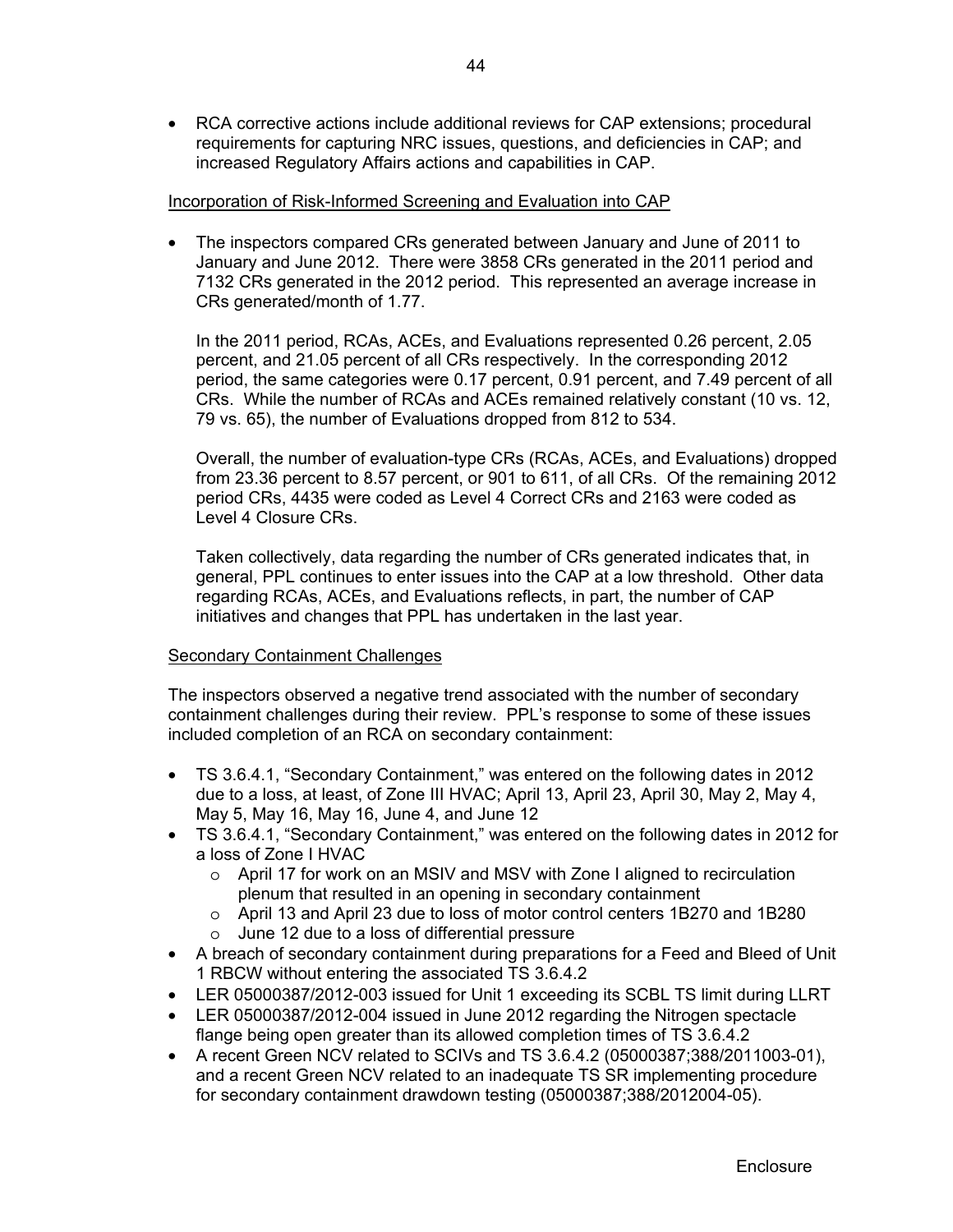- RCA corrective actions include additional reviews for CAP extensions; procedural requirements for capturing NRC issues, questions, and deficiencies in CAP; and increased Regulatory Affairs actions and capabilities in CAP.

Incorporation of Risk-Informed Screening and Evaluation into CAP

- The inspectors compared CRs generated between January and June of 2011 to January and June 2012. There were 3858 CRs generated in the 2011 period and 7132 CRs generated in the 2012 period. This represented an average increase in CRs generated/month of 1.77.

  In the 2011 period, RCAs, ACEs, and Evaluations represented 0.26 percent, 2.05 percent, and 21.05 percent of all CRs respectively. In the corresponding 2012 period, the same categories were 0.17 percent, 0.91 percent, and 7.49 percent of all CRs. While the number of RCAs and ACEs remained relatively constant (10 vs. 12, 79 vs. 65), the number of Evaluations dropped from 812 to 534.

  Overall, the number of evaluation-type CRs (RCAs, ACEs, and Evaluations) dropped from 23.36 percent to 8.57 percent, or 901 to 611, of all CRs. Of the remaining 2012 period CRs, 4435 were coded as Level 4 Correct CRs and 2163 were coded as Level 4 Closure CRs.

  Taken collectively, data regarding the number of CRs generated indicates that, in general, PPL continues to enter issues into the CAP at a low threshold. Other data regarding RCAs, ACEs, and Evaluations reflects, in part, the number of CAP initiatives and changes that PPL has undertaken in the last year.

Secondary Containment Challenges

The inspectors observed a negative trend associated with the number of secondary containment challenges during their review. PPL's response to some of these issues included completion of an RCA on secondary containment:

- TS 3.6.4.1, "Secondary Containment," was entered on the following dates in 2012 due to a loss, at least, of Zone III HVAC; April 13, April 23, April 30, May 2, May 4, May 5, May 16, May 16, June 4, and June 12
- TS 3.6.4.1, "Secondary Containment," was entered on the following dates in 2012 for a loss of Zone I HVAC
  - April 17 for work on an MSIV and MSV with Zone I aligned to recirculation plenum that resulted in an opening in secondary containment
  - April 13 and April 23 due to loss of motor control centers 1B270 and 1B280
  - June 12 due to a loss of differential pressure
- A breach of secondary containment during preparations for a Feed and Bleed of Unit 1 RBCW without entering the associated TS 3.6.4.2
- LER 05000387/2012-003 issued for Unit 1 exceeding its SCBL TS limit during LLRT
- LER 05000387/2012-004 issued in June 2012 regarding the Nitrogen spectacle flange being open greater than its allowed completion times of TS 3.6.4.2
- A recent Green NCV related to SCIVs and TS 3.6.4.2 (05000387;388/2011003-01), and a recent Green NCV related to an inadequate TS SR implementing procedure for secondary containment drawdown testing (05000387;388/2012004-05).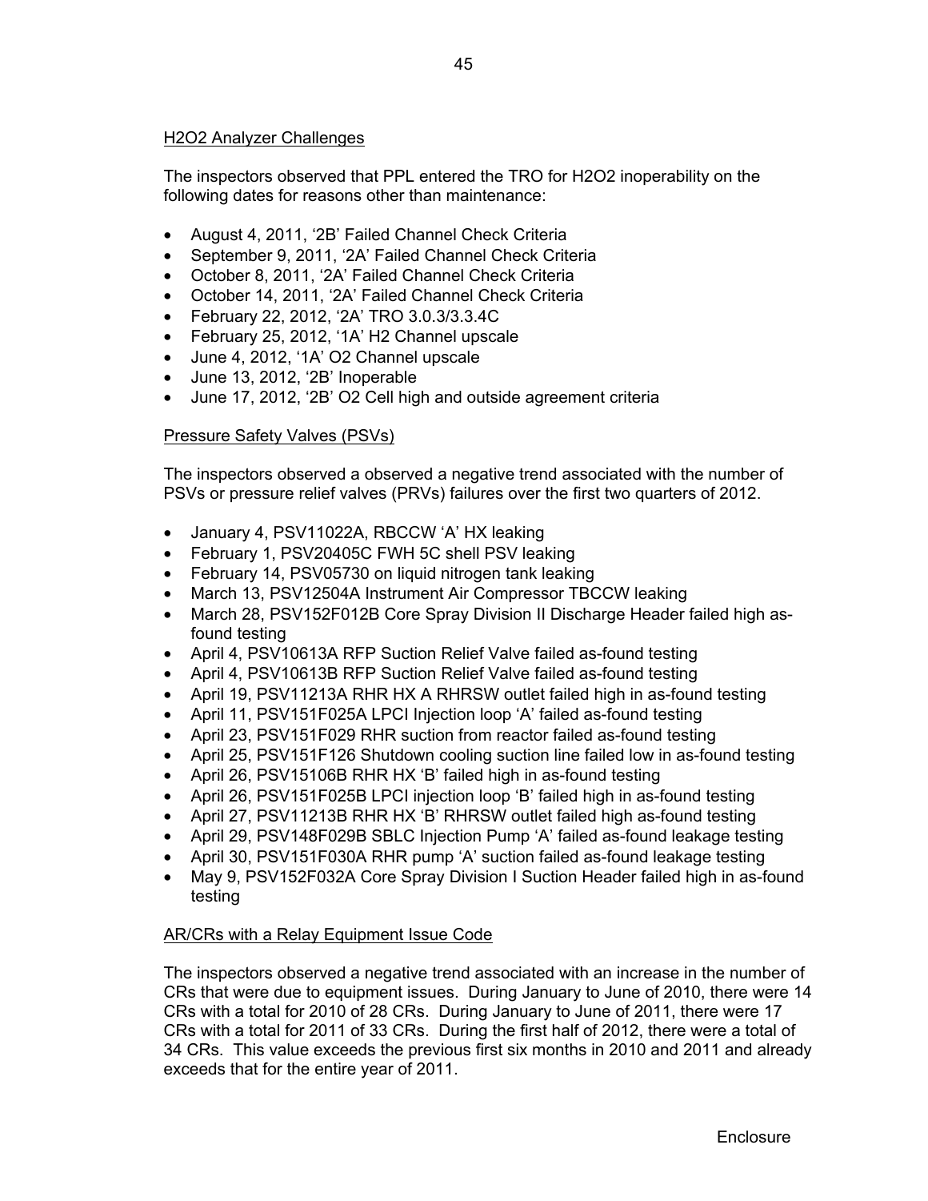H2O2 Analyzer Challenges

The inspectors observed that PPL entered the TRO for H2O2 inoperability on the following dates for reasons other than maintenance:

- August 4, 2011, '2B' Failed Channel Check Criteria
- September 9, 2011, '2A' Failed Channel Check Criteria
- October 8, 2011, '2A' Failed Channel Check Criteria
- October 14, 2011, '2A' Failed Channel Check Criteria
- February 22, 2012, '2A' TRO 3.0.3/3.3.4C
- February 25, 2012, '1A' H2 Channel upscale
- June 4, 2012, '1A' O2 Channel upscale
- June 13, 2012, '2B' Inoperable
- June 17, 2012, '2B' O2 Cell high and outside agreement criteria

Pressure Safety Valves (PSVs)

The inspectors observed a observed a negative trend associated with the number of PSVs or pressure relief valves (PRVs) failures over the first two quarters of 2012.

- January 4, PSV11022A, RBCCW 'A' HX leaking
- February 1, PSV20405C FWH 5C shell PSV leaking
- February 14, PSV05730 on liquid nitrogen tank leaking
- March 13, PSV12504A Instrument Air Compressor TBCCW leaking
- March 28, PSV152F012B Core Spray Division II Discharge Header failed high as-found testing
- April 4, PSV10613A RFP Suction Relief Valve failed as-found testing
- April 4, PSV10613B RFP Suction Relief Valve failed as-found testing
- April 19, PSV11213A RHR HX A RHRSW outlet failed high in as-found testing
- April 11, PSV151F025A LPCI Injection loop 'A' failed as-found testing
- April 23, PSV151F029 RHR suction from reactor failed as-found testing
- April 25, PSV151F126 Shutdown cooling suction line failed low in as-found testing
- April 26, PSV15106B RHR HX 'B' failed high in as-found testing
- April 26, PSV151F025B LPCI injection loop 'B' failed high in as-found testing
- April 27, PSV11213B RHR HX 'B' RHRSW outlet failed high as-found testing
- April 29, PSV148F029B SBLC Injection Pump 'A' failed as-found leakage testing
- April 30, PSV151F030A RHR pump 'A' suction failed as-found leakage testing
- May 9, PSV152F032A Core Spray Division I Suction Header failed high in as-found testing

AR/CRs with a Relay Equipment Issue Code

The inspectors observed a negative trend associated with an increase in the number of CRs that were due to equipment issues. During January to June of 2010, there were 14 CRs with a total for 2010 of 28 CRs. During January to June of 2011, there were 17 CRs with a total for 2011 of 33 CRs. During the first half of 2012, there were a total of 34 CRs. This value exceeds the previous first six months in 2010 and 2011 and already exceeds that for the entire year of 2011.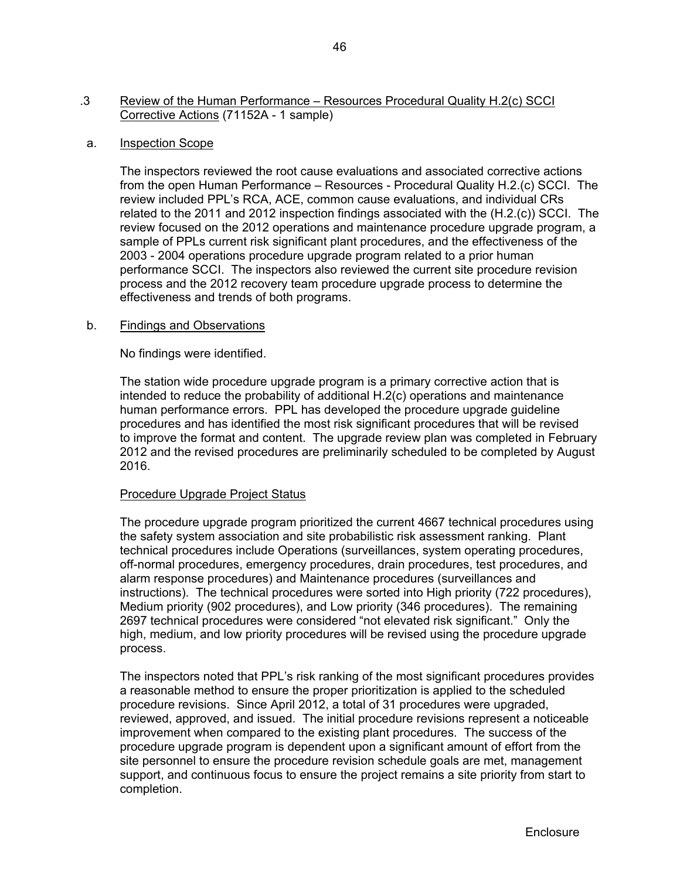.3 Review of the Human Performance – Resources Procedural Quality H.2(c) SCCI Corrective Actions (71152A - 1 sample)

a. Inspection Scope

The inspectors reviewed the root cause evaluations and associated corrective actions from the open Human Performance – Resources - Procedural Quality H.2.(c) SCCI. The review included PPL's RCA, ACE, common cause evaluations, and individual CRs related to the 2011 and 2012 inspection findings associated with the (H.2.(c)) SCCI. The review focused on the 2012 operations and maintenance procedure upgrade program, a sample of PPLs current risk significant plant procedures, and the effectiveness of the 2003 - 2004 operations procedure upgrade program related to a prior human performance SCCI. The inspectors also reviewed the current site procedure revision process and the 2012 recovery team procedure upgrade process to determine the effectiveness and trends of both programs.

b. Findings and Observations

No findings were identified.

The station wide procedure upgrade program is a primary corrective action that is intended to reduce the probability of additional H.2(c) operations and maintenance human performance errors. PPL has developed the procedure upgrade guideline procedures and has identified the most risk significant procedures that will be revised to improve the format and content. The upgrade review plan was completed in February 2012 and the revised procedures are preliminarily scheduled to be completed by August 2016.

Procedure Upgrade Project Status

The procedure upgrade program prioritized the current 4667 technical procedures using the safety system association and site probabilistic risk assessment ranking. Plant technical procedures include Operations (surveillances, system operating procedures, off-normal procedures, emergency procedures, drain procedures, test procedures, and alarm response procedures) and Maintenance procedures (surveillances and instructions). The technical procedures were sorted into High priority (722 procedures), Medium priority (902 procedures), and Low priority (346 procedures). The remaining 2697 technical procedures were considered "not elevated risk significant." Only the high, medium, and low priority procedures will be revised using the procedure upgrade process.

The inspectors noted that PPL's risk ranking of the most significant procedures provides a reasonable method to ensure the proper prioritization is applied to the scheduled procedure revisions. Since April 2012, a total of 31 procedures were upgraded, reviewed, approved, and issued. The initial procedure revisions represent a noticeable improvement when compared to the existing plant procedures. The success of the procedure upgrade program is dependent upon a significant amount of effort from the site personnel to ensure the procedure revision schedule goals are met, management support, and continuous focus to ensure the project remains a site priority from start to completion.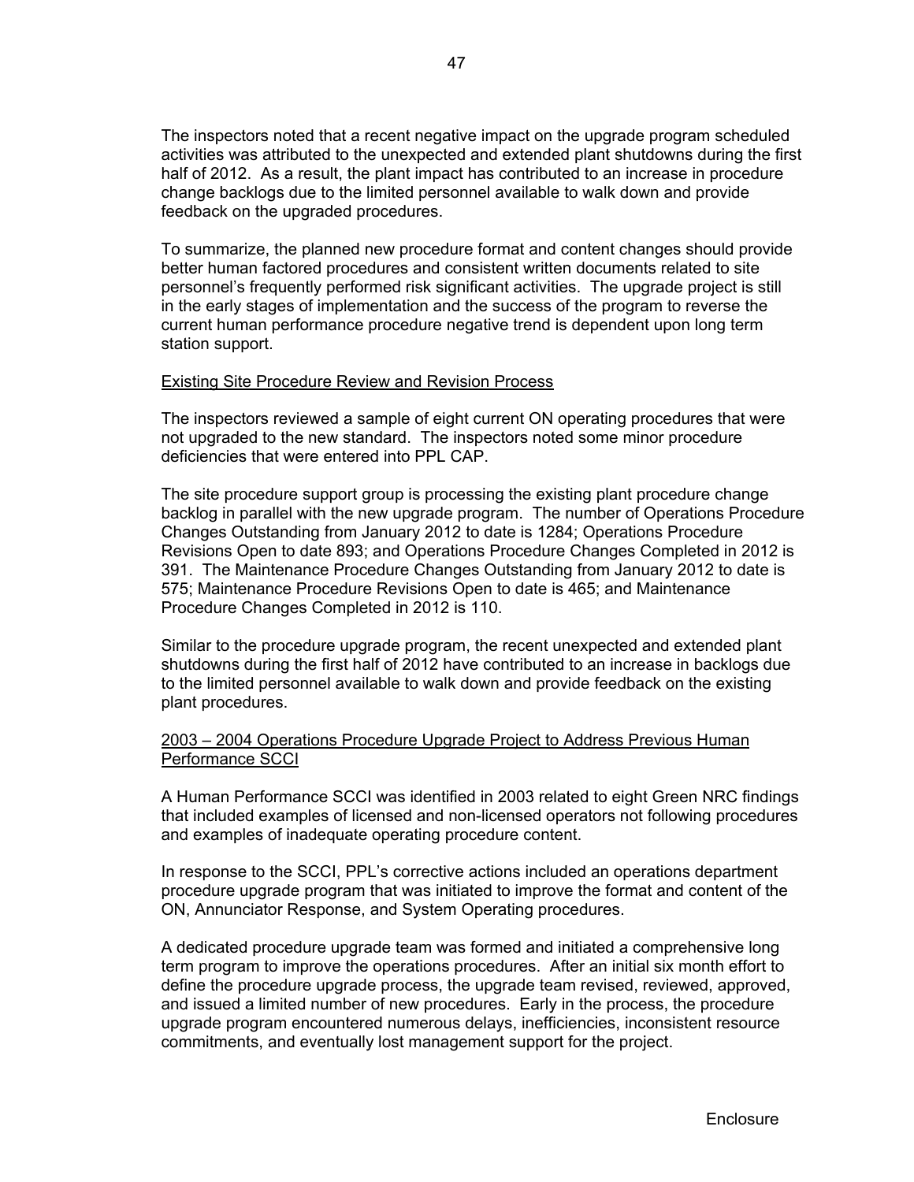The inspectors noted that a recent negative impact on the upgrade program scheduled activities was attributed to the unexpected and extended plant shutdowns during the first half of 2012. As a result, the plant impact has contributed to an increase in procedure change backlogs due to the limited personnel available to walk down and provide feedback on the upgraded procedures.

To summarize, the planned new procedure format and content changes should provide better human factored procedures and consistent written documents related to site personnel's frequently performed risk significant activities. The upgrade project is still in the early stages of implementation and the success of the program to reverse the current human performance procedure negative trend is dependent upon long term station support.

<u>Existing Site Procedure Review and Revision Process</u>

The inspectors reviewed a sample of eight current ON operating procedures that were not upgraded to the new standard. The inspectors noted some minor procedure deficiencies that were entered into PPL CAP.

The site procedure support group is processing the existing plant procedure change backlog in parallel with the new upgrade program. The number of Operations Procedure Changes Outstanding from January 2012 to date is 1284; Operations Procedure Revisions Open to date 893; and Operations Procedure Changes Completed in 2012 is 391. The Maintenance Procedure Changes Outstanding from January 2012 to date is 575; Maintenance Procedure Revisions Open to date is 465; and Maintenance Procedure Changes Completed in 2012 is 110.

Similar to the procedure upgrade program, the recent unexpected and extended plant shutdowns during the first half of 2012 have contributed to an increase in backlogs due to the limited personnel available to walk down and provide feedback on the existing plant procedures.

<u>2003 – 2004 Operations Procedure Upgrade Project to Address Previous Human Performance SCCI</u>

A Human Performance SCCI was identified in 2003 related to eight Green NRC findings that included examples of licensed and non-licensed operators not following procedures and examples of inadequate operating procedure content.

In response to the SCCI, PPL's corrective actions included an operations department procedure upgrade program that was initiated to improve the format and content of the ON, Annunciator Response, and System Operating procedures.

A dedicated procedure upgrade team was formed and initiated a comprehensive long term program to improve the operations procedures. After an initial six month effort to define the procedure upgrade process, the upgrade team revised, reviewed, approved, and issued a limited number of new procedures. Early in the process, the procedure upgrade program encountered numerous delays, inefficiencies, inconsistent resource commitments, and eventually lost management support for the project.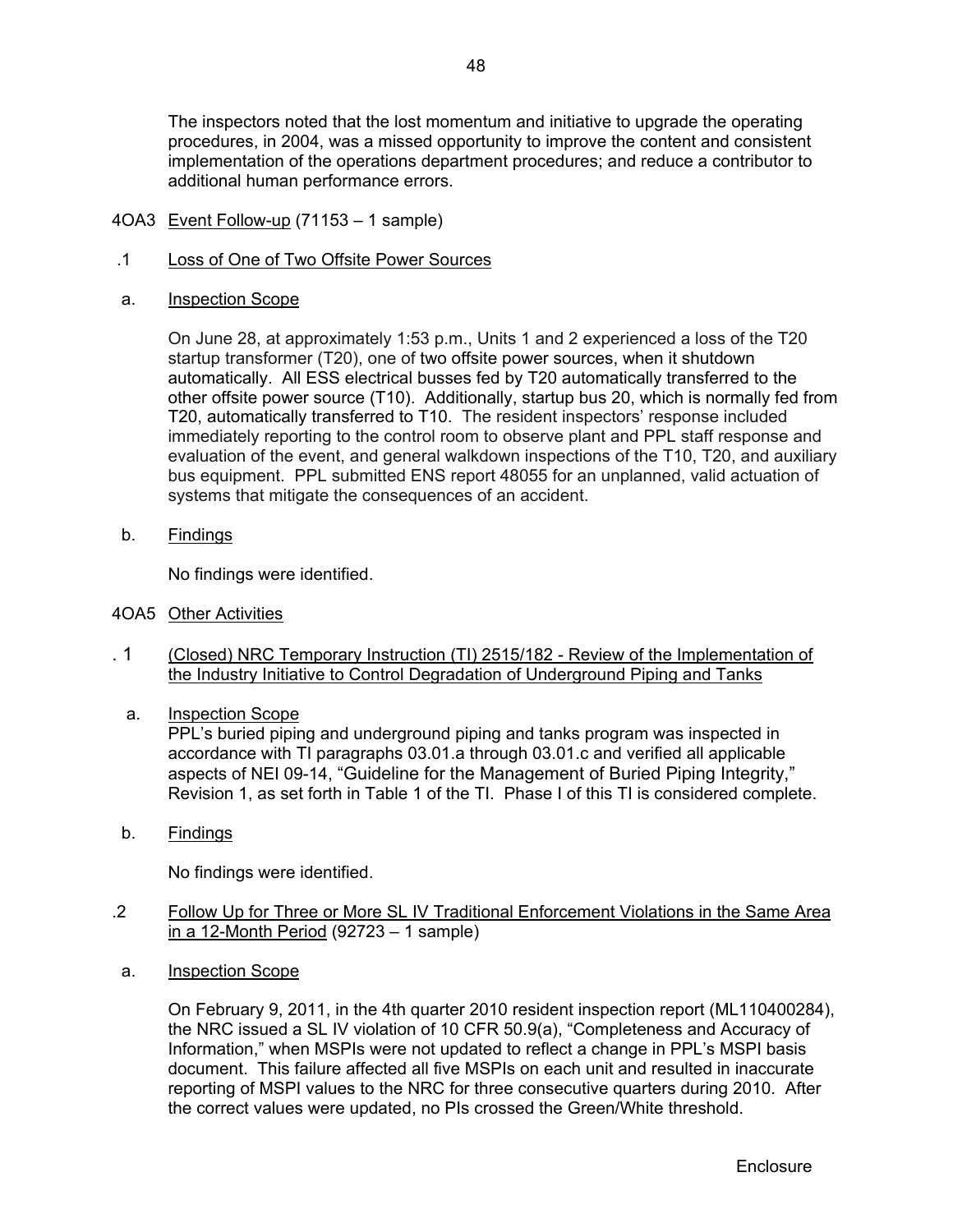The inspectors noted that the lost momentum and initiative to upgrade the operating procedures, in 2004, was a missed opportunity to improve the content and consistent implementation of the operations department procedures; and reduce a contributor to additional human performance errors.

## 4OA3 Event Follow-up (71153 – 1 sample)

### .1 Loss of One of Two Offsite Power Sources

a. Inspection Scope

On June 28, at approximately 1:53 p.m., Units 1 and 2 experienced a loss of the T20 startup transformer (T20), one of two offsite power sources, when it shutdown automatically. All ESS electrical busses fed by T20 automatically transferred to the other offsite power source (T10). Additionally, startup bus 20, which is normally fed from T20, automatically transferred to T10. The resident inspectors' response included immediately reporting to the control room to observe plant and PPL staff response and evaluation of the event, and general walkdown inspections of the T10, T20, and auxiliary bus equipment. PPL submitted ENS report 48055 for an unplanned, valid actuation of systems that mitigate the consequences of an accident.

b. Findings

No findings were identified.

## 4OA5 Other Activities

### . 1 (Closed) NRC Temporary Instruction (TI) 2515/182 - Review of the Implementation of the Industry Initiative to Control Degradation of Underground Piping and Tanks

a. Inspection Scope

PPL's buried piping and underground piping and tanks program was inspected in accordance with TI paragraphs 03.01.a through 03.01.c and verified all applicable aspects of NEI 09-14, "Guideline for the Management of Buried Piping Integrity," Revision 1, as set forth in Table 1 of the TI. Phase I of this TI is considered complete.

b. Findings

No findings were identified.

### .2 Follow Up for Three or More SL IV Traditional Enforcement Violations in the Same Area in a 12-Month Period (92723 – 1 sample)

a. Inspection Scope

On February 9, 2011, in the 4th quarter 2010 resident inspection report (ML110400284), the NRC issued a SL IV violation of 10 CFR 50.9(a), "Completeness and Accuracy of Information," when MSPIs were not updated to reflect a change in PPL's MSPI basis document. This failure affected all five MSPIs on each unit and resulted in inaccurate reporting of MSPI values to the NRC for three consecutive quarters during 2010. After the correct values were updated, no PIs crossed the Green/White threshold.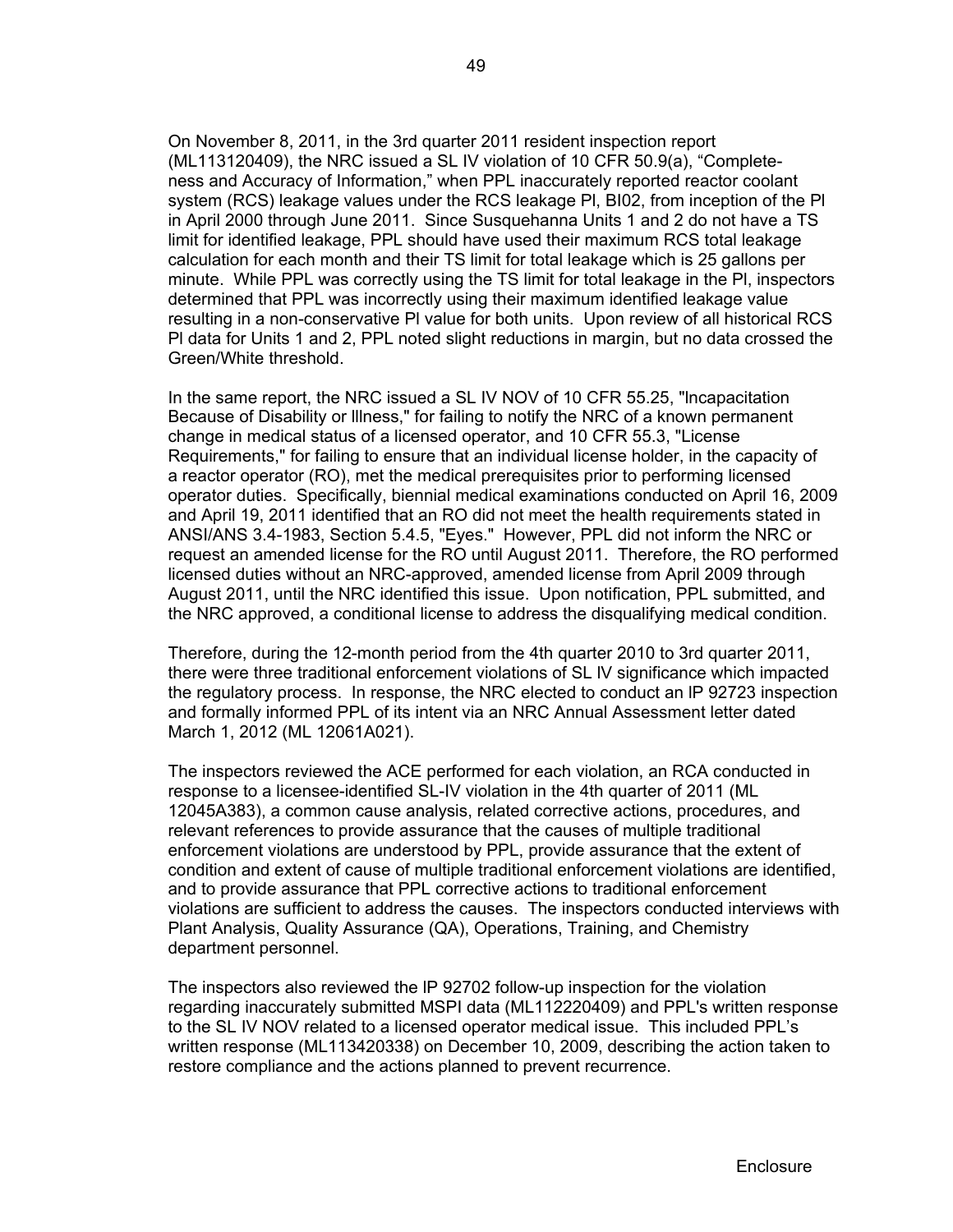On November 8, 2011, in the 3rd quarter 2011 resident inspection report (ML113120409), the NRC issued a SL IV violation of 10 CFR 50.9(a), "Completeness and Accuracy of Information," when PPL inaccurately reported reactor coolant system (RCS) leakage values under the RCS leakage PI, BI02, from inception of the PI in April 2000 through June 2011. Since Susquehanna Units 1 and 2 do not have a TS limit for identified leakage, PPL should have used their maximum RCS total leakage calculation for each month and their TS limit for total leakage which is 25 gallons per minute. While PPL was correctly using the TS limit for total leakage in the PI, inspectors determined that PPL was incorrectly using their maximum identified leakage value resulting in a non-conservative PI value for both units. Upon review of all historical RCS PI data for Units 1 and 2, PPL noted slight reductions in margin, but no data crossed the Green/White threshold.

In the same report, the NRC issued a SL IV NOV of 10 CFR 55.25, "Incapacitation Because of Disability or Illness," for failing to notify the NRC of a known permanent change in medical status of a licensed operator, and 10 CFR 55.3, "License Requirements," for failing to ensure that an individual license holder, in the capacity of a reactor operator (RO), met the medical prerequisites prior to performing licensed operator duties. Specifically, biennial medical examinations conducted on April 16, 2009 and April 19, 2011 identified that an RO did not meet the health requirements stated in ANSI/ANS 3.4-1983, Section 5.4.5, "Eyes." However, PPL did not inform the NRC or request an amended license for the RO until August 2011. Therefore, the RO performed licensed duties without an NRC-approved, amended license from April 2009 through August 2011, until the NRC identified this issue. Upon notification, PPL submitted, and the NRC approved, a conditional license to address the disqualifying medical condition.

Therefore, during the 12-month period from the 4th quarter 2010 to 3rd quarter 2011, there were three traditional enforcement violations of SL IV significance which impacted the regulatory process. In response, the NRC elected to conduct an IP 92723 inspection and formally informed PPL of its intent via an NRC Annual Assessment letter dated March 1, 2012 (ML 12061A021).

The inspectors reviewed the ACE performed for each violation, an RCA conducted in response to a licensee-identified SL-IV violation in the 4th quarter of 2011 (ML 12045A383), a common cause analysis, related corrective actions, procedures, and relevant references to provide assurance that the causes of multiple traditional enforcement violations are understood by PPL, provide assurance that the extent of condition and extent of cause of multiple traditional enforcement violations are identified, and to provide assurance that PPL corrective actions to traditional enforcement violations are sufficient to address the causes. The inspectors conducted interviews with Plant Analysis, Quality Assurance (QA), Operations, Training, and Chemistry department personnel.

The inspectors also reviewed the IP 92702 follow-up inspection for the violation regarding inaccurately submitted MSPI data (ML112220409) and PPL's written response to the SL IV NOV related to a licensed operator medical issue. This included PPL's written response (ML113420338) on December 10, 2009, describing the action taken to restore compliance and the actions planned to prevent recurrence.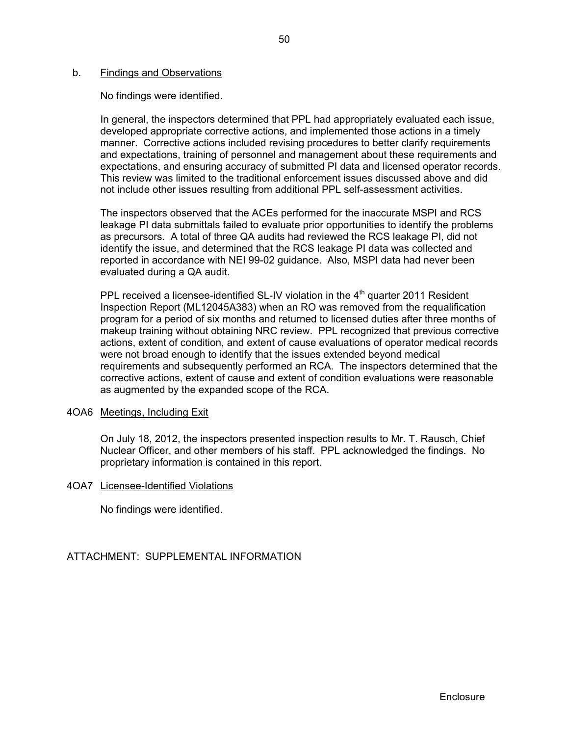b. Findings and Observations

No findings were identified.

In general, the inspectors determined that PPL had appropriately evaluated each issue, developed appropriate corrective actions, and implemented those actions in a timely manner. Corrective actions included revising procedures to better clarify requirements and expectations, training of personnel and management about these requirements and expectations, and ensuring accuracy of submitted PI data and licensed operator records. This review was limited to the traditional enforcement issues discussed above and did not include other issues resulting from additional PPL self-assessment activities.

The inspectors observed that the ACEs performed for the inaccurate MSPI and RCS leakage PI data submittals failed to evaluate prior opportunities to identify the problems as precursors. A total of three QA audits had reviewed the RCS leakage PI, did not identify the issue, and determined that the RCS leakage PI data was collected and reported in accordance with NEI 99-02 guidance. Also, MSPI data had never been evaluated during a QA audit.

PPL received a licensee-identified SL-IV violation in the 4th quarter 2011 Resident Inspection Report (ML12045A383) when an RO was removed from the requalification program for a period of six months and returned to licensed duties after three months of makeup training without obtaining NRC review. PPL recognized that previous corrective actions, extent of condition, and extent of cause evaluations of operator medical records were not broad enough to identify that the issues extended beyond medical requirements and subsequently performed an RCA. The inspectors determined that the corrective actions, extent of cause and extent of condition evaluations were reasonable as augmented by the expanded scope of the RCA.

4OA6 Meetings, Including Exit

On July 18, 2012, the inspectors presented inspection results to Mr. T. Rausch, Chief Nuclear Officer, and other members of his staff. PPL acknowledged the findings. No proprietary information is contained in this report.

4OA7 Licensee-Identified Violations

No findings were identified.

ATTACHMENT: SUPPLEMENTAL INFORMATION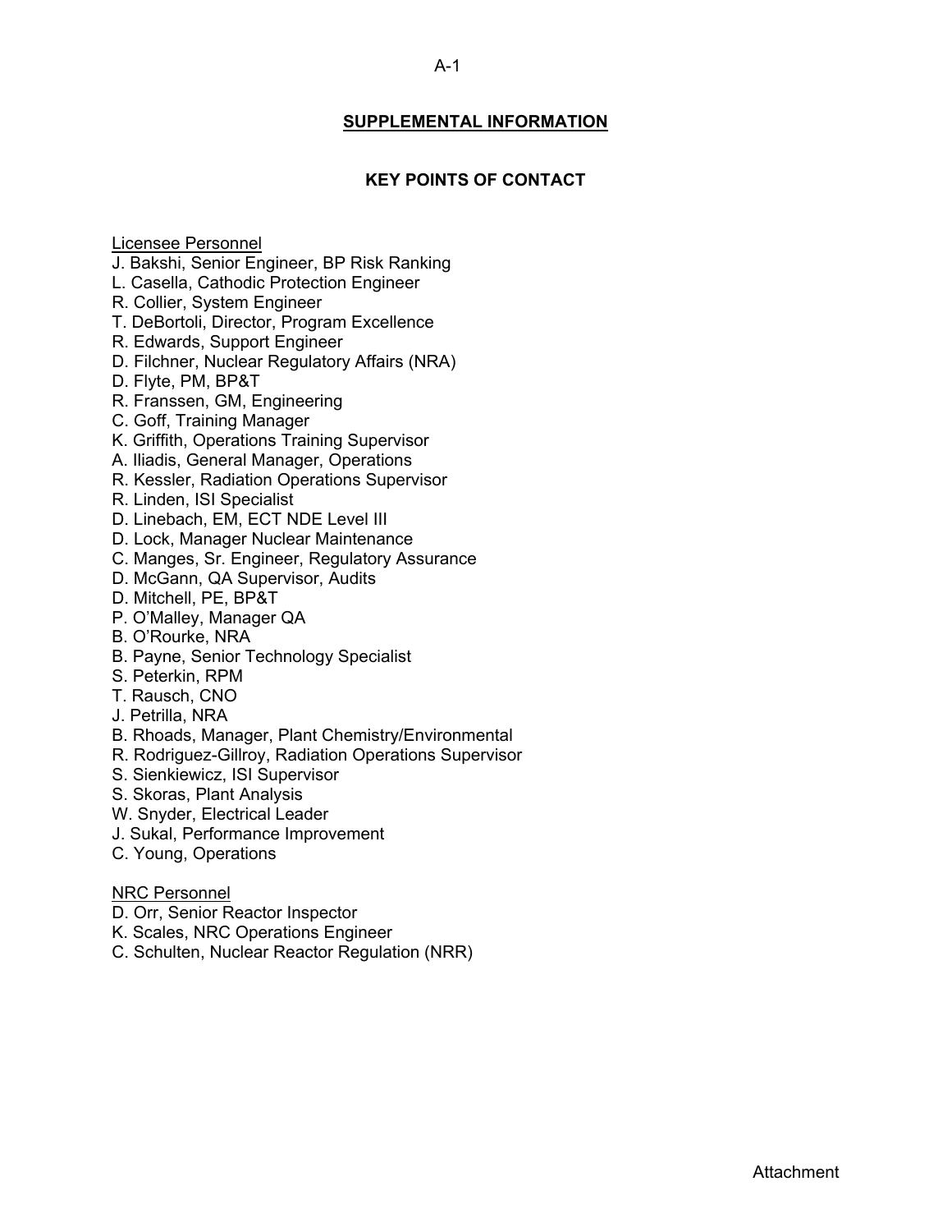## SUPPLEMENTAL INFORMATION

### KEY POINTS OF CONTACT

Licensee Personnel

J. Bakshi, Senior Engineer, BP Risk Ranking
L. Casella, Cathodic Protection Engineer
R. Collier, System Engineer
T. DeBortoli, Director, Program Excellence
R. Edwards, Support Engineer
D. Filchner, Nuclear Regulatory Affairs (NRA)
D. Flyte, PM, BP&T
R. Franssen, GM, Engineering
C. Goff, Training Manager
K. Griffith, Operations Training Supervisor
A. Iliadis, General Manager, Operations
R. Kessler, Radiation Operations Supervisor
R. Linden, ISI Specialist
D. Linebach, EM, ECT NDE Level III
D. Lock, Manager Nuclear Maintenance
C. Manges, Sr. Engineer, Regulatory Assurance
D. McGann, QA Supervisor, Audits
D. Mitchell, PE, BP&T
P. O'Malley, Manager QA
B. O'Rourke, NRA
B. Payne, Senior Technology Specialist
S. Peterkin, RPM
T. Rausch, CNO
J. Petrilla, NRA
B. Rhoads, Manager, Plant Chemistry/Environmental
R. Rodriguez-Gillroy, Radiation Operations Supervisor
S. Sienkiewicz, ISI Supervisor
S. Skoras, Plant Analysis
W. Snyder, Electrical Leader
J. Sukal, Performance Improvement
C. Young, Operations

NRC Personnel

D. Orr, Senior Reactor Inspector
K. Scales, NRC Operations Engineer
C. Schulten, Nuclear Reactor Regulation (NRR)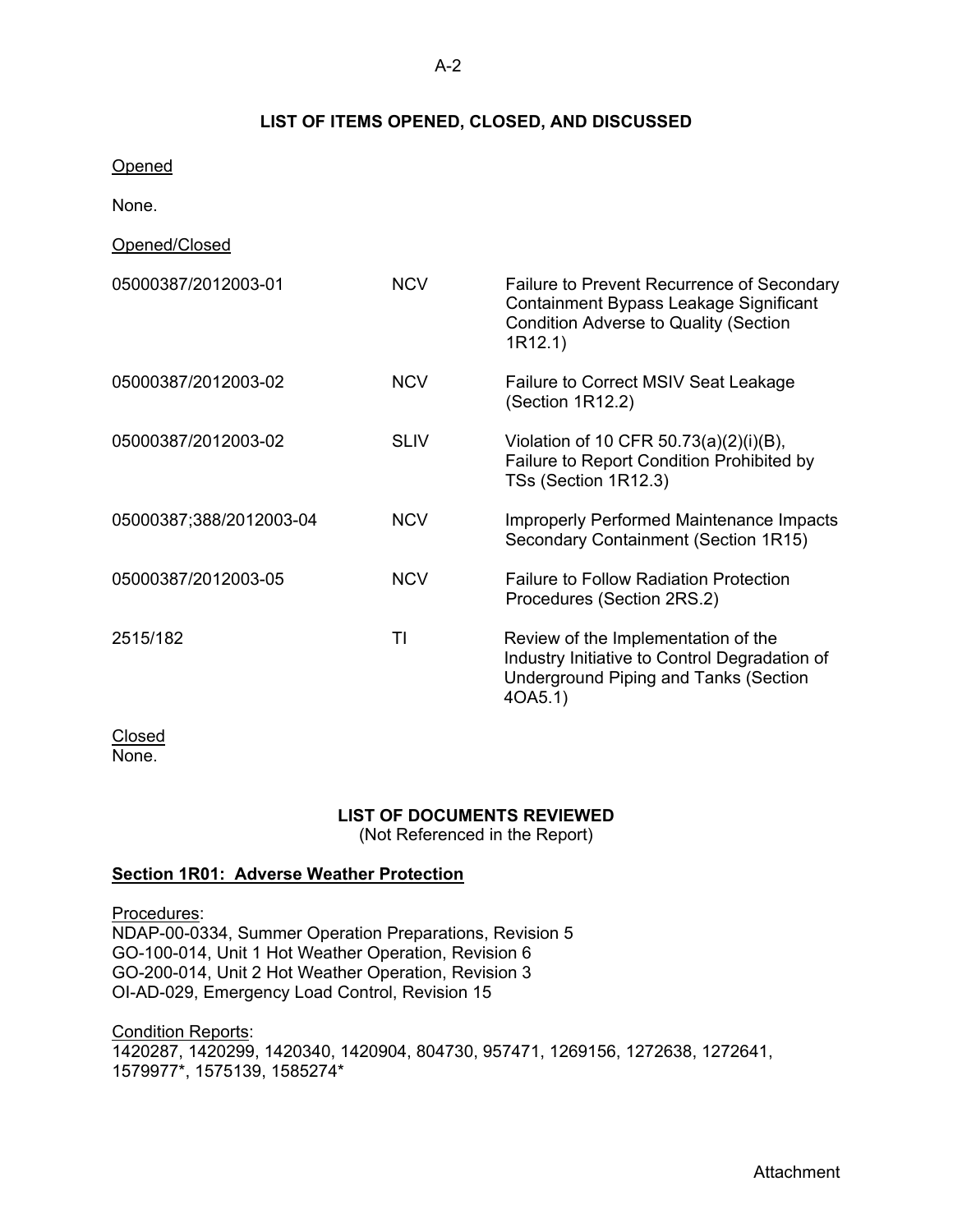## LIST OF ITEMS OPENED, CLOSED, AND DISCUSSED

Opened

None.

Opened/Closed

| | | |
|---|---|---|
| 05000387/2012003-01 | NCV | Failure to Prevent Recurrence of Secondary Containment Bypass Leakage Significant Condition Adverse to Quality (Section 1R12.1) |
| 05000387/2012003-02 | NCV | Failure to Correct MSIV Seat Leakage (Section 1R12.2) |
| 05000387/2012003-02 | SLIV | Violation of 10 CFR 50.73(a)(2)(i)(B), Failure to Report Condition Prohibited by TSs (Section 1R12.3) |
| 05000387;388/2012003-04 | NCV | Improperly Performed Maintenance Impacts Secondary Containment (Section 1R15) |
| 05000387/2012003-05 | NCV | Failure to Follow Radiation Protection Procedures (Section 2RS.2) |
| 2515/182 | TI | Review of the Implementation of the Industry Initiative to Control Degradation of Underground Piping and Tanks (Section 4OA5.1) |

Closed

None.

## LIST OF DOCUMENTS REVIEWED

(Not Referenced in the Report)

### Section 1R01: Adverse Weather Protection

Procedures:

NDAP-00-0334, Summer Operation Preparations, Revision 5
GO-100-014, Unit 1 Hot Weather Operation, Revision 6
GO-200-014, Unit 2 Hot Weather Operation, Revision 3
OI-AD-029, Emergency Load Control, Revision 15

Condition Reports:

1420287, 1420299, 1420340, 1420904, 804730, 957471, 1269156, 1272638, 1272641, 1579977*, 1575139, 1585274*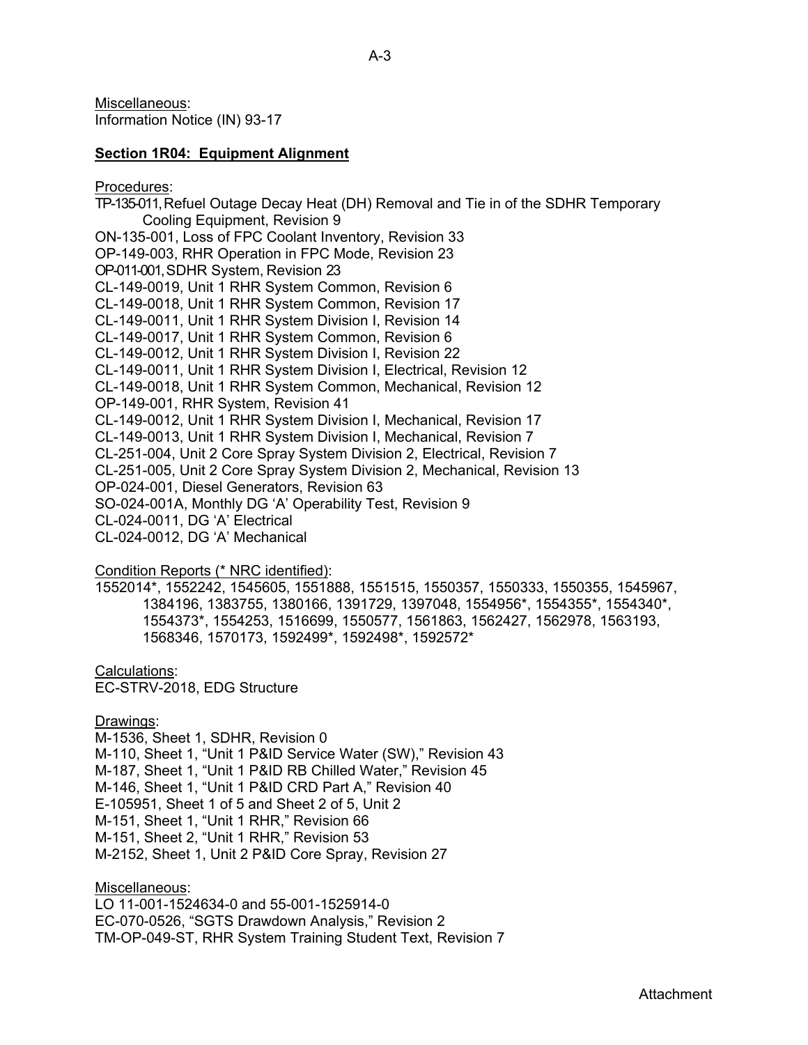Miscellaneous:
Information Notice (IN) 93-17

**Section 1R04: Equipment Alignment**

Procedures:
TP-135-011, Refuel Outage Decay Heat (DH) Removal and Tie in of the SDHR Temporary Cooling Equipment, Revision 9
ON-135-001, Loss of FPC Coolant Inventory, Revision 33
OP-149-003, RHR Operation in FPC Mode, Revision 23
OP-011-001, SDHR System, Revision 23
CL-149-0019, Unit 1 RHR System Common, Revision 6
CL-149-0018, Unit 1 RHR System Common, Revision 17
CL-149-0011, Unit 1 RHR System Division I, Revision 14
CL-149-0017, Unit 1 RHR System Common, Revision 6
CL-149-0012, Unit 1 RHR System Division I, Revision 22
CL-149-0011, Unit 1 RHR System Division I, Electrical, Revision 12
CL-149-0018, Unit 1 RHR System Common, Mechanical, Revision 12
OP-149-001, RHR System, Revision 41
CL-149-0012, Unit 1 RHR System Division I, Mechanical, Revision 17
CL-149-0013, Unit 1 RHR System Division I, Mechanical, Revision 7
CL-251-004, Unit 2 Core Spray System Division 2, Electrical, Revision 7
CL-251-005, Unit 2 Core Spray System Division 2, Mechanical, Revision 13
OP-024-001, Diesel Generators, Revision 63
SO-024-001A, Monthly DG 'A' Operability Test, Revision 9
CL-024-0011, DG 'A' Electrical
CL-024-0012, DG 'A' Mechanical

Condition Reports (* NRC identified):
1552014*, 1552242, 1545605, 1551888, 1551515, 1550357, 1550333, 1550355, 1545967, 1384196, 1383755, 1380166, 1391729, 1397048, 1554956*, 1554355*, 1554340*, 1554373*, 1554253, 1516699, 1550577, 1561863, 1562427, 1562978, 1563193, 1568346, 1570173, 1592499*, 1592498*, 1592572*

Calculations:
EC-STRV-2018, EDG Structure

Drawings:
M-1536, Sheet 1, SDHR, Revision 0
M-110, Sheet 1, "Unit 1 P&ID Service Water (SW)," Revision 43
M-187, Sheet 1, "Unit 1 P&ID RB Chilled Water," Revision 45
M-146, Sheet 1, "Unit 1 P&ID CRD Part A," Revision 40
E-105951, Sheet 1 of 5 and Sheet 2 of 5, Unit 2
M-151, Sheet 1, "Unit 1 RHR," Revision 66
M-151, Sheet 2, "Unit 1 RHR," Revision 53
M-2152, Sheet 1, Unit 2 P&ID Core Spray, Revision 27

Miscellaneous:
LO 11-001-1524634-0 and 55-001-1525914-0
EC-070-0526, "SGTS Drawdown Analysis," Revision 2
TM-OP-049-ST, RHR System Training Student Text, Revision 7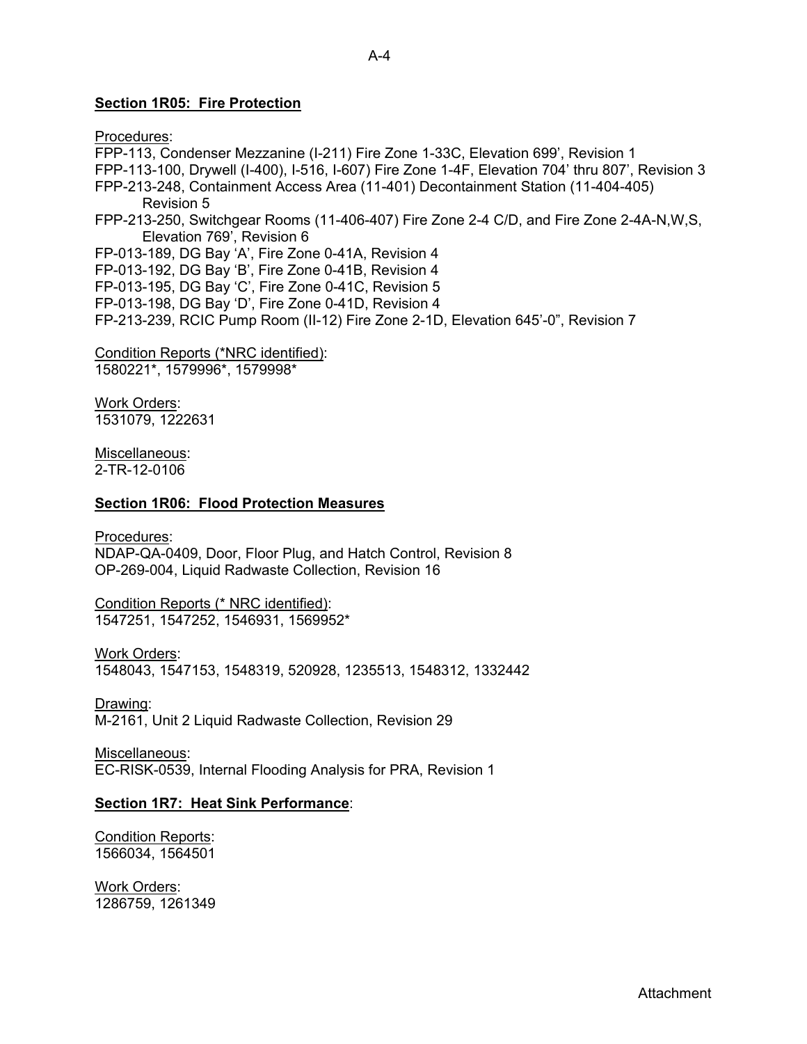**Section 1R05: Fire Protection**

Procedures:
FPP-113, Condenser Mezzanine (I-211) Fire Zone 1-33C, Elevation 699', Revision 1
FPP-113-100, Drywell (I-400), I-516, I-607) Fire Zone 1-4F, Elevation 704' thru 807', Revision 3
FPP-213-248, Containment Access Area (11-401) Decontainment Station (11-404-405) Revision 5
FPP-213-250, Switchgear Rooms (11-406-407) Fire Zone 2-4 C/D, and Fire Zone 2-4A-N,W,S, Elevation 769', Revision 6
FP-013-189, DG Bay 'A', Fire Zone 0-41A, Revision 4
FP-013-192, DG Bay 'B', Fire Zone 0-41B, Revision 4
FP-013-195, DG Bay 'C', Fire Zone 0-41C, Revision 5
FP-013-198, DG Bay 'D', Fire Zone 0-41D, Revision 4
FP-213-239, RCIC Pump Room (II-12) Fire Zone 2-1D, Elevation 645'-0", Revision 7

Condition Reports (*NRC identified):
1580221*, 1579996*, 1579998*

Work Orders:
1531079, 1222631

Miscellaneous:
2-TR-12-0106

**Section 1R06: Flood Protection Measures**

Procedures:
NDAP-QA-0409, Door, Floor Plug, and Hatch Control, Revision 8
OP-269-004, Liquid Radwaste Collection, Revision 16

Condition Reports (* NRC identified):
1547251, 1547252, 1546931, 1569952*

Work Orders:
1548043, 1547153, 1548319, 520928, 1235513, 1548312, 1332442

Drawing:
M-2161, Unit 2 Liquid Radwaste Collection, Revision 29

Miscellaneous:
EC-RISK-0539, Internal Flooding Analysis for PRA, Revision 1

**Section 1R7: Heat Sink Performance**:

Condition Reports:
1566034, 1564501

Work Orders:
1286759, 1261349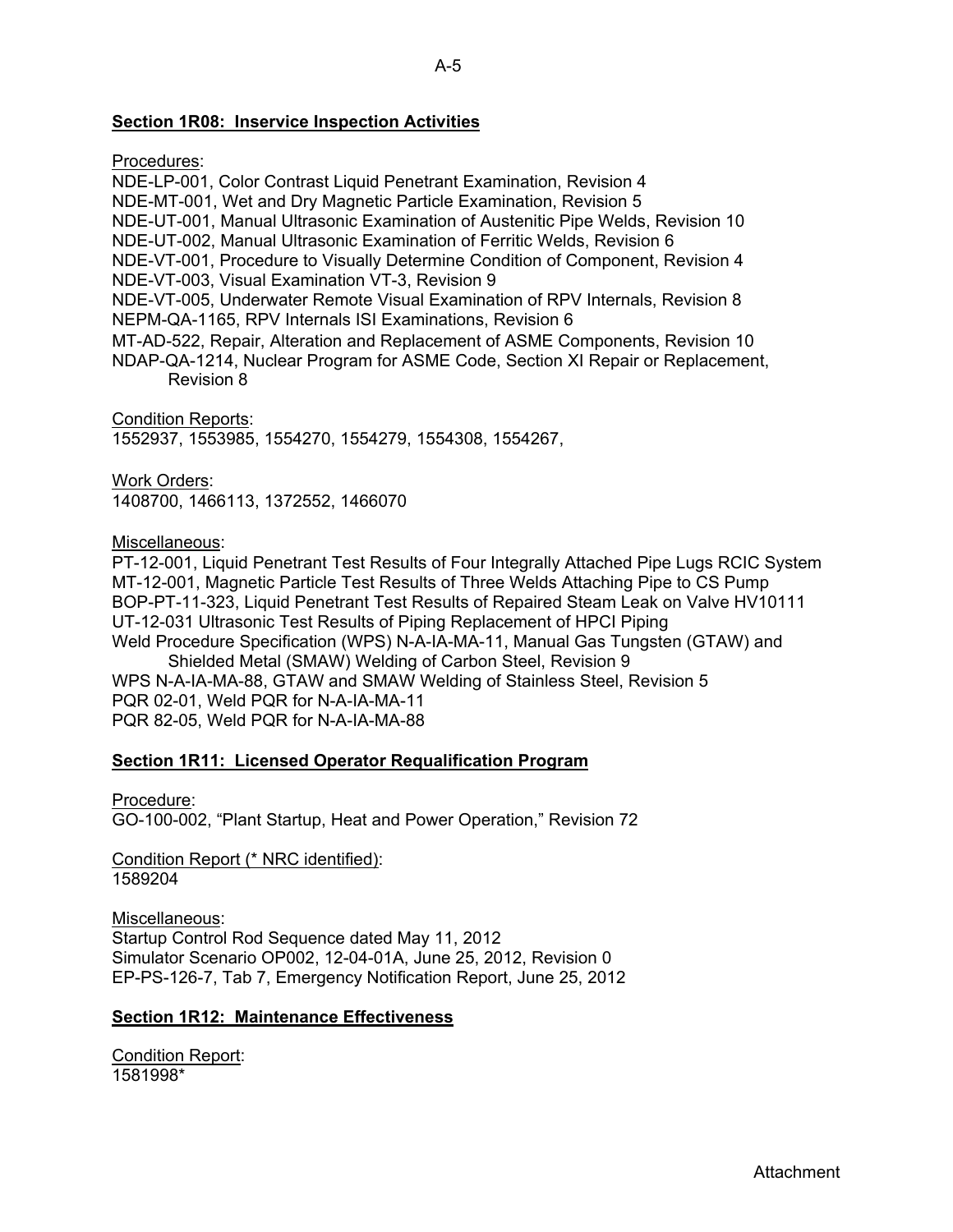## Section 1R08: Inservice Inspection Activities

Procedures:

NDE-LP-001, Color Contrast Liquid Penetrant Examination, Revision 4
NDE-MT-001, Wet and Dry Magnetic Particle Examination, Revision 5
NDE-UT-001, Manual Ultrasonic Examination of Austenitic Pipe Welds, Revision 10
NDE-UT-002, Manual Ultrasonic Examination of Ferritic Welds, Revision 6
NDE-VT-001, Procedure to Visually Determine Condition of Component, Revision 4
NDE-VT-003, Visual Examination VT-3, Revision 9
NDE-VT-005, Underwater Remote Visual Examination of RPV Internals, Revision 8
NEPM-QA-1165, RPV Internals ISI Examinations, Revision 6
MT-AD-522, Repair, Alteration and Replacement of ASME Components, Revision 10
NDAP-QA-1214, Nuclear Program for ASME Code, Section XI Repair or Replacement, Revision 8

Condition Reports:

1552937, 1553985, 1554270, 1554279, 1554308, 1554267,

Work Orders:

1408700, 1466113, 1372552, 1466070

Miscellaneous:

PT-12-001, Liquid Penetrant Test Results of Four Integrally Attached Pipe Lugs RCIC System
MT-12-001, Magnetic Particle Test Results of Three Welds Attaching Pipe to CS Pump
BOP-PT-11-323, Liquid Penetrant Test Results of Repaired Steam Leak on Valve HV10111
UT-12-031 Ultrasonic Test Results of Piping Replacement of HPCI Piping
Weld Procedure Specification (WPS) N-A-IA-MA-11, Manual Gas Tungsten (GTAW) and Shielded Metal (SMAW) Welding of Carbon Steel, Revision 9
WPS N-A-IA-MA-88, GTAW and SMAW Welding of Stainless Steel, Revision 5
PQR 02-01, Weld PQR for N-A-IA-MA-11
PQR 82-05, Weld PQR for N-A-IA-MA-88

## Section 1R11: Licensed Operator Requalification Program

Procedure:

GO-100-002, "Plant Startup, Heat and Power Operation," Revision 72

Condition Report (* NRC identified):

1589204

Miscellaneous:

Startup Control Rod Sequence dated May 11, 2012
Simulator Scenario OP002, 12-04-01A, June 25, 2012, Revision 0
EP-PS-126-7, Tab 7, Emergency Notification Report, June 25, 2012

## Section 1R12: Maintenance Effectiveness

Condition Report:

1581998*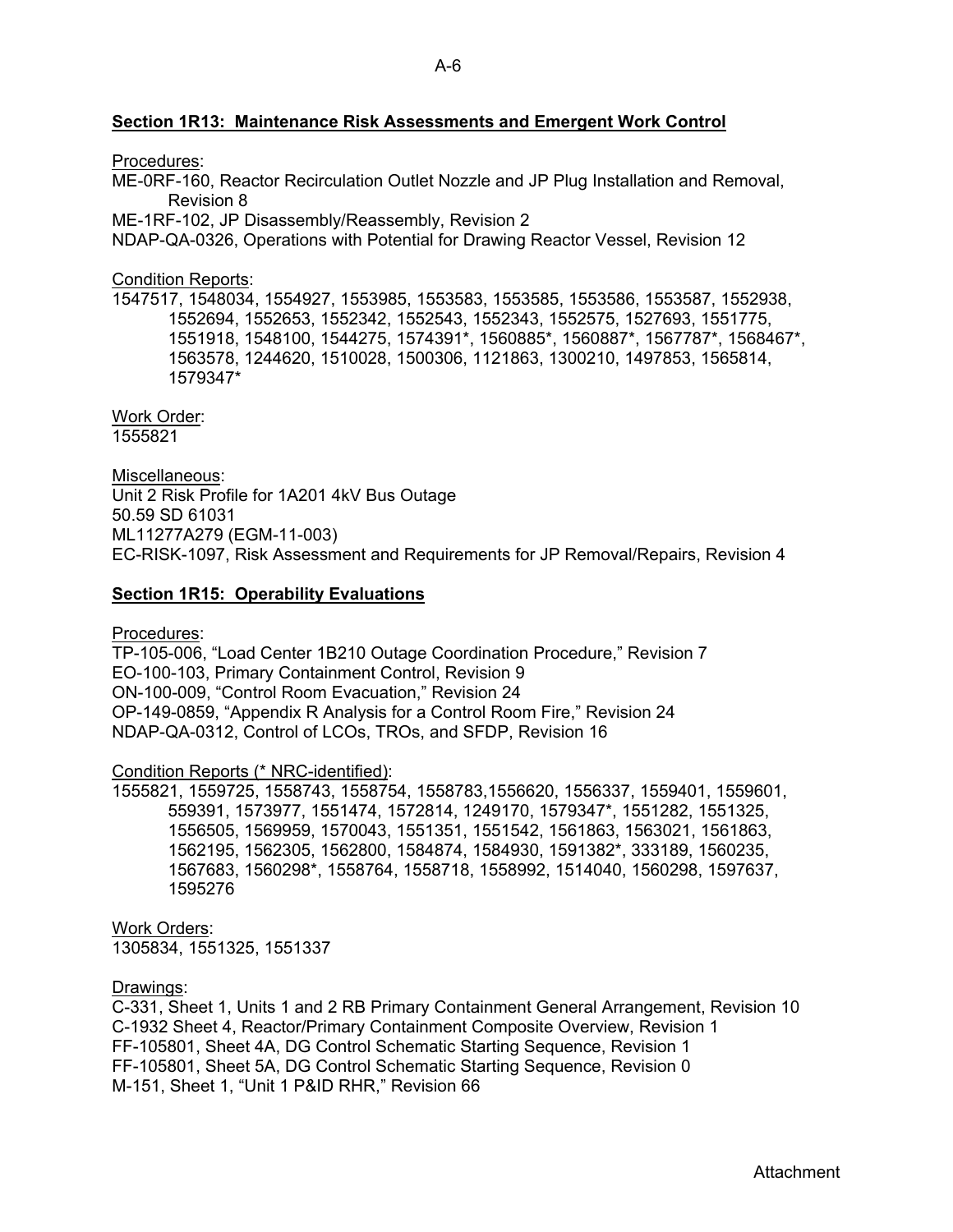**Section 1R13: Maintenance Risk Assessments and Emergent Work Control**

Procedures:

ME-0RF-160, Reactor Recirculation Outlet Nozzle and JP Plug Installation and Removal, Revision 8
ME-1RF-102, JP Disassembly/Reassembly, Revision 2
NDAP-QA-0326, Operations with Potential for Drawing Reactor Vessel, Revision 12

Condition Reports:

1547517, 1548034, 1554927, 1553985, 1553583, 1553585, 1553586, 1553587, 1552938, 1552694, 1552653, 1552342, 1552543, 1552343, 1552575, 1527693, 1551775, 1551918, 1548100, 1544275, 1574391*, 1560885*, 1560887*, 1567787*, 1568467*, 1563578, 1244620, 1510028, 1500306, 1121863, 1300210, 1497853, 1565814, 1579347*

Work Order:

1555821

Miscellaneous:

Unit 2 Risk Profile for 1A201 4kV Bus Outage
50.59 SD 61031
ML11277A279 (EGM-11-003)
EC-RISK-1097, Risk Assessment and Requirements for JP Removal/Repairs, Revision 4

**Section 1R15: Operability Evaluations**

Procedures:

TP-105-006, "Load Center 1B210 Outage Coordination Procedure," Revision 7
EO-100-103, Primary Containment Control, Revision 9
ON-100-009, "Control Room Evacuation," Revision 24
OP-149-0859, "Appendix R Analysis for a Control Room Fire," Revision 24
NDAP-QA-0312, Control of LCOs, TROs, and SFDP, Revision 16

Condition Reports (* NRC-identified):

1555821, 1559725, 1558743, 1558754, 1558783,1556620, 1556337, 1559401, 1559601, 559391, 1573977, 1551474, 1572814, 1249170, 1579347*, 1551282, 1551325, 1556505, 1569959, 1570043, 1551351, 1551542, 1561863, 1563021, 1561863, 1562195, 1562305, 1562800, 1584874, 1584930, 1591382*, 333189, 1560235, 1567683, 1560298*, 1558764, 1558718, 1558992, 1514040, 1560298, 1597637, 1595276

Work Orders:

1305834, 1551325, 1551337

Drawings:

C-331, Sheet 1, Units 1 and 2 RB Primary Containment General Arrangement, Revision 10
C-1932 Sheet 4, Reactor/Primary Containment Composite Overview, Revision 1
FF-105801, Sheet 4A, DG Control Schematic Starting Sequence, Revision 1
FF-105801, Sheet 5A, DG Control Schematic Starting Sequence, Revision 0
M-151, Sheet 1, "Unit 1 P&ID RHR," Revision 66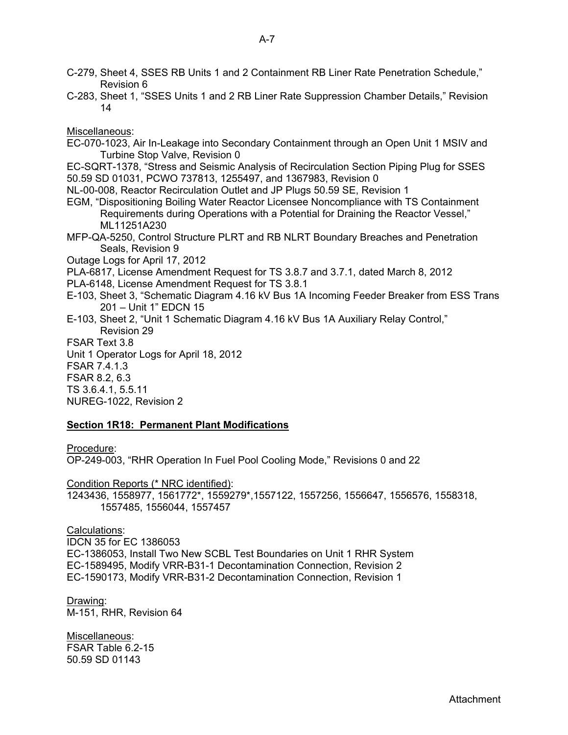C-279, Sheet 4, SSES RB Units 1 and 2 Containment RB Liner Rate Penetration Schedule," Revision 6

C-283, Sheet 1, "SSES Units 1 and 2 RB Liner Rate Suppression Chamber Details," Revision 14

Miscellaneous:

EC-070-1023, Air In-Leakage into Secondary Containment through an Open Unit 1 MSIV and Turbine Stop Valve, Revision 0

EC-SQRT-1378, "Stress and Seismic Analysis of Recirculation Section Piping Plug for SSES

50.59 SD 01031, PCWO 737813, 1255497, and 1367983, Revision 0

NL-00-008, Reactor Recirculation Outlet and JP Plugs 50.59 SE, Revision 1

EGM, "Dispositioning Boiling Water Reactor Licensee Noncompliance with TS Containment Requirements during Operations with a Potential for Draining the Reactor Vessel," ML11251A230

MFP-QA-5250, Control Structure PLRT and RB NLRT Boundary Breaches and Penetration Seals, Revision 9

Outage Logs for April 17, 2012

PLA-6817, License Amendment Request for TS 3.8.7 and 3.7.1, dated March 8, 2012

PLA-6148, License Amendment Request for TS 3.8.1

E-103, Sheet 3, "Schematic Diagram 4.16 kV Bus 1A Incoming Feeder Breaker from ESS Trans 201 – Unit 1" EDCN 15

E-103, Sheet 2, "Unit 1 Schematic Diagram 4.16 kV Bus 1A Auxiliary Relay Control," Revision 29

FSAR Text 3.8

Unit 1 Operator Logs for April 18, 2012

FSAR 7.4.1.3

FSAR 8.2, 6.3

TS 3.6.4.1, 5.5.11

NUREG-1022, Revision 2

**Section 1R18: Permanent Plant Modifications**

Procedure:

OP-249-003, "RHR Operation In Fuel Pool Cooling Mode," Revisions 0 and 22

Condition Reports (* NRC identified):

1243436, 1558977, 1561772*, 1559279*,1557122, 1557256, 1556647, 1556576, 1558318, 1557485, 1556044, 1557457

Calculations:

IDCN 35 for EC 1386053

EC-1386053, Install Two New SCBL Test Boundaries on Unit 1 RHR System

EC-1589495, Modify VRR-B31-1 Decontamination Connection, Revision 2

EC-1590173, Modify VRR-B31-2 Decontamination Connection, Revision 1

Drawing:

M-151, RHR, Revision 64

Miscellaneous:

FSAR Table 6.2-15

50.59 SD 01143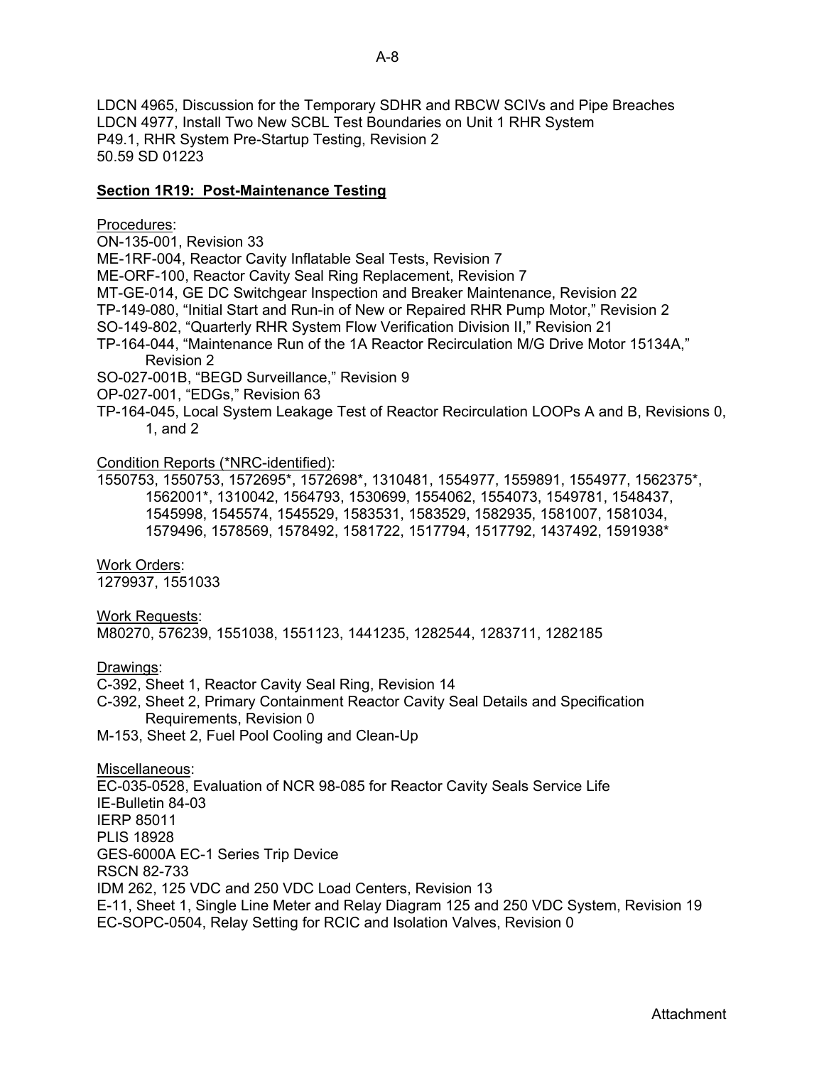LDCN 4965, Discussion for the Temporary SDHR and RBCW SCIVs and Pipe Breaches
LDCN 4977, Install Two New SCBL Test Boundaries on Unit 1 RHR System
P49.1, RHR System Pre-Startup Testing, Revision 2
50.59 SD 01223

**Section 1R19: Post-Maintenance Testing**

Procedures:
ON-135-001, Revision 33
ME-1RF-004, Reactor Cavity Inflatable Seal Tests, Revision 7
ME-ORF-100, Reactor Cavity Seal Ring Replacement, Revision 7
MT-GE-014, GE DC Switchgear Inspection and Breaker Maintenance, Revision 22
TP-149-080, "Initial Start and Run-in of New or Repaired RHR Pump Motor," Revision 2
SO-149-802, "Quarterly RHR System Flow Verification Division II," Revision 21
TP-164-044, "Maintenance Run of the 1A Reactor Recirculation M/G Drive Motor 15134A," Revision 2
SO-027-001B, "BEGD Surveillance," Revision 9
OP-027-001, "EDGs," Revision 63
TP-164-045, Local System Leakage Test of Reactor Recirculation LOOPs A and B, Revisions 0, 1, and 2

Condition Reports (*NRC-identified):
1550753, 1550753, 1572695*, 1572698*, 1310481, 1554977, 1559891, 1554977, 1562375*, 1562001*, 1310042, 1564793, 1530699, 1554062, 1554073, 1549781, 1548437, 1545998, 1545574, 1545529, 1583531, 1583529, 1582935, 1581007, 1581034, 1579496, 1578569, 1578492, 1581722, 1517794, 1517792, 1437492, 1591938*

Work Orders:
1279937, 1551033

Work Requests:
M80270, 576239, 1551038, 1551123, 1441235, 1282544, 1283711, 1282185

Drawings:
C-392, Sheet 1, Reactor Cavity Seal Ring, Revision 14
C-392, Sheet 2, Primary Containment Reactor Cavity Seal Details and Specification Requirements, Revision 0
M-153, Sheet 2, Fuel Pool Cooling and Clean-Up

Miscellaneous:
EC-035-0528, Evaluation of NCR 98-085 for Reactor Cavity Seals Service Life
IE-Bulletin 84-03
IERP 85011
PLIS 18928
GES-6000A EC-1 Series Trip Device
RSCN 82-733
IDM 262, 125 VDC and 250 VDC Load Centers, Revision 13
E-11, Sheet 1, Single Line Meter and Relay Diagram 125 and 250 VDC System, Revision 19
EC-SOPC-0504, Relay Setting for RCIC and Isolation Valves, Revision 0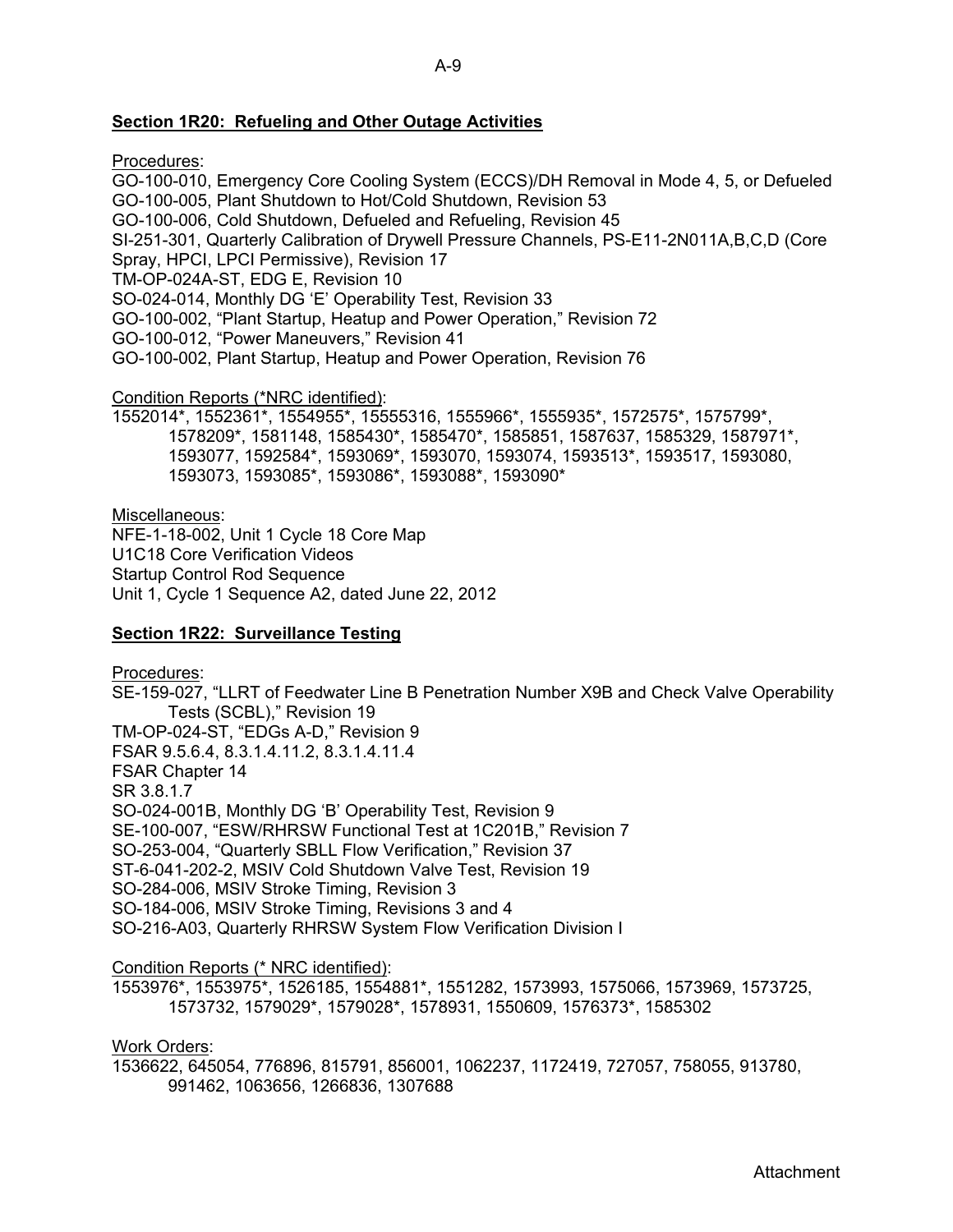## Section 1R20: Refueling and Other Outage Activities

Procedures:

GO-100-010, Emergency Core Cooling System (ECCS)/DH Removal in Mode 4, 5, or Defueled
GO-100-005, Plant Shutdown to Hot/Cold Shutdown, Revision 53
GO-100-006, Cold Shutdown, Defueled and Refueling, Revision 45
SI-251-301, Quarterly Calibration of Drywell Pressure Channels, PS-E11-2N011A,B,C,D (Core Spray, HPCI, LPCI Permissive), Revision 17
TM-OP-024A-ST, EDG E, Revision 10
SO-024-014, Monthly DG 'E' Operability Test, Revision 33
GO-100-002, "Plant Startup, Heatup and Power Operation," Revision 72
GO-100-012, "Power Maneuvers," Revision 41
GO-100-002, Plant Startup, Heatup and Power Operation, Revision 76

Condition Reports (*NRC identified):

1552014*, 1552361*, 1554955*, 15555316, 1555966*, 1555935*, 1572575*, 1575799*, 1578209*, 1581148, 1585430*, 1585470*, 1585851, 1587637, 1585329, 1587971*, 1593077, 1592584*, 1593069*, 1593070, 1593074, 1593513*, 1593517, 1593080, 1593073, 1593085*, 1593086*, 1593088*, 1593090*

Miscellaneous:

NFE-1-18-002, Unit 1 Cycle 18 Core Map
U1C18 Core Verification Videos
Startup Control Rod Sequence
Unit 1, Cycle 1 Sequence A2, dated June 22, 2012

## Section 1R22: Surveillance Testing

Procedures:

SE-159-027, "LLRT of Feedwater Line B Penetration Number X9B and Check Valve Operability Tests (SCBL)," Revision 19
TM-OP-024-ST, "EDGs A-D," Revision 9
FSAR 9.5.6.4, 8.3.1.4.11.2, 8.3.1.4.11.4
FSAR Chapter 14
SR 3.8.1.7
SO-024-001B, Monthly DG 'B' Operability Test, Revision 9
SE-100-007, "ESW/RHRSW Functional Test at 1C201B," Revision 7
SO-253-004, "Quarterly SBLL Flow Verification," Revision 37
ST-6-041-202-2, MSIV Cold Shutdown Valve Test, Revision 19
SO-284-006, MSIV Stroke Timing, Revision 3
SO-184-006, MSIV Stroke Timing, Revisions 3 and 4
SO-216-A03, Quarterly RHRSW System Flow Verification Division I

Condition Reports (* NRC identified):

1553976*, 1553975*, 1526185, 1554881*, 1551282, 1573993, 1575066, 1573969, 1573725, 1573732, 1579029*, 1579028*, 1578931, 1550609, 1576373*, 1585302

Work Orders:

1536622, 645054, 776896, 815791, 856001, 1062237, 1172419, 727057, 758055, 913780, 991462, 1063656, 1266836, 1307688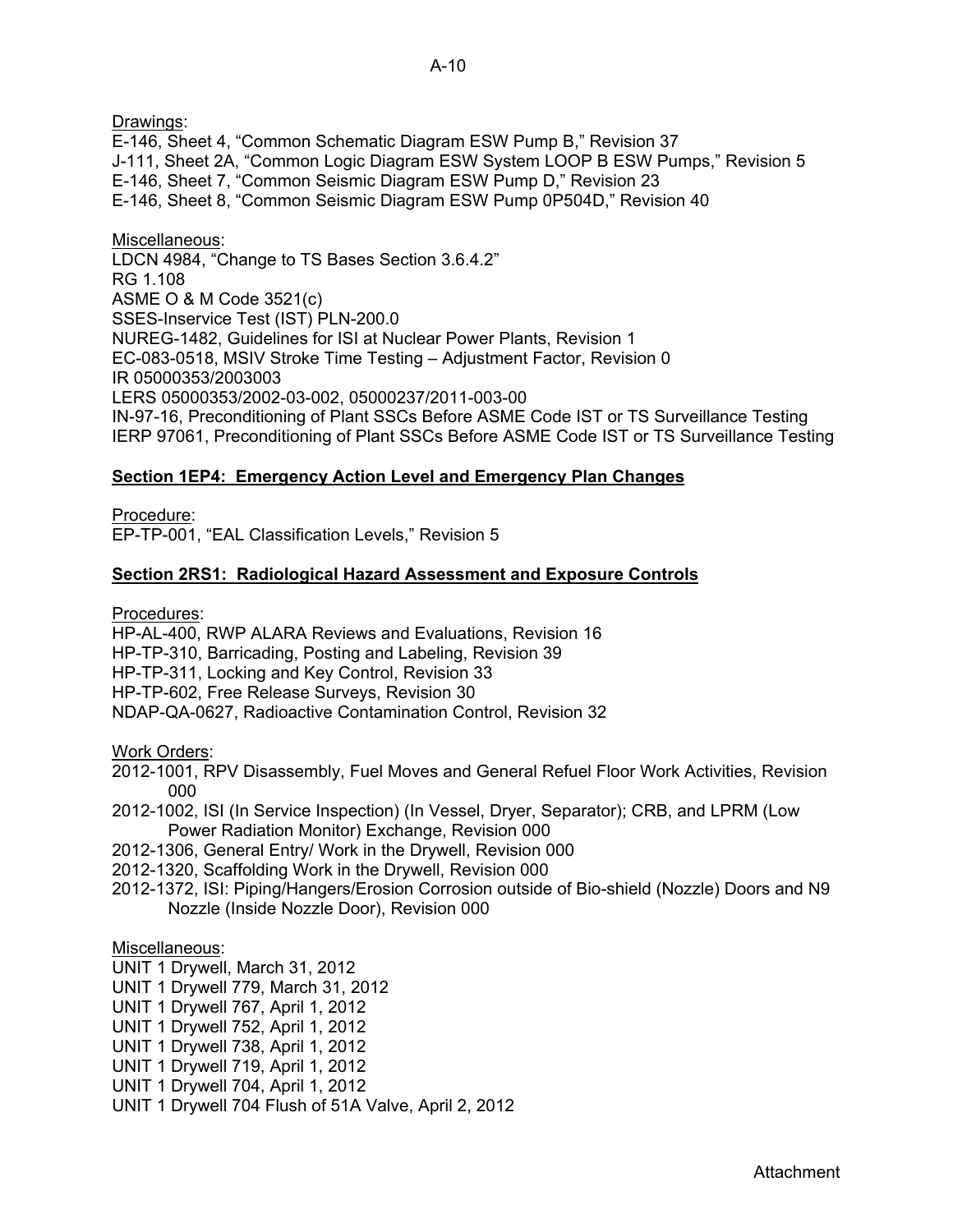Drawings:
E-146, Sheet 4, "Common Schematic Diagram ESW Pump B," Revision 37
J-111, Sheet 2A, "Common Logic Diagram ESW System LOOP B ESW Pumps," Revision 5
E-146, Sheet 7, "Common Seismic Diagram ESW Pump D," Revision 23
E-146, Sheet 8, "Common Seismic Diagram ESW Pump 0P504D," Revision 40

Miscellaneous:
LDCN 4984, "Change to TS Bases Section 3.6.4.2"
RG 1.108
ASME O & M Code 3521(c)
SSES-Inservice Test (IST) PLN-200.0
NUREG-1482, Guidelines for ISI at Nuclear Power Plants, Revision 1
EC-083-0518, MSIV Stroke Time Testing – Adjustment Factor, Revision 0
IR 05000353/2003003
LERS 05000353/2002-03-002, 05000237/2011-003-00
IN-97-16, Preconditioning of Plant SSCs Before ASME Code IST or TS Surveillance Testing
IERP 97061, Preconditioning of Plant SSCs Before ASME Code IST or TS Surveillance Testing

**Section 1EP4: Emergency Action Level and Emergency Plan Changes**

Procedure:
EP-TP-001, "EAL Classification Levels," Revision 5

**Section 2RS1: Radiological Hazard Assessment and Exposure Controls**

Procedures:
HP-AL-400, RWP ALARA Reviews and Evaluations, Revision 16
HP-TP-310, Barricading, Posting and Labeling, Revision 39
HP-TP-311, Locking and Key Control, Revision 33
HP-TP-602, Free Release Surveys, Revision 30
NDAP-QA-0627, Radioactive Contamination Control, Revision 32

Work Orders:
2012-1001, RPV Disassembly, Fuel Moves and General Refuel Floor Work Activities, Revision 000
2012-1002, ISI (In Service Inspection) (In Vessel, Dryer, Separator); CRB, and LPRM (Low Power Radiation Monitor) Exchange, Revision 000
2012-1306, General Entry/ Work in the Drywell, Revision 000
2012-1320, Scaffolding Work in the Drywell, Revision 000
2012-1372, ISI: Piping/Hangers/Erosion Corrosion outside of Bio-shield (Nozzle) Doors and N9 Nozzle (Inside Nozzle Door), Revision 000

Miscellaneous:
UNIT 1 Drywell, March 31, 2012
UNIT 1 Drywell 779, March 31, 2012
UNIT 1 Drywell 767, April 1, 2012
UNIT 1 Drywell 752, April 1, 2012
UNIT 1 Drywell 738, April 1, 2012
UNIT 1 Drywell 719, April 1, 2012
UNIT 1 Drywell 704, April 1, 2012
UNIT 1 Drywell 704 Flush of 51A Valve, April 2, 2012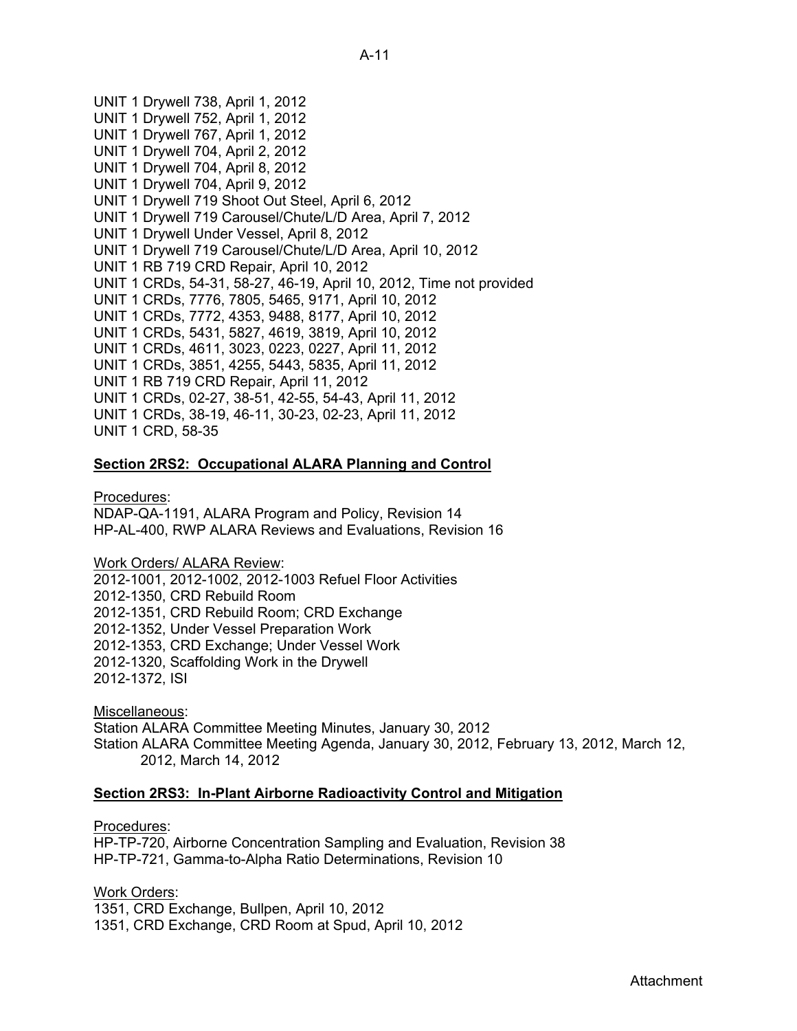UNIT 1 Drywell 738, April 1, 2012
UNIT 1 Drywell 752, April 1, 2012
UNIT 1 Drywell 767, April 1, 2012
UNIT 1 Drywell 704, April 2, 2012
UNIT 1 Drywell 704, April 8, 2012
UNIT 1 Drywell 704, April 9, 2012
UNIT 1 Drywell 719 Shoot Out Steel, April 6, 2012
UNIT 1 Drywell 719 Carousel/Chute/L/D Area, April 7, 2012
UNIT 1 Drywell Under Vessel, April 8, 2012
UNIT 1 Drywell 719 Carousel/Chute/L/D Area, April 10, 2012
UNIT 1 RB 719 CRD Repair, April 10, 2012
UNIT 1 CRDs, 54-31, 58-27, 46-19, April 10, 2012, Time not provided
UNIT 1 CRDs, 7776, 7805, 5465, 9171, April 10, 2012
UNIT 1 CRDs, 7772, 4353, 9488, 8177, April 10, 2012
UNIT 1 CRDs, 5431, 5827, 4619, 3819, April 10, 2012
UNIT 1 CRDs, 4611, 3023, 0223, 0227, April 11, 2012
UNIT 1 CRDs, 3851, 4255, 5443, 5835, April 11, 2012
UNIT 1 RB 719 CRD Repair, April 11, 2012
UNIT 1 CRDs, 02-27, 38-51, 42-55, 54-43, April 11, 2012
UNIT 1 CRDs, 38-19, 46-11, 30-23, 02-23, April 11, 2012
UNIT 1 CRD, 58-35

**Section 2RS2: Occupational ALARA Planning and Control**

Procedures:
NDAP-QA-1191, ALARA Program and Policy, Revision 14
HP-AL-400, RWP ALARA Reviews and Evaluations, Revision 16

Work Orders/ ALARA Review:
2012-1001, 2012-1002, 2012-1003 Refuel Floor Activities
2012-1350, CRD Rebuild Room
2012-1351, CRD Rebuild Room; CRD Exchange
2012-1352, Under Vessel Preparation Work
2012-1353, CRD Exchange; Under Vessel Work
2012-1320, Scaffolding Work in the Drywell
2012-1372, ISI

Miscellaneous:
Station ALARA Committee Meeting Minutes, January 30, 2012
Station ALARA Committee Meeting Agenda, January 30, 2012, February 13, 2012, March 12, 2012, March 14, 2012

**Section 2RS3: In-Plant Airborne Radioactivity Control and Mitigation**

Procedures:
HP-TP-720, Airborne Concentration Sampling and Evaluation, Revision 38
HP-TP-721, Gamma-to-Alpha Ratio Determinations, Revision 10

Work Orders:
1351, CRD Exchange, Bullpen, April 10, 2012
1351, CRD Exchange, CRD Room at Spud, April 10, 2012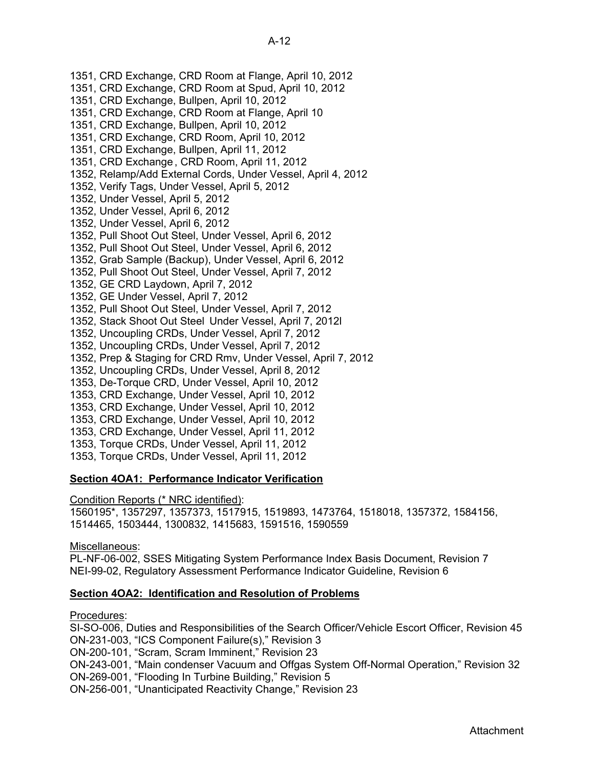1351, CRD Exchange, CRD Room at Flange, April 10, 2012
1351, CRD Exchange, CRD Room at Spud, April 10, 2012
1351, CRD Exchange, Bullpen, April 10, 2012
1351, CRD Exchange, CRD Room at Flange, April 10
1351, CRD Exchange, Bullpen, April 10, 2012
1351, CRD Exchange, CRD Room, April 10, 2012
1351, CRD Exchange, Bullpen, April 11, 2012
1351, CRD Exchange , CRD Room, April 11, 2012
1352, Relamp/Add External Cords, Under Vessel, April 4, 2012
1352, Verify Tags, Under Vessel, April 5, 2012
1352, Under Vessel, April 5, 2012
1352, Under Vessel, April 6, 2012
1352, Under Vessel, April 6, 2012
1352, Pull Shoot Out Steel, Under Vessel, April 6, 2012
1352, Pull Shoot Out Steel, Under Vessel, April 6, 2012
1352, Grab Sample (Backup), Under Vessel, April 6, 2012
1352, Pull Shoot Out Steel, Under Vessel, April 7, 2012
1352, GE CRD Laydown, April 7, 2012
1352, GE Under Vessel, April 7, 2012
1352, Pull Shoot Out Steel, Under Vessel, April 7, 2012
1352, Stack Shoot Out Steel Under Vessel, April 7, 2012l
1352, Uncoupling CRDs, Under Vessel, April 7, 2012
1352, Uncoupling CRDs, Under Vessel, April 7, 2012
1352, Prep & Staging for CRD Rmv, Under Vessel, April 7, 2012
1352, Uncoupling CRDs, Under Vessel, April 8, 2012
1353, De-Torque CRD, Under Vessel, April 10, 2012
1353, CRD Exchange, Under Vessel, April 10, 2012
1353, CRD Exchange, Under Vessel, April 10, 2012
1353, CRD Exchange, Under Vessel, April 10, 2012
1353, CRD Exchange, Under Vessel, April 11, 2012
1353, Torque CRDs, Under Vessel, April 11, 2012
1353, Torque CRDs, Under Vessel, April 11, 2012

**Section 4OA1: Performance Indicator Verification**

Condition Reports (* NRC identified):
1560195*, 1357297, 1357373, 1517915, 1519893, 1473764, 1518018, 1357372, 1584156, 1514465, 1503444, 1300832, 1415683, 1591516, 1590559

Miscellaneous:
PL-NF-06-002, SSES Mitigating System Performance Index Basis Document, Revision 7
NEI-99-02, Regulatory Assessment Performance Indicator Guideline, Revision 6

**Section 4OA2: Identification and Resolution of Problems**

Procedures:
SI-SO-006, Duties and Responsibilities of the Search Officer/Vehicle Escort Officer, Revision 45
ON-231-003, "ICS Component Failure(s)," Revision 3
ON-200-101, "Scram, Scram Imminent," Revision 23
ON-243-001, "Main condenser Vacuum and Offgas System Off-Normal Operation," Revision 32
ON-269-001, "Flooding In Turbine Building," Revision 5
ON-256-001, "Unanticipated Reactivity Change," Revision 23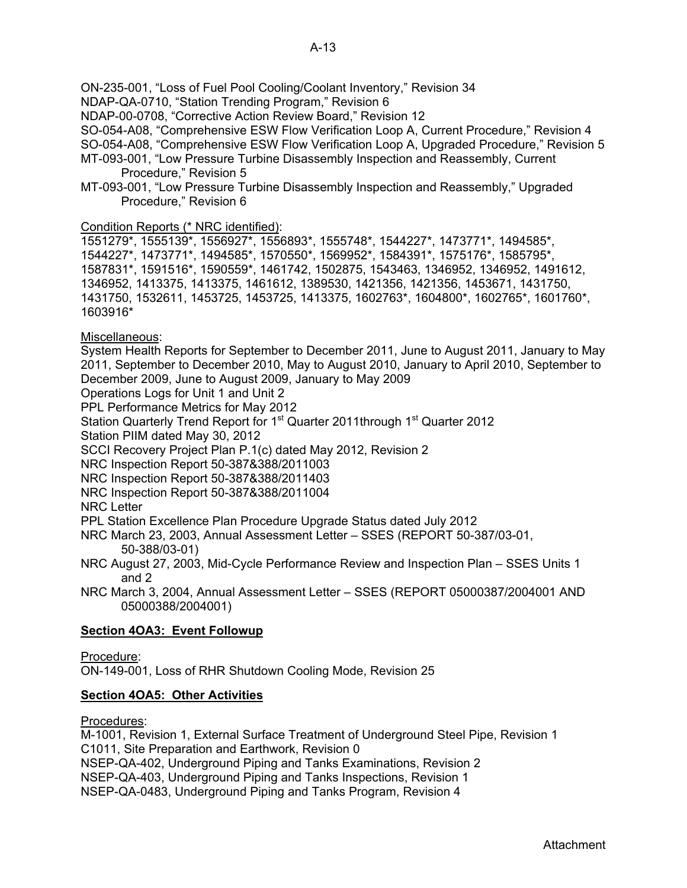ON-235-001, "Loss of Fuel Pool Cooling/Coolant Inventory," Revision 34
NDAP-QA-0710, "Station Trending Program," Revision 6
NDAP-00-0708, "Corrective Action Review Board," Revision 12
SO-054-A08, "Comprehensive ESW Flow Verification Loop A, Current Procedure," Revision 4
SO-054-A08, "Comprehensive ESW Flow Verification Loop A, Upgraded Procedure," Revision 5
MT-093-001, "Low Pressure Turbine Disassembly Inspection and Reassembly, Current Procedure," Revision 5
MT-093-001, "Low Pressure Turbine Disassembly Inspection and Reassembly," Upgraded Procedure," Revision 6

Condition Reports (* NRC identified):
1551279*, 1555139*, 1556927*, 1556893*, 1555748*, 1544227*, 1473771*, 1494585*, 1544227*, 1473771*, 1494585*, 1570550*, 1569952*, 1584391*, 1575176*, 1585795*, 1587831*, 1591516*, 1590559*, 1461742, 1502875, 1543463, 1346952, 1346952, 1491612, 1346952, 1413375, 1413375, 1461612, 1389530, 1421356, 1421356, 1453671, 1431750, 1431750, 1532611, 1453725, 1453725, 1413375, 1602763*, 1604800*, 1602765*, 1601760*, 1603916*

Miscellaneous:
System Health Reports for September to December 2011, June to August 2011, January to May 2011, September to December 2010, May to August 2010, January to April 2010, September to December 2009, June to August 2009, January to May 2009
Operations Logs for Unit 1 and Unit 2
PPL Performance Metrics for May 2012
Station Quarterly Trend Report for 1st Quarter 2011through 1st Quarter 2012
Station PIIM dated May 30, 2012
SCCI Recovery Project Plan P.1(c) dated May 2012, Revision 2
NRC Inspection Report 50-387&388/2011003
NRC Inspection Report 50-387&388/2011403
NRC Inspection Report 50-387&388/2011004
NRC Letter
PPL Station Excellence Plan Procedure Upgrade Status dated July 2012
NRC March 23, 2003, Annual Assessment Letter – SSES (REPORT 50-387/03-01, 50-388/03-01)
NRC August 27, 2003, Mid-Cycle Performance Review and Inspection Plan – SSES Units 1 and 2
NRC March 3, 2004, Annual Assessment Letter – SSES (REPORT 05000387/2004001 AND 05000388/2004001)

**Section 4OA3: Event Followup**

Procedure:
ON-149-001, Loss of RHR Shutdown Cooling Mode, Revision 25

**Section 4OA5: Other Activities**

Procedures:
M-1001, Revision 1, External Surface Treatment of Underground Steel Pipe, Revision 1
C1011, Site Preparation and Earthwork, Revision 0
NSEP-QA-402, Underground Piping and Tanks Examinations, Revision 2
NSEP-QA-403, Underground Piping and Tanks Inspections, Revision 1
NSEP-QA-0483, Underground Piping and Tanks Program, Revision 4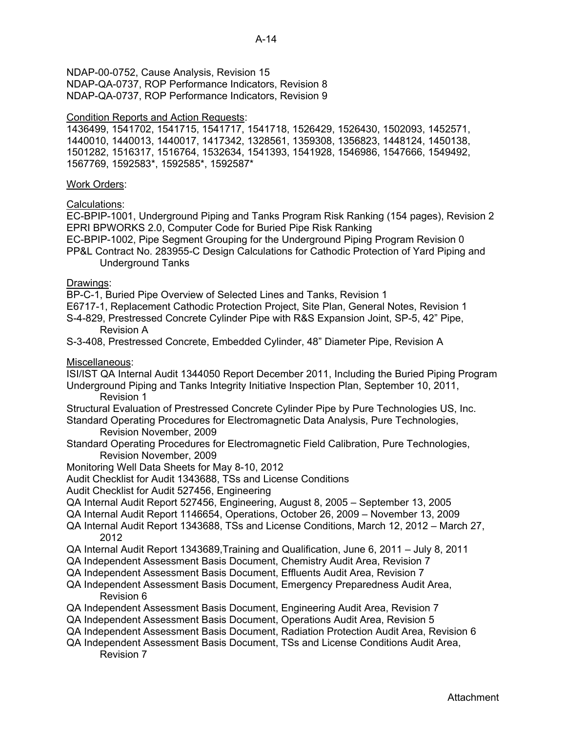NDAP-00-0752, Cause Analysis, Revision 15
NDAP-QA-0737, ROP Performance Indicators, Revision 8
NDAP-QA-0737, ROP Performance Indicators, Revision 9

Condition Reports and Action Requests:
1436499, 1541702, 1541715, 1541717, 1541718, 1526429, 1526430, 1502093, 1452571, 1440010, 1440013, 1440017, 1417342, 1328561, 1359308, 1356823, 1448124, 1450138, 1501282, 1516317, 1516764, 1532634, 1541393, 1541928, 1546986, 1547666, 1549492, 1567769, 1592583*, 1592585*, 1592587*

Work Orders:

Calculations:
EC-BPIP-1001, Underground Piping and Tanks Program Risk Ranking (154 pages), Revision 2
EPRI BPWORKS 2.0, Computer Code for Buried Pipe Risk Ranking
EC-BPIP-1002, Pipe Segment Grouping for the Underground Piping Program Revision 0
PP&L Contract No. 283955-C Design Calculations for Cathodic Protection of Yard Piping and Underground Tanks

Drawings:
BP-C-1, Buried Pipe Overview of Selected Lines and Tanks, Revision 1
E6717-1, Replacement Cathodic Protection Project, Site Plan, General Notes, Revision 1
S-4-829, Prestressed Concrete Cylinder Pipe with R&S Expansion Joint, SP-5, 42" Pipe, Revision A
S-3-408, Prestressed Concrete, Embedded Cylinder, 48" Diameter Pipe, Revision A

Miscellaneous:
ISI/IST QA Internal Audit 1344050 Report December 2011, Including the Buried Piping Program
Underground Piping and Tanks Integrity Initiative Inspection Plan, September 10, 2011, Revision 1
Structural Evaluation of Prestressed Concrete Cylinder Pipe by Pure Technologies US, Inc.
Standard Operating Procedures for Electromagnetic Data Analysis, Pure Technologies, Revision November, 2009
Standard Operating Procedures for Electromagnetic Field Calibration, Pure Technologies, Revision November, 2009
Monitoring Well Data Sheets for May 8-10, 2012
Audit Checklist for Audit 1343688, TSs and License Conditions
Audit Checklist for Audit 527456, Engineering
QA Internal Audit Report 527456, Engineering, August 8, 2005 – September 13, 2005
QA Internal Audit Report 1146654, Operations, October 26, 2009 – November 13, 2009
QA Internal Audit Report 1343688, TSs and License Conditions, March 12, 2012 – March 27, 2012
QA Internal Audit Report 1343689,Training and Qualification, June 6, 2011 – July 8, 2011
QA Independent Assessment Basis Document, Chemistry Audit Area, Revision 7
QA Independent Assessment Basis Document, Effluents Audit Area, Revision 7
QA Independent Assessment Basis Document, Emergency Preparedness Audit Area, Revision 6
QA Independent Assessment Basis Document, Engineering Audit Area, Revision 7
QA Independent Assessment Basis Document, Operations Audit Area, Revision 5
QA Independent Assessment Basis Document, Radiation Protection Audit Area, Revision 6
QA Independent Assessment Basis Document, TSs and License Conditions Audit Area, Revision 7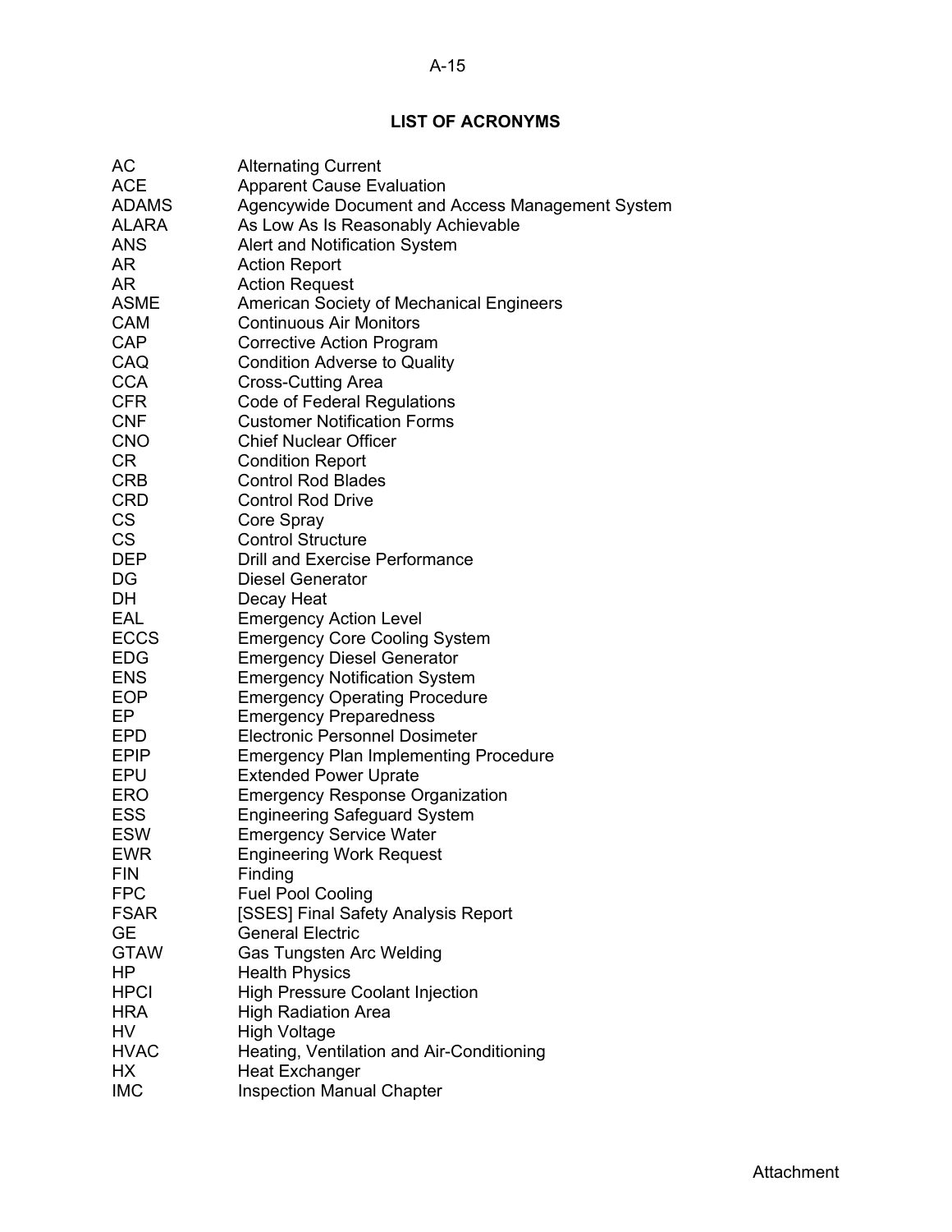## LIST OF ACRONYMS

| | |
|---|---|
| AC | Alternating Current |
| ACE | Apparent Cause Evaluation |
| ADAMS | Agencywide Document and Access Management System |
| ALARA | As Low As Is Reasonably Achievable |
| ANS | Alert and Notification System |
| AR | Action Report |
| AR | Action Request |
| ASME | American Society of Mechanical Engineers |
| CAM | Continuous Air Monitors |
| CAP | Corrective Action Program |
| CAQ | Condition Adverse to Quality |
| CCA | Cross-Cutting Area |
| CFR | Code of Federal Regulations |
| CNF | Customer Notification Forms |
| CNO | Chief Nuclear Officer |
| CR | Condition Report |
| CRB | Control Rod Blades |
| CRD | Control Rod Drive |
| CS | Core Spray |
| CS | Control Structure |
| DEP | Drill and Exercise Performance |
| DG | Diesel Generator |
| DH | Decay Heat |
| EAL | Emergency Action Level |
| ECCS | Emergency Core Cooling System |
| EDG | Emergency Diesel Generator |
| ENS | Emergency Notification System |
| EOP | Emergency Operating Procedure |
| EP | Emergency Preparedness |
| EPD | Electronic Personnel Dosimeter |
| EPIP | Emergency Plan Implementing Procedure |
| EPU | Extended Power Uprate |
| ERO | Emergency Response Organization |
| ESS | Engineering Safeguard System |
| ESW | Emergency Service Water |
| EWR | Engineering Work Request |
| FIN | Finding |
| FPC | Fuel Pool Cooling |
| FSAR | [SSES] Final Safety Analysis Report |
| GE | General Electric |
| GTAW | Gas Tungsten Arc Welding |
| HP | Health Physics |
| HPCI | High Pressure Coolant Injection |
| HRA | High Radiation Area |
| HV | High Voltage |
| HVAC | Heating, Ventilation and Air-Conditioning |
| HX | Heat Exchanger |
| IMC | Inspection Manual Chapter |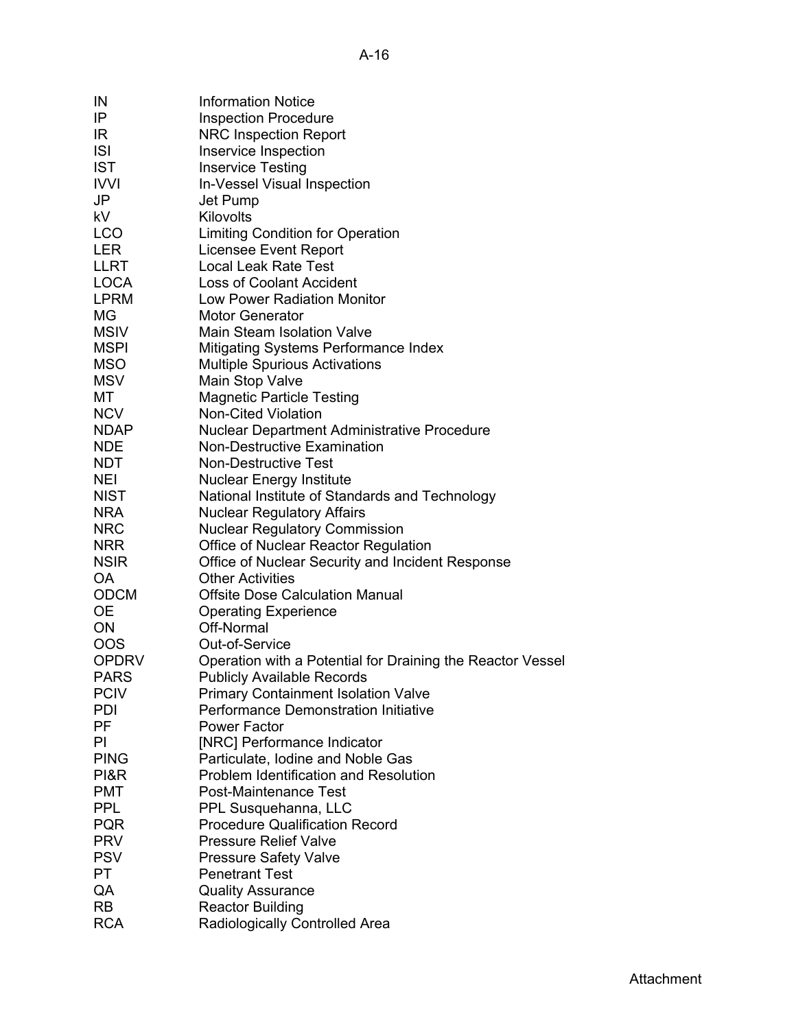| | |
|---|---|
| IN | Information Notice |
| IP | Inspection Procedure |
| IR | NRC Inspection Report |
| ISI | Inservice Inspection |
| IST | Inservice Testing |
| IVVI | In-Vessel Visual Inspection |
| JP | Jet Pump |
| kV | Kilovolts |
| LCO | Limiting Condition for Operation |
| LER | Licensee Event Report |
| LLRT | Local Leak Rate Test |
| LOCA | Loss of Coolant Accident |
| LPRM | Low Power Radiation Monitor |
| MG | Motor Generator |
| MSIV | Main Steam Isolation Valve |
| MSPI | Mitigating Systems Performance Index |
| MSO | Multiple Spurious Activations |
| MSV | Main Stop Valve |
| MT | Magnetic Particle Testing |
| NCV | Non-Cited Violation |
| NDAP | Nuclear Department Administrative Procedure |
| NDE | Non-Destructive Examination |
| NDT | Non-Destructive Test |
| NEI | Nuclear Energy Institute |
| NIST | National Institute of Standards and Technology |
| NRA | Nuclear Regulatory Affairs |
| NRC | Nuclear Regulatory Commission |
| NRR | Office of Nuclear Reactor Regulation |
| NSIR | Office of Nuclear Security and Incident Response |
| OA | Other Activities |
| ODCM | Offsite Dose Calculation Manual |
| OE | Operating Experience |
| ON | Off-Normal |
| OOS | Out-of-Service |
| OPDRV | Operation with a Potential for Draining the Reactor Vessel |
| PARS | Publicly Available Records |
| PCIV | Primary Containment Isolation Valve |
| PDI | Performance Demonstration Initiative |
| PF | Power Factor |
| PI | [NRC] Performance Indicator |
| PING | Particulate, Iodine and Noble Gas |
| PI&R | Problem Identification and Resolution |
| PMT | Post-Maintenance Test |
| PPL | PPL Susquehanna, LLC |
| PQR | Procedure Qualification Record |
| PRV | Pressure Relief Valve |
| PSV | Pressure Safety Valve |
| PT | Penetrant Test |
| QA | Quality Assurance |
| RB | Reactor Building |
| RCA | Radiologically Controlled Area |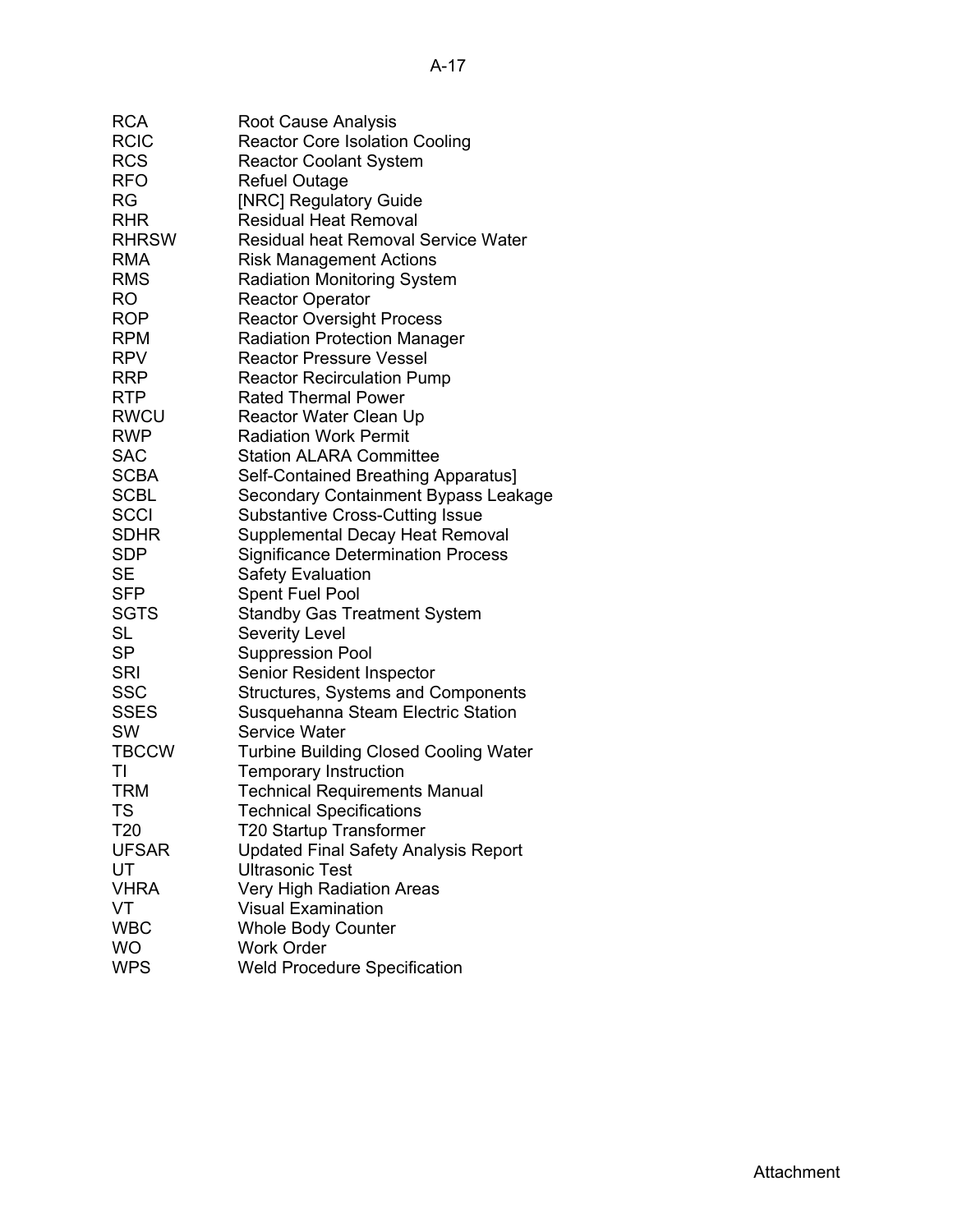| | |
|---|---|
| RCA | Root Cause Analysis |
| RCIC | Reactor Core Isolation Cooling |
| RCS | Reactor Coolant System |
| RFO | Refuel Outage |
| RG | [NRC] Regulatory Guide |
| RHR | Residual Heat Removal |
| RHRSW | Residual heat Removal Service Water |
| RMA | Risk Management Actions |
| RMS | Radiation Monitoring System |
| RO | Reactor Operator |
| ROP | Reactor Oversight Process |
| RPM | Radiation Protection Manager |
| RPV | Reactor Pressure Vessel |
| RRP | Reactor Recirculation Pump |
| RTP | Rated Thermal Power |
| RWCU | Reactor Water Clean Up |
| RWP | Radiation Work Permit |
| SAC | Station ALARA Committee |
| SCBA | Self-Contained Breathing Apparatus] |
| SCBL | Secondary Containment Bypass Leakage |
| SCCI | Substantive Cross-Cutting Issue |
| SDHR | Supplemental Decay Heat Removal |
| SDP | Significance Determination Process |
| SE | Safety Evaluation |
| SFP | Spent Fuel Pool |
| SGTS | Standby Gas Treatment System |
| SL | Severity Level |
| SP | Suppression Pool |
| SRI | Senior Resident Inspector |
| SSC | Structures, Systems and Components |
| SSES | Susquehanna Steam Electric Station |
| SW | Service Water |
| TBCCW | Turbine Building Closed Cooling Water |
| TI | Temporary Instruction |
| TRM | Technical Requirements Manual |
| TS | Technical Specifications |
| T20 | T20 Startup Transformer |
| UFSAR | Updated Final Safety Analysis Report |
| UT | Ultrasonic Test |
| VHRA | Very High Radiation Areas |
| VT | Visual Examination |
| WBC | Whole Body Counter |
| WO | Work Order |
| WPS | Weld Procedure Specification |